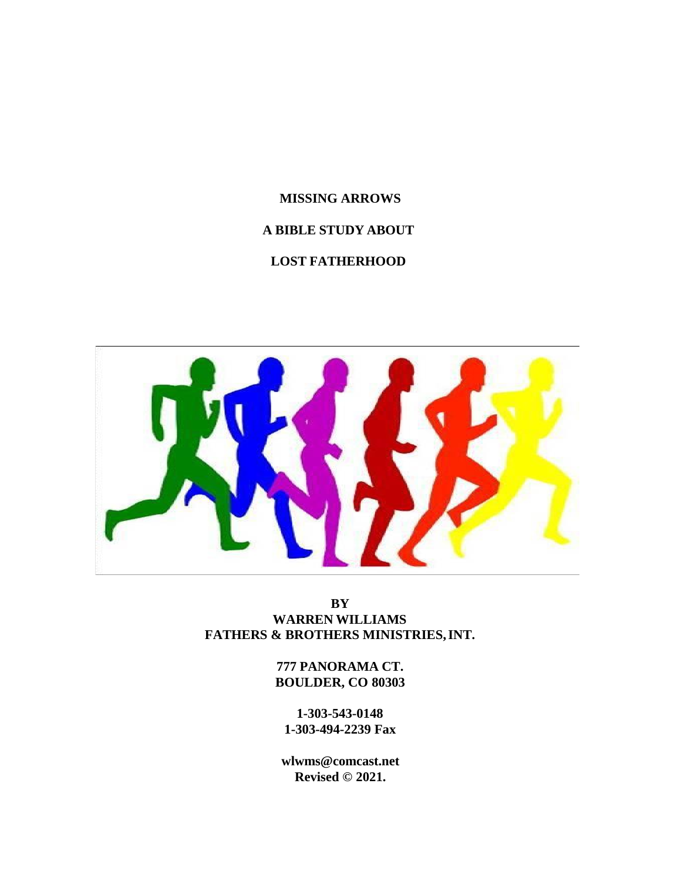# MISSING ARROWS

## A BIBLE STUDY ABOUT

## LOST FATHERHOOD

**BY**
**WARREN WILLIAMS**
**FATHERS & BROTHERS MINISTRIES, INT.**

**777 PANORAMA CT.**
**BOULDER, CO 80303**

**1-303-543-0148**
**1-303-494-2239 Fax**

**wlwms@comcast.net**
**Revised © 2021.**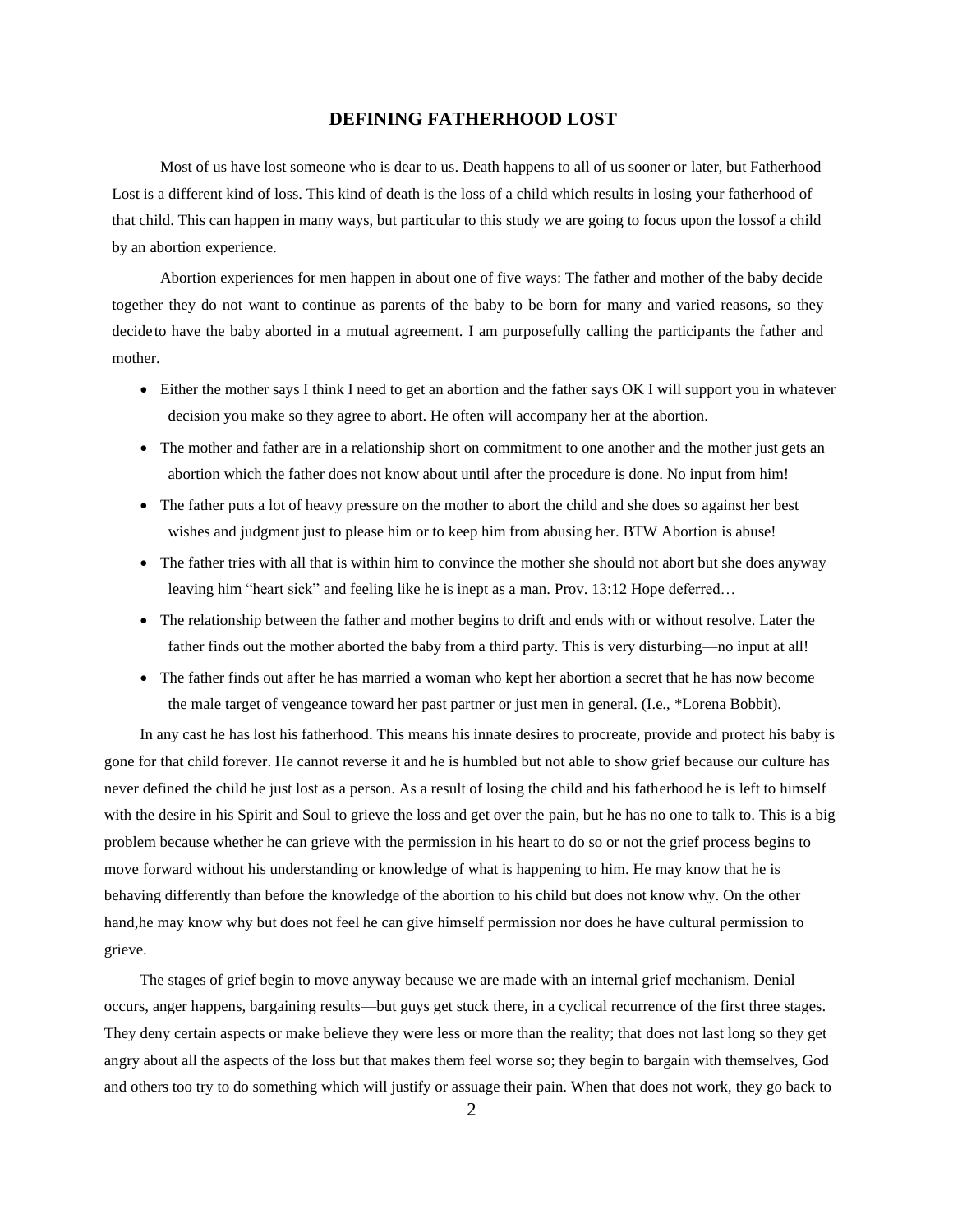# DEFINING FATHERHOOD LOST

Most of us have lost someone who is dear to us. Death happens to all of us sooner or later, but Fatherhood Lost is a different kind of loss. This kind of death is the loss of a child which results in losing your fatherhood of that child. This can happen in many ways, but particular to this study we are going to focus upon the lossof a child by an abortion experience.

Abortion experiences for men happen in about one of five ways: The father and mother of the baby decide together they do not want to continue as parents of the baby to be born for many and varied reasons, so they decide to have the baby aborted in a mutual agreement. I am purposefully calling the participants the father and mother.

- Either the mother says I think I need to get an abortion and the father says OK I will support you in whatever decision you make so they agree to abort. He often will accompany her at the abortion.
- The mother and father are in a relationship short on commitment to one another and the mother just gets an abortion which the father does not know about until after the procedure is done. No input from him!
- The father puts a lot of heavy pressure on the mother to abort the child and she does so against her best wishes and judgment just to please him or to keep him from abusing her. BTW Abortion is abuse!
- The father tries with all that is within him to convince the mother she should not abort but she does anyway leaving him "heart sick" and feeling like he is inept as a man. Prov. 13:12 Hope deferred…
- The relationship between the father and mother begins to drift and ends with or without resolve. Later the father finds out the mother aborted the baby from a third party. This is very disturbing—no input at all!
- The father finds out after he has married a woman who kept her abortion a secret that he has now become the male target of vengeance toward her past partner or just men in general. (I.e., *Lorena Bobbit).

In any cast he has lost his fatherhood. This means his innate desires to procreate, provide and protect his baby is gone for that child forever. He cannot reverse it and he is humbled but not able to show grief because our culture has never defined the child he just lost as a person. As a result of losing the child and his fatherhood he is left to himself with the desire in his Spirit and Soul to grieve the loss and get over the pain, but he has no one to talk to. This is a big problem because whether he can grieve with the permission in his heart to do so or not the grief process begins to move forward without his understanding or knowledge of what is happening to him. He may know that he is behaving differently than before the knowledge of the abortion to his child but does not know why. On the other hand,he may know why but does not feel he can give himself permission nor does he have cultural permission to grieve.

The stages of grief begin to move anyway because we are made with an internal grief mechanism. Denial occurs, anger happens, bargaining results—but guys get stuck there, in a cyclical recurrence of the first three stages. They deny certain aspects or make believe they were less or more than the reality; that does not last long so they get angry about all the aspects of the loss but that makes them feel worse so; they begin to bargain with themselves, God and others too try to do something which will justify or assuage their pain. When that does not work, they go back to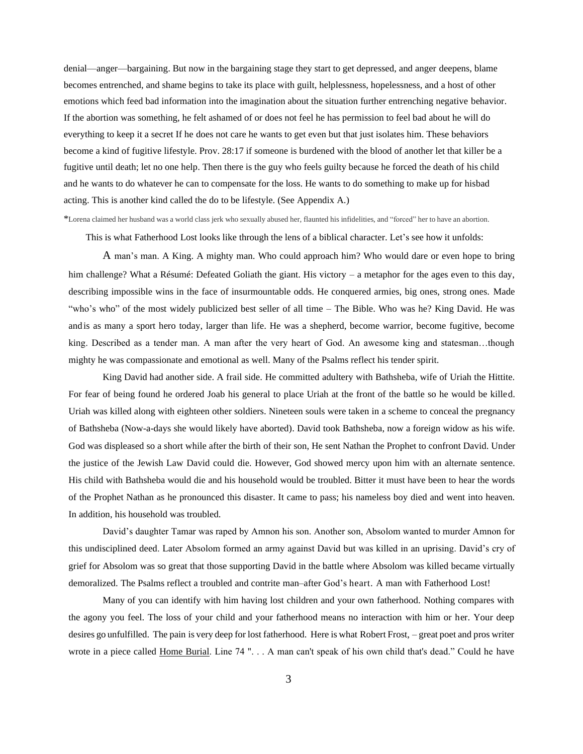denial—anger—bargaining. But now in the bargaining stage they start to get depressed, and anger deepens, blame becomes entrenched, and shame begins to take its place with guilt, helplessness, hopelessness, and a host of other emotions which feed bad information into the imagination about the situation further entrenching negative behavior. If the abortion was something, he felt ashamed of or does not feel he has permission to feel bad about he will do everything to keep it a secret If he does not care he wants to get even but that just isolates him. These behaviors become a kind of fugitive lifestyle. Prov. 28:17 if someone is burdened with the blood of another let that killer be a fugitive until death; let no one help. Then there is the guy who feels guilty because he forced the death of his child and he wants to do whatever he can to compensate for the loss. He wants to do something to make up for hisbad acting. This is another kind called the do to be lifestyle. (See Appendix A.)

*Lorena claimed her husband was a world class jerk who sexually abused her, flaunted his infidelities, and "forced" her to have an abortion.

This is what Fatherhood Lost looks like through the lens of a biblical character. Let's see how it unfolds:

A man's man. A King. A mighty man. Who could approach him? Who would dare or even hope to bring him challenge? What a Résumé: Defeated Goliath the giant. His victory – a metaphor for the ages even to this day, describing impossible wins in the face of insurmountable odds. He conquered armies, big ones, strong ones. Made "who's who" of the most widely publicized best seller of all time – The Bible. Who was he? King David. He was and is as many a sport hero today, larger than life. He was a shepherd, become warrior, become fugitive, become king. Described as a tender man. A man after the very heart of God. An awesome king and statesman…though mighty he was compassionate and emotional as well. Many of the Psalms reflect his tender spirit.

King David had another side. A frail side. He committed adultery with Bathsheba, wife of Uriah the Hittite. For fear of being found he ordered Joab his general to place Uriah at the front of the battle so he would be killed. Uriah was killed along with eighteen other soldiers. Nineteen souls were taken in a scheme to conceal the pregnancy of Bathsheba (Now-a-days she would likely have aborted). David took Bathsheba, now a foreign widow as his wife. God was displeased so a short while after the birth of their son, He sent Nathan the Prophet to confront David. Under the justice of the Jewish Law David could die. However, God showed mercy upon him with an alternate sentence. His child with Bathsheba would die and his household would be troubled. Bitter it must have been to hear the words of the Prophet Nathan as he pronounced this disaster. It came to pass; his nameless boy died and went into heaven. In addition, his household was troubled.

David's daughter Tamar was raped by Amnon his son. Another son, Absolom wanted to murder Amnon for this undisciplined deed. Later Absolom formed an army against David but was killed in an uprising. David's cry of grief for Absolom was so great that those supporting David in the battle where Absolom was killed became virtually demoralized. The Psalms reflect a troubled and contrite man–after God's heart. A man with Fatherhood Lost!

Many of you can identify with him having lost children and your own fatherhood. Nothing compares with the agony you feel. The loss of your child and your fatherhood means no interaction with him or her. Your deep desires go unfulfilled. The pain is very deep for lost fatherhood. Here is what Robert Frost, – great poet and pros writer wrote in a piece called <u>Home Burial</u>. Line 74 ". . . A man can't speak of his own child that's dead." Could he have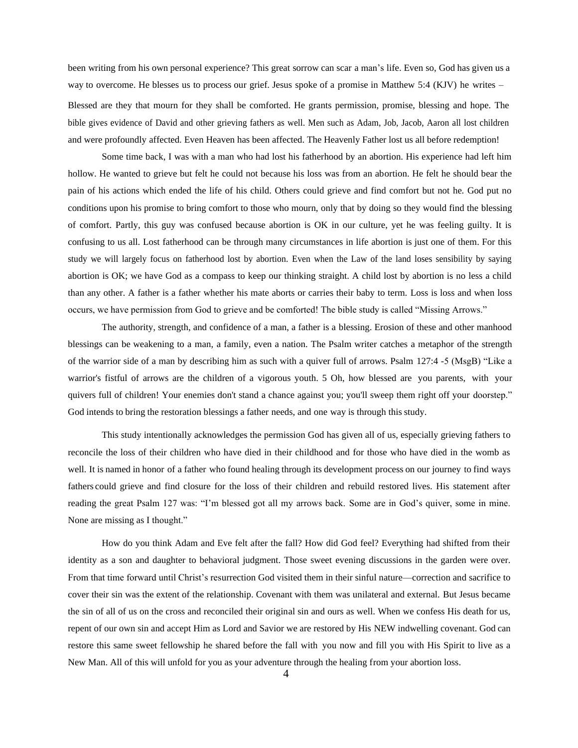been writing from his own personal experience? This great sorrow can scar a man's life. Even so, God has given us a way to overcome. He blesses us to process our grief. Jesus spoke of a promise in Matthew 5:4 (KJV) he writes – Blessed are they that mourn for they shall be comforted. He grants permission, promise, blessing and hope. The bible gives evidence of David and other grieving fathers as well. Men such as Adam, Job, Jacob, Aaron all lost children and were profoundly affected. Even Heaven has been affected. The Heavenly Father lost us all before redemption!

Some time back, I was with a man who had lost his fatherhood by an abortion. His experience had left him hollow. He wanted to grieve but felt he could not because his loss was from an abortion. He felt he should bear the pain of his actions which ended the life of his child. Others could grieve and find comfort but not he. God put no conditions upon his promise to bring comfort to those who mourn, only that by doing so they would find the blessing of comfort. Partly, this guy was confused because abortion is OK in our culture, yet he was feeling guilty. It is confusing to us all. Lost fatherhood can be through many circumstances in life abortion is just one of them. For this study we will largely focus on fatherhood lost by abortion. Even when the Law of the land loses sensibility by saying abortion is OK; we have God as a compass to keep our thinking straight. A child lost by abortion is no less a child than any other. A father is a father whether his mate aborts or carries their baby to term. Loss is loss and when loss occurs, we have permission from God to grieve and be comforted! The bible study is called "Missing Arrows."

The authority, strength, and confidence of a man, a father is a blessing. Erosion of these and other manhood blessings can be weakening to a man, a family, even a nation. The Psalm writer catches a metaphor of the strength of the warrior side of a man by describing him as such with a quiver full of arrows. Psalm 127:4 -5 (MsgB) "Like a warrior's fistful of arrows are the children of a vigorous youth. 5 Oh, how blessed are you parents, with your quivers full of children! Your enemies don't stand a chance against you; you'll sweep them right off your doorstep." God intends to bring the restoration blessings a father needs, and one way is through this study.

This study intentionally acknowledges the permission God has given all of us, especially grieving fathers to reconcile the loss of their children who have died in their childhood and for those who have died in the womb as well. It is named in honor of a father who found healing through its development process on our journey to find ways fathers could grieve and find closure for the loss of their children and rebuild restored lives. His statement after reading the great Psalm 127 was: "I'm blessed got all my arrows back. Some are in God's quiver, some in mine. None are missing as I thought."

How do you think Adam and Eve felt after the fall? How did God feel? Everything had shifted from their identity as a son and daughter to behavioral judgment. Those sweet evening discussions in the garden were over. From that time forward until Christ's resurrection God visited them in their sinful nature—correction and sacrifice to cover their sin was the extent of the relationship. Covenant with them was unilateral and external. But Jesus became the sin of all of us on the cross and reconciled their original sin and ours as well. When we confess His death for us, repent of our own sin and accept Him as Lord and Savior we are restored by His NEW indwelling covenant. God can restore this same sweet fellowship he shared before the fall with you now and fill you with His Spirit to live as a New Man. All of this will unfold for you as your adventure through the healing from your abortion loss.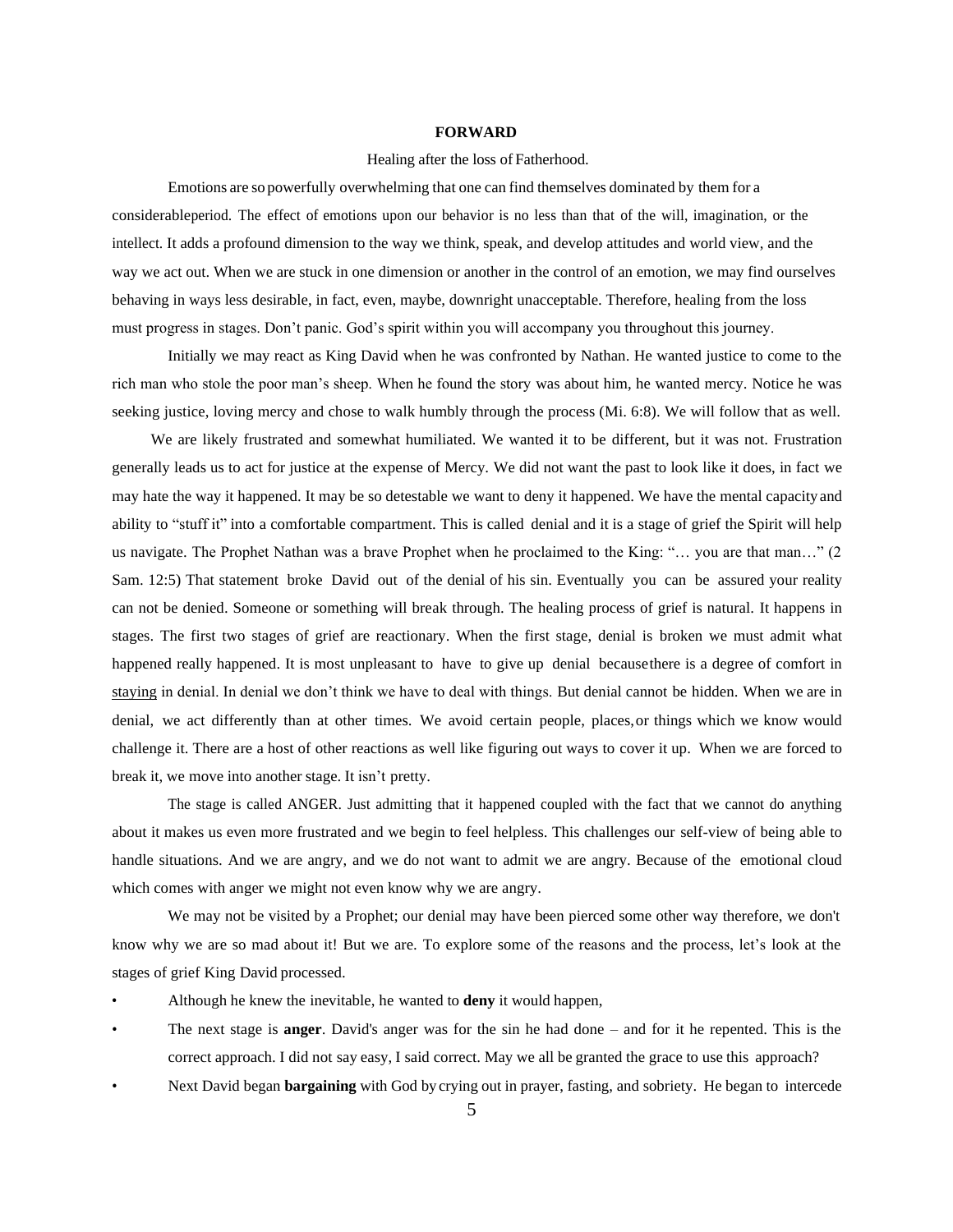# FORWARD

Healing after the loss of Fatherhood.

Emotions are so powerfully overwhelming that one can find themselves dominated by them for a considerableperiod. The effect of emotions upon our behavior is no less than that of the will, imagination, or the intellect. It adds a profound dimension to the way we think, speak, and develop attitudes and world view, and the way we act out. When we are stuck in one dimension or another in the control of an emotion, we may find ourselves behaving in ways less desirable, in fact, even, maybe, downright unacceptable. Therefore, healing from the loss must progress in stages. Don't panic. God's spirit within you will accompany you throughout this journey.

Initially we may react as King David when he was confronted by Nathan. He wanted justice to come to the rich man who stole the poor man's sheep. When he found the story was about him, he wanted mercy. Notice he was seeking justice, loving mercy and chose to walk humbly through the process (Mi. 6:8). We will follow that as well.

We are likely frustrated and somewhat humiliated. We wanted it to be different, but it was not. Frustration generally leads us to act for justice at the expense of Mercy. We did not want the past to look like it does, in fact we may hate the way it happened. It may be so detestable we want to deny it happened. We have the mental capacity and ability to "stuff it" into a comfortable compartment. This is called denial and it is a stage of grief the Spirit will help us navigate. The Prophet Nathan was a brave Prophet when he proclaimed to the King: "… you are that man…" (2 Sam. 12:5) That statement broke David out of the denial of his sin. Eventually you can be assured your reality can not be denied. Someone or something will break through. The healing process of grief is natural. It happens in stages. The first two stages of grief are reactionary. When the first stage, denial is broken we must admit what happened really happened. It is most unpleasant to have to give up denial becausethere is a degree of comfort in <u>staying</u> in denial. In denial we don't think we have to deal with things. But denial cannot be hidden. When we are in denial, we act differently than at other times. We avoid certain people, places,or things which we know would challenge it. There are a host of other reactions as well like figuring out ways to cover it up. When we are forced to break it, we move into another stage. It isn't pretty.

The stage is called ANGER. Just admitting that it happened coupled with the fact that we cannot do anything about it makes us even more frustrated and we begin to feel helpless. This challenges our self-view of being able to handle situations. And we are angry, and we do not want to admit we are angry. Because of the emotional cloud which comes with anger we might not even know why we are angry.

We may not be visited by a Prophet; our denial may have been pierced some other way therefore, we don't know why we are so mad about it! But we are. To explore some of the reasons and the process, let's look at the stages of grief King David processed.

- Although he knew the inevitable, he wanted to **deny** it would happen,
- The next stage is **anger**. David's anger was for the sin he had done – and for it he repented. This is the correct approach. I did not say easy, I said correct. May we all be granted the grace to use this approach?
- Next David began **bargaining** with God by crying out in prayer, fasting, and sobriety. He began to intercede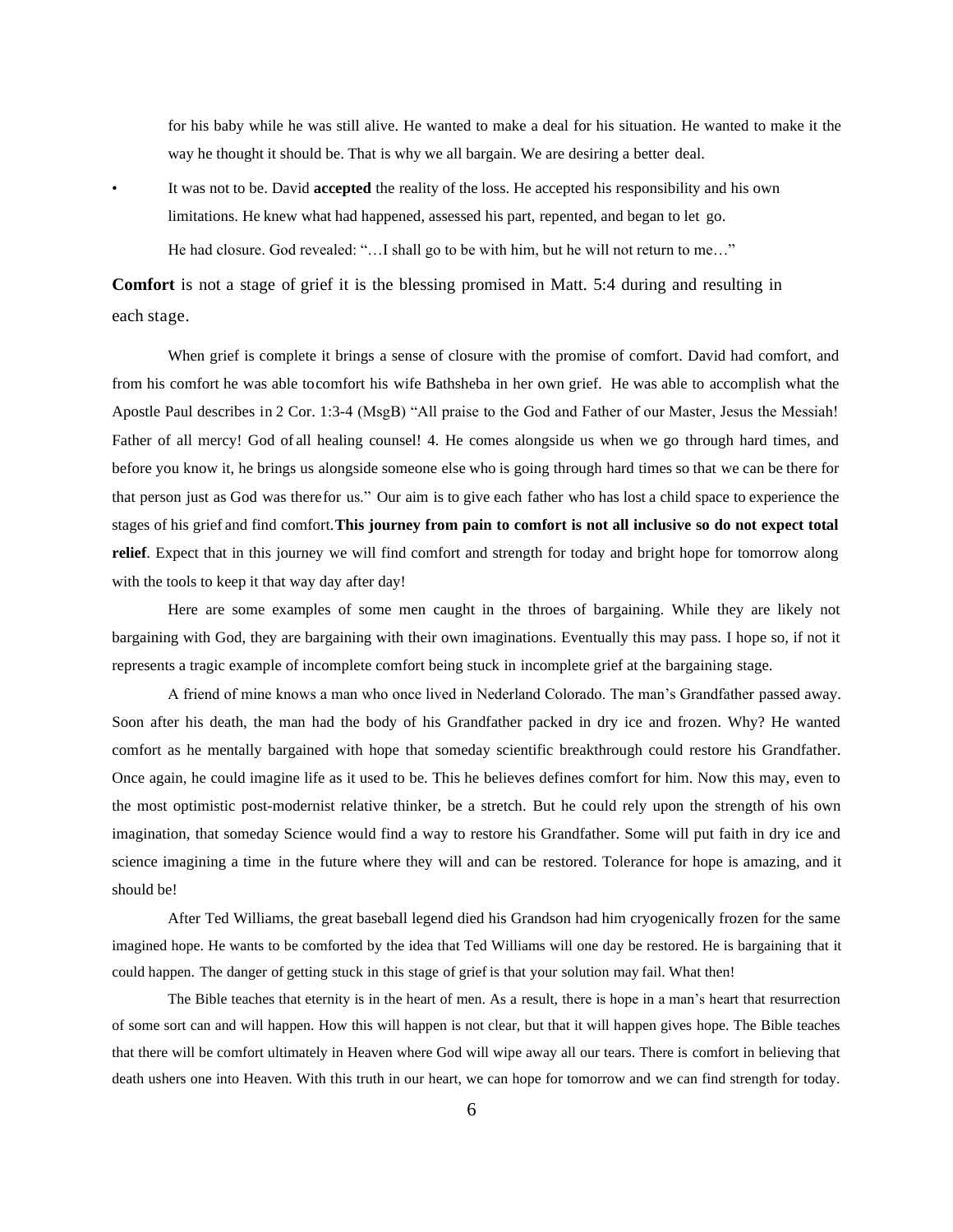for his baby while he was still alive. He wanted to make a deal for his situation. He wanted to make it the way he thought it should be. That is why we all bargain. We are desiring a better deal.

- It was not to be. David **accepted** the reality of the loss. He accepted his responsibility and his own limitations. He knew what had happened, assessed his part, repented, and began to let go.

  He had closure. God revealed: "…I shall go to be with him, but he will not return to me…"

**Comfort** is not a stage of grief it is the blessing promised in Matt. 5:4 during and resulting in each stage.

When grief is complete it brings a sense of closure with the promise of comfort. David had comfort, and from his comfort he was able tocomfort his wife Bathsheba in her own grief. He was able to accomplish what the Apostle Paul describes in 2 Cor. 1:3-4 (MsgB) "All praise to the God and Father of our Master, Jesus the Messiah! Father of all mercy! God of all healing counsel! 4. He comes alongside us when we go through hard times, and before you know it, he brings us alongside someone else who is going through hard times so that we can be there for that person just as God was therefor us." Our aim is to give each father who has lost a child space to experience the stages of his grief and find comfort.**This journey from pain to comfort is not all inclusive so do not expect total relief**. Expect that in this journey we will find comfort and strength for today and bright hope for tomorrow along with the tools to keep it that way day after day!

Here are some examples of some men caught in the throes of bargaining. While they are likely not bargaining with God, they are bargaining with their own imaginations. Eventually this may pass. I hope so, if not it represents a tragic example of incomplete comfort being stuck in incomplete grief at the bargaining stage.

A friend of mine knows a man who once lived in Nederland Colorado. The man's Grandfather passed away. Soon after his death, the man had the body of his Grandfather packed in dry ice and frozen. Why? He wanted comfort as he mentally bargained with hope that someday scientific breakthrough could restore his Grandfather. Once again, he could imagine life as it used to be. This he believes defines comfort for him. Now this may, even to the most optimistic post-modernist relative thinker, be a stretch. But he could rely upon the strength of his own imagination, that someday Science would find a way to restore his Grandfather. Some will put faith in dry ice and science imagining a time in the future where they will and can be restored. Tolerance for hope is amazing, and it should be!

After Ted Williams, the great baseball legend died his Grandson had him cryogenically frozen for the same imagined hope. He wants to be comforted by the idea that Ted Williams will one day be restored. He is bargaining that it could happen. The danger of getting stuck in this stage of grief is that your solution may fail. What then!

The Bible teaches that eternity is in the heart of men. As a result, there is hope in a man's heart that resurrection of some sort can and will happen. How this will happen is not clear, but that it will happen gives hope. The Bible teaches that there will be comfort ultimately in Heaven where God will wipe away all our tears. There is comfort in believing that death ushers one into Heaven. With this truth in our heart, we can hope for tomorrow and we can find strength for today.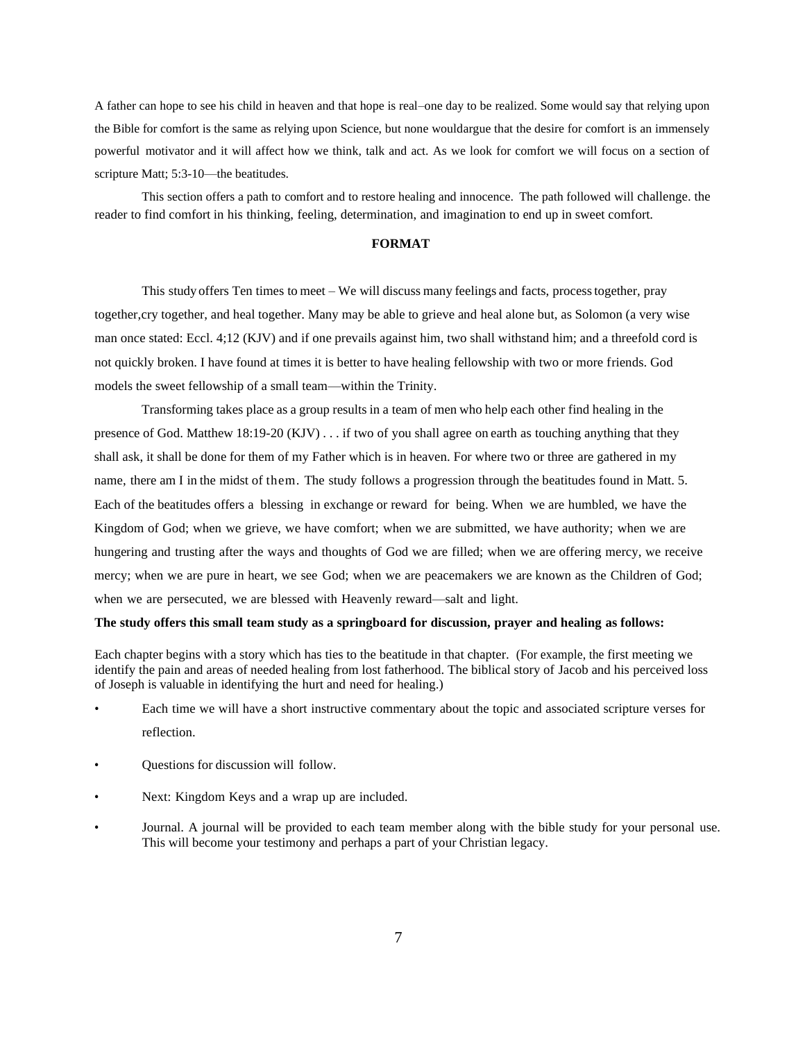A father can hope to see his child in heaven and that hope is real–one day to be realized. Some would say that relying upon the Bible for comfort is the same as relying upon Science, but none wouldargue that the desire for comfort is an immensely powerful motivator and it will affect how we think, talk and act. As we look for comfort we will focus on a section of scripture Matt; 5:3-10—the beatitudes.

This section offers a path to comfort and to restore healing and innocence. The path followed will challenge. the reader to find comfort in his thinking, feeling, determination, and imagination to end up in sweet comfort.

## FORMAT

This study offers Ten times to meet – We will discuss many feelings and facts, process together, pray together,cry together, and heal together. Many may be able to grieve and heal alone but, as Solomon (a very wise man once stated: Eccl. 4;12 (KJV) and if one prevails against him, two shall withstand him; and a threefold cord is not quickly broken. I have found at times it is better to have healing fellowship with two or more friends. God models the sweet fellowship of a small team—within the Trinity.

Transforming takes place as a group results in a team of men who help each other find healing in the presence of God. Matthew 18:19-20 (KJV) . . . if two of you shall agree on earth as touching anything that they shall ask, it shall be done for them of my Father which is in heaven. For where two or three are gathered in my name, there am I in the midst of them. The study follows a progression through the beatitudes found in Matt. 5. Each of the beatitudes offers a blessing in exchange or reward for being. When we are humbled, we have the Kingdom of God; when we grieve, we have comfort; when we are submitted, we have authority; when we are hungering and trusting after the ways and thoughts of God we are filled; when we are offering mercy, we receive mercy; when we are pure in heart, we see God; when we are peacemakers we are known as the Children of God; when we are persecuted, we are blessed with Heavenly reward—salt and light.

**The study offers this small team study as a springboard for discussion, prayer and healing as follows:**

Each chapter begins with a story which has ties to the beatitude in that chapter. (For example, the first meeting we identify the pain and areas of needed healing from lost fatherhood. The biblical story of Jacob and his perceived loss of Joseph is valuable in identifying the hurt and need for healing.)

- Each time we will have a short instructive commentary about the topic and associated scripture verses for reflection.
- Questions for discussion will follow.
- Next: Kingdom Keys and a wrap up are included.
- Journal. A journal will be provided to each team member along with the bible study for your personal use. This will become your testimony and perhaps a part of your Christian legacy.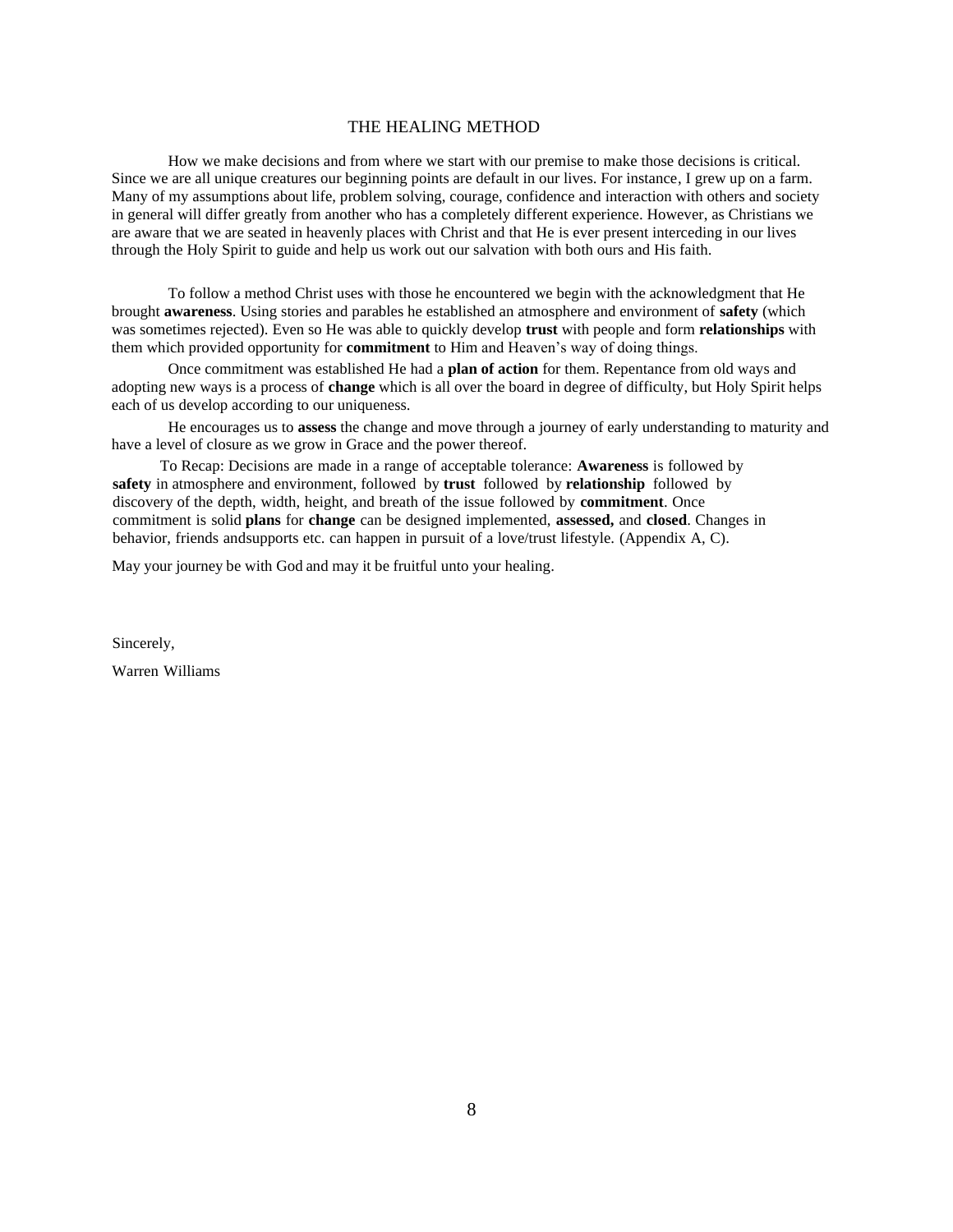# THE HEALING METHOD

How we make decisions and from where we start with our premise to make those decisions is critical. Since we are all unique creatures our beginning points are default in our lives. For instance, I grew up on a farm. Many of my assumptions about life, problem solving, courage, confidence and interaction with others and society in general will differ greatly from another who has a completely different experience. However, as Christians we are aware that we are seated in heavenly places with Christ and that He is ever present interceding in our lives through the Holy Spirit to guide and help us work out our salvation with both ours and His faith.

To follow a method Christ uses with those he encountered we begin with the acknowledgment that He brought **awareness**. Using stories and parables he established an atmosphere and environment of **safety** (which was sometimes rejected). Even so He was able to quickly develop **trust** with people and form **relationships** with them which provided opportunity for **commitment** to Him and Heaven's way of doing things.

Once commitment was established He had a **plan of action** for them. Repentance from old ways and adopting new ways is a process of **change** which is all over the board in degree of difficulty, but Holy Spirit helps each of us develop according to our uniqueness.

He encourages us to **assess** the change and move through a journey of early understanding to maturity and have a level of closure as we grow in Grace and the power thereof.

To Recap: Decisions are made in a range of acceptable tolerance: **Awareness** is followed by **safety** in atmosphere and environment, followed by **trust** followed by **relationship** followed by discovery of the depth, width, height, and breath of the issue followed by **commitment**. Once commitment is solid **plans** for **change** can be designed implemented, **assessed,** and **closed**. Changes in behavior, friends andsupports etc. can happen in pursuit of a love/trust lifestyle. (Appendix A, C).

May your journey be with God and may it be fruitful unto your healing.

Sincerely,

Warren Williams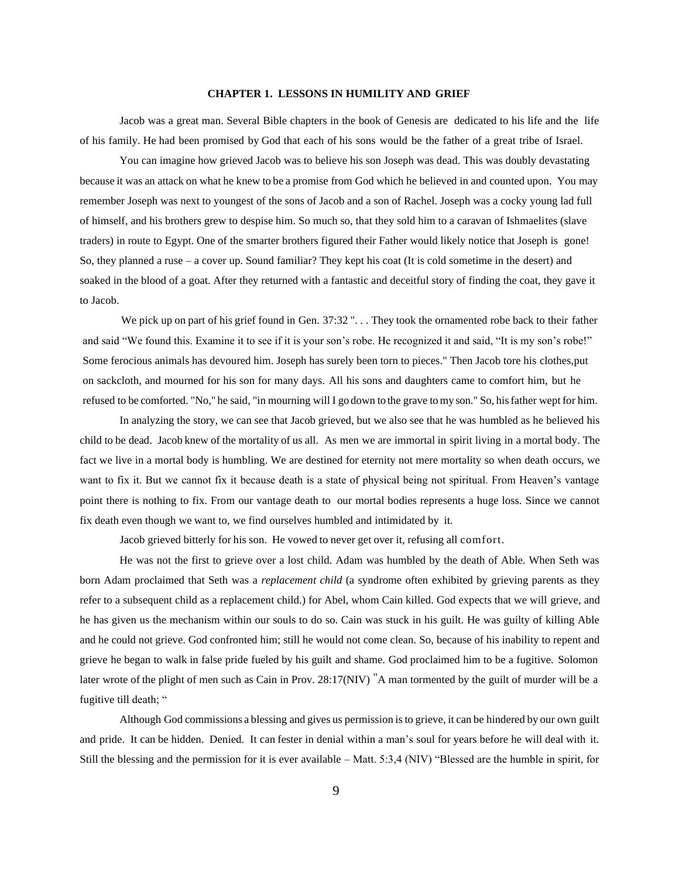**CHAPTER 1. LESSONS IN HUMILITY AND GRIEF**

Jacob was a great man. Several Bible chapters in the book of Genesis are dedicated to his life and the life of his family. He had been promised by God that each of his sons would be the father of a great tribe of Israel.

You can imagine how grieved Jacob was to believe his son Joseph was dead. This was doubly devastating because it was an attack on what he knew to be a promise from God which he believed in and counted upon. You may remember Joseph was next to youngest of the sons of Jacob and a son of Rachel. Joseph was a cocky young lad full of himself, and his brothers grew to despise him. So much so, that they sold him to a caravan of Ishmaelites (slave traders) in route to Egypt. One of the smarter brothers figured their Father would likely notice that Joseph is gone! So, they planned a ruse – a cover up. Sound familiar? They kept his coat (It is cold sometime in the desert) and soaked in the blood of a goat. After they returned with a fantastic and deceitful story of finding the coat, they gave it to Jacob.

We pick up on part of his grief found in Gen. 37:32 ". . . They took the ornamented robe back to their father and said "We found this. Examine it to see if it is your son's robe. He recognized it and said, "It is my son's robe!" Some ferocious animals has devoured him. Joseph has surely been torn to pieces." Then Jacob tore his clothes,put on sackcloth, and mourned for his son for many days. All his sons and daughters came to comfort him, but he refused to be comforted. "No," he said, "in mourning will I go down to the grave to my son." So, his father wept for him.

In analyzing the story, we can see that Jacob grieved, but we also see that he was humbled as he believed his child to be dead. Jacob knew of the mortality of us all. As men we are immortal in spirit living in a mortal body. The fact we live in a mortal body is humbling. We are destined for eternity not mere mortality so when death occurs, we want to fix it. But we cannot fix it because death is a state of physical being not spiritual. From Heaven's vantage point there is nothing to fix. From our vantage death to our mortal bodies represents a huge loss. Since we cannot fix death even though we want to, we find ourselves humbled and intimidated by it.

Jacob grieved bitterly for his son. He vowed to never get over it, refusing all comfort.

He was not the first to grieve over a lost child. Adam was humbled by the death of Able. When Seth was born Adam proclaimed that Seth was a *replacement child* (a syndrome often exhibited by grieving parents as they refer to a subsequent child as a replacement child.) for Abel, whom Cain killed. God expects that we will grieve, and he has given us the mechanism within our souls to do so. Cain was stuck in his guilt. He was guilty of killing Able and he could not grieve. God confronted him; still he would not come clean. So, because of his inability to repent and grieve he began to walk in false pride fueled by his guilt and shame. God proclaimed him to be a fugitive. Solomon later wrote of the plight of men such as Cain in Prov. 28:17(NIV) "A man tormented by the guilt of murder will be a fugitive till death; "

Although God commissions a blessing and gives us permission is to grieve, it can be hindered by our own guilt and pride. It can be hidden. Denied. It can fester in denial within a man's soul for years before he will deal with it. Still the blessing and the permission for it is ever available – Matt. 5:3,4 (NIV) "Blessed are the humble in spirit, for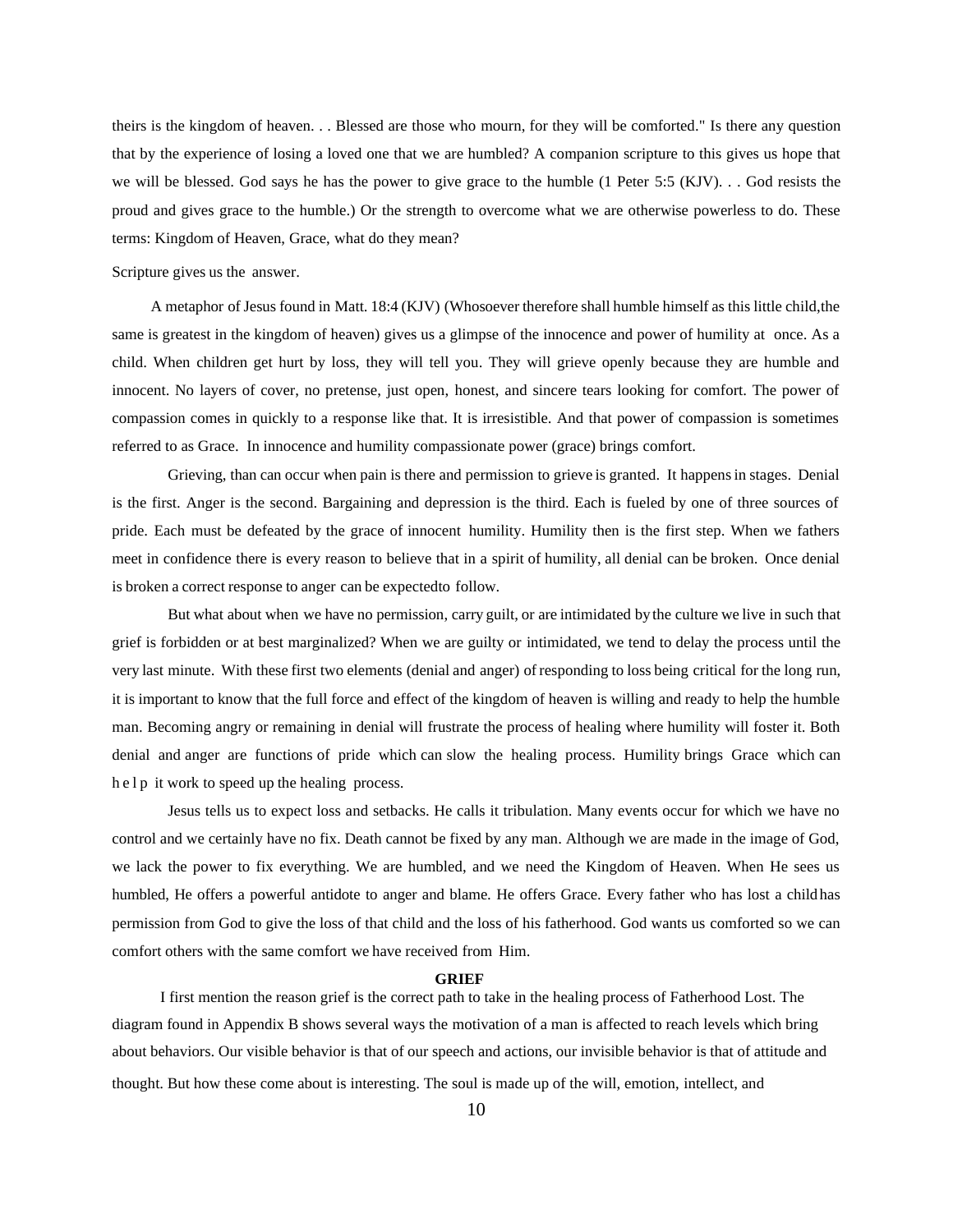theirs is the kingdom of heaven. . . Blessed are those who mourn, for they will be comforted." Is there any question that by the experience of losing a loved one that we are humbled? A companion scripture to this gives us hope that we will be blessed. God says he has the power to give grace to the humble (1 Peter 5:5 (KJV). . . God resists the proud and gives grace to the humble.) Or the strength to overcome what we are otherwise powerless to do. These terms: Kingdom of Heaven, Grace, what do they mean?

Scripture gives us the answer.

A metaphor of Jesus found in Matt. 18:4 (KJV) (Whosoever therefore shall humble himself as this little child,the same is greatest in the kingdom of heaven) gives us a glimpse of the innocence and power of humility at once. As a child. When children get hurt by loss, they will tell you. They will grieve openly because they are humble and innocent. No layers of cover, no pretense, just open, honest, and sincere tears looking for comfort. The power of compassion comes in quickly to a response like that. It is irresistible. And that power of compassion is sometimes referred to as Grace. In innocence and humility compassionate power (grace) brings comfort.

Grieving, than can occur when pain is there and permission to grieve is granted. It happens in stages. Denial is the first. Anger is the second. Bargaining and depression is the third. Each is fueled by one of three sources of pride. Each must be defeated by the grace of innocent humility. Humility then is the first step. When we fathers meet in confidence there is every reason to believe that in a spirit of humility, all denial can be broken. Once denial is broken a correct response to anger can be expectedto follow.

But what about when we have no permission, carry guilt, or are intimidated by the culture we live in such that grief is forbidden or at best marginalized? When we are guilty or intimidated, we tend to delay the process until the very last minute. With these first two elements (denial and anger) of responding to loss being critical for the long run, it is important to know that the full force and effect of the kingdom of heaven is willing and ready to help the humble man. Becoming angry or remaining in denial will frustrate the process of healing where humility will foster it. Both denial and anger are functions of pride which can slow the healing process. Humility brings Grace which can help it work to speed up the healing process.

Jesus tells us to expect loss and setbacks. He calls it tribulation. Many events occur for which we have no control and we certainly have no fix. Death cannot be fixed by any man. Although we are made in the image of God, we lack the power to fix everything. We are humbled, and we need the Kingdom of Heaven. When He sees us humbled, He offers a powerful antidote to anger and blame. He offers Grace. Every father who has lost a child has permission from God to give the loss of that child and the loss of his fatherhood. God wants us comforted so we can comfort others with the same comfort we have received from Him.

## GRIEF

I first mention the reason grief is the correct path to take in the healing process of Fatherhood Lost. The diagram found in Appendix B shows several ways the motivation of a man is affected to reach levels which bring about behaviors. Our visible behavior is that of our speech and actions, our invisible behavior is that of attitude and thought. But how these come about is interesting. The soul is made up of the will, emotion, intellect, and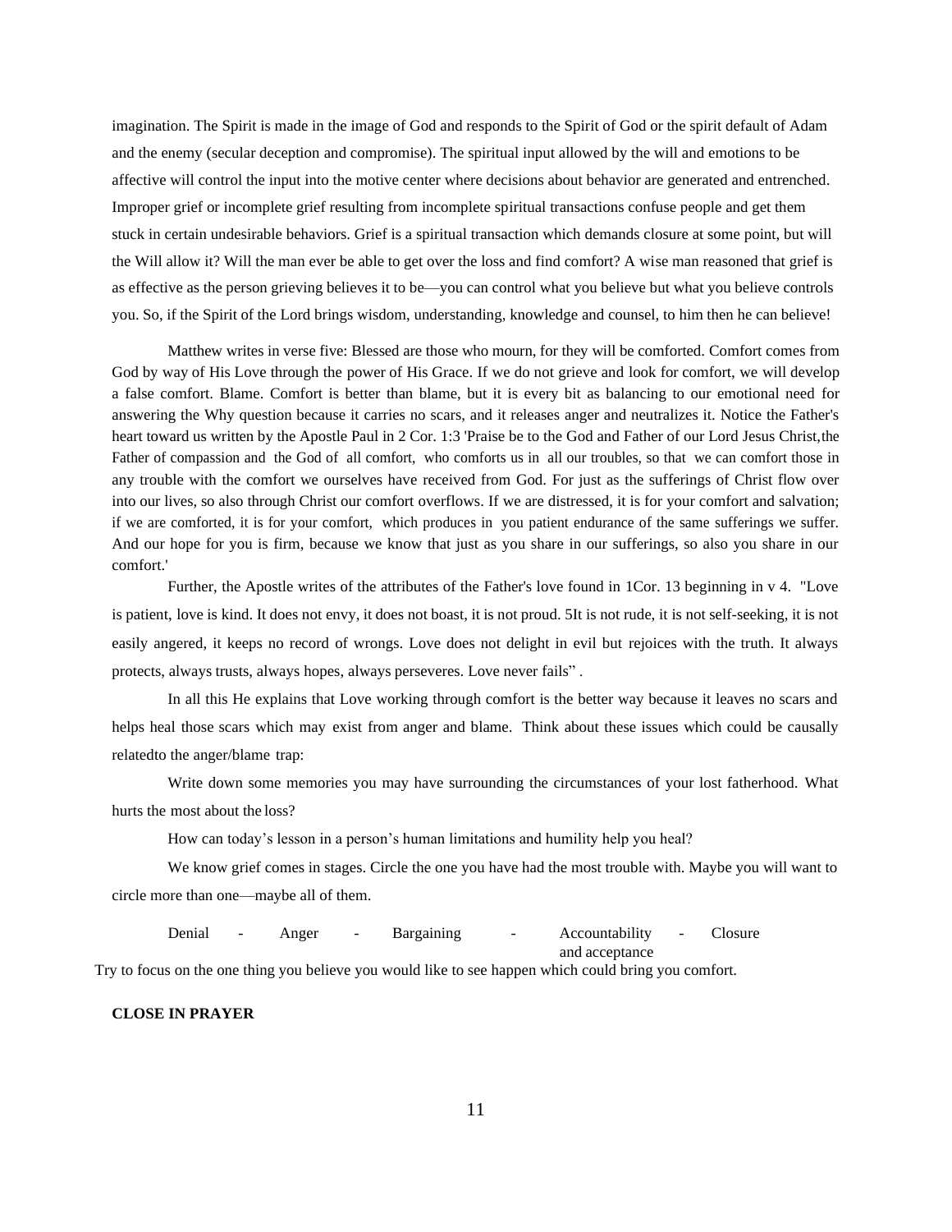imagination. The Spirit is made in the image of God and responds to the Spirit of God or the spirit default of Adam and the enemy (secular deception and compromise). The spiritual input allowed by the will and emotions to be affective will control the input into the motive center where decisions about behavior are generated and entrenched. Improper grief or incomplete grief resulting from incomplete spiritual transactions confuse people and get them stuck in certain undesirable behaviors. Grief is a spiritual transaction which demands closure at some point, but will the Will allow it? Will the man ever be able to get over the loss and find comfort? A wise man reasoned that grief is as effective as the person grieving believes it to be—you can control what you believe but what you believe controls you. So, if the Spirit of the Lord brings wisdom, understanding, knowledge and counsel, to him then he can believe!

Matthew writes in verse five: Blessed are those who mourn, for they will be comforted. Comfort comes from God by way of His Love through the power of His Grace. If we do not grieve and look for comfort, we will develop a false comfort. Blame. Comfort is better than blame, but it is every bit as balancing to our emotional need for answering the Why question because it carries no scars, and it releases anger and neutralizes it. Notice the Father's heart toward us written by the Apostle Paul in 2 Cor. 1:3 'Praise be to the God and Father of our Lord Jesus Christ,the Father of compassion and the God of all comfort, who comforts us in all our troubles, so that we can comfort those in any trouble with the comfort we ourselves have received from God. For just as the sufferings of Christ flow over into our lives, so also through Christ our comfort overflows. If we are distressed, it is for your comfort and salvation; if we are comforted, it is for your comfort, which produces in you patient endurance of the same sufferings we suffer. And our hope for you is firm, because we know that just as you share in our sufferings, so also you share in our comfort.'

Further, the Apostle writes of the attributes of the Father's love found in 1Cor. 13 beginning in v 4. "Love is patient, love is kind. It does not envy, it does not boast, it is not proud. 5It is not rude, it is not self-seeking, it is not easily angered, it keeps no record of wrongs. Love does not delight in evil but rejoices with the truth. It always protects, always trusts, always hopes, always perseveres. Love never fails" .

In all this He explains that Love working through comfort is the better way because it leaves no scars and helps heal those scars which may exist from anger and blame. Think about these issues which could be causally relatedto the anger/blame trap:

Write down some memories you may have surrounding the circumstances of your lost fatherhood. What hurts the most about the loss?

How can today's lesson in a person's human limitations and humility help you heal?

We know grief comes in stages. Circle the one you have had the most trouble with. Maybe you will want to circle more than one—maybe all of them.

Denial - Anger - Bargaining - Accountability and acceptance - Closure

Try to focus on the one thing you believe you would like to see happen which could bring you comfort.

**CLOSE IN PRAYER**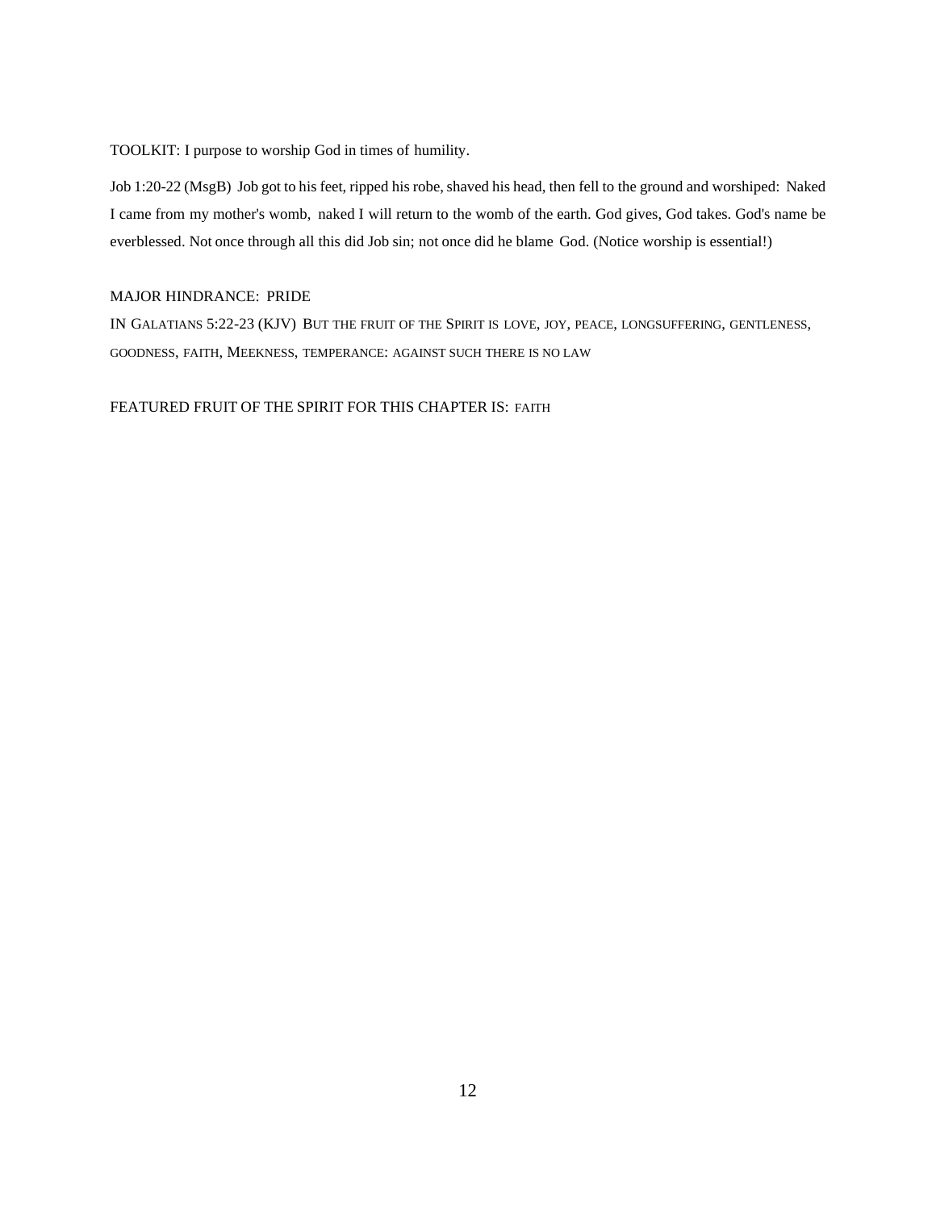TOOLKIT: I purpose to worship God in times of humility.

Job 1:20-22 (MsgB) Job got to his feet, ripped his robe, shaved his head, then fell to the ground and worshiped: Naked I came from my mother's womb, naked I will return to the womb of the earth. God gives, God takes. God's name be everblessed. Not once through all this did Job sin; not once did he blame God. (Notice worship is essential!)

MAJOR HINDRANCE: PRIDE

IN GALATIANS 5:22-23 (KJV) BUT THE FRUIT OF THE SPIRIT IS LOVE, JOY, PEACE, LONGSUFFERING, GENTLENESS, GOODNESS, FAITH, MEEKNESS, TEMPERANCE: AGAINST SUCH THERE IS NO LAW

FEATURED FRUIT OF THE SPIRIT FOR THIS CHAPTER IS: FAITH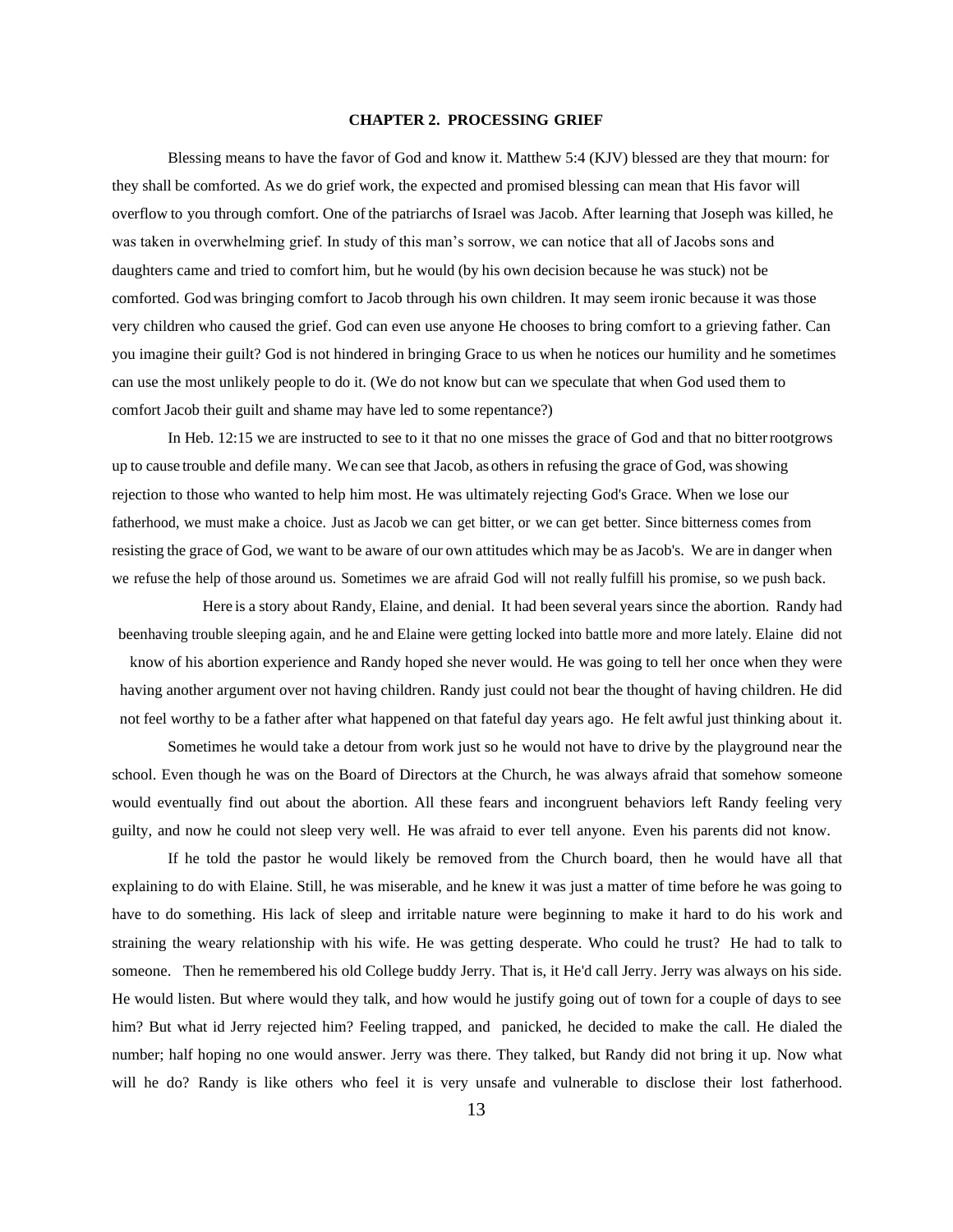## CHAPTER 2. PROCESSING GRIEF

Blessing means to have the favor of God and know it. Matthew 5:4 (KJV) blessed are they that mourn: for they shall be comforted. As we do grief work, the expected and promised blessing can mean that His favor will overflow to you through comfort. One of the patriarchs of Israel was Jacob. After learning that Joseph was killed, he was taken in overwhelming grief. In study of this man's sorrow, we can notice that all of Jacobs sons and daughters came and tried to comfort him, but he would (by his own decision because he was stuck) not be comforted. God was bringing comfort to Jacob through his own children. It may seem ironic because it was those very children who caused the grief. God can even use anyone He chooses to bring comfort to a grieving father. Can you imagine their guilt? God is not hindered in bringing Grace to us when he notices our humility and he sometimes can use the most unlikely people to do it. (We do not know but can we speculate that when God used them to comfort Jacob their guilt and shame may have led to some repentance?)

In Heb. 12:15 we are instructed to see to it that no one misses the grace of God and that no bitter rootgrows up to cause trouble and defile many. We can see that Jacob, as others in refusing the grace of God, was showing rejection to those who wanted to help him most. He was ultimately rejecting God's Grace. When we lose our fatherhood, we must make a choice. Just as Jacob we can get bitter, or we can get better. Since bitterness comes from resisting the grace of God, we want to be aware of our own attitudes which may be as Jacob's. We are in danger when we refuse the help of those around us. Sometimes we are afraid God will not really fulfill his promise, so we push back.

Here is a story about Randy, Elaine, and denial. It had been several years since the abortion. Randy had beenhaving trouble sleeping again, and he and Elaine were getting locked into battle more and more lately. Elaine did not know of his abortion experience and Randy hoped she never would. He was going to tell her once when they were having another argument over not having children. Randy just could not bear the thought of having children. He did not feel worthy to be a father after what happened on that fateful day years ago. He felt awful just thinking about it.

Sometimes he would take a detour from work just so he would not have to drive by the playground near the school. Even though he was on the Board of Directors at the Church, he was always afraid that somehow someone would eventually find out about the abortion. All these fears and incongruent behaviors left Randy feeling very guilty, and now he could not sleep very well. He was afraid to ever tell anyone. Even his parents did not know.

If he told the pastor he would likely be removed from the Church board, then he would have all that explaining to do with Elaine. Still, he was miserable, and he knew it was just a matter of time before he was going to have to do something. His lack of sleep and irritable nature were beginning to make it hard to do his work and straining the weary relationship with his wife. He was getting desperate. Who could he trust? He had to talk to someone. Then he remembered his old College buddy Jerry. That is, it He'd call Jerry. Jerry was always on his side. He would listen. But where would they talk, and how would he justify going out of town for a couple of days to see him? But what id Jerry rejected him? Feeling trapped, and panicked, he decided to make the call. He dialed the number; half hoping no one would answer. Jerry was there. They talked, but Randy did not bring it up. Now what will he do? Randy is like others who feel it is very unsafe and vulnerable to disclose their lost fatherhood.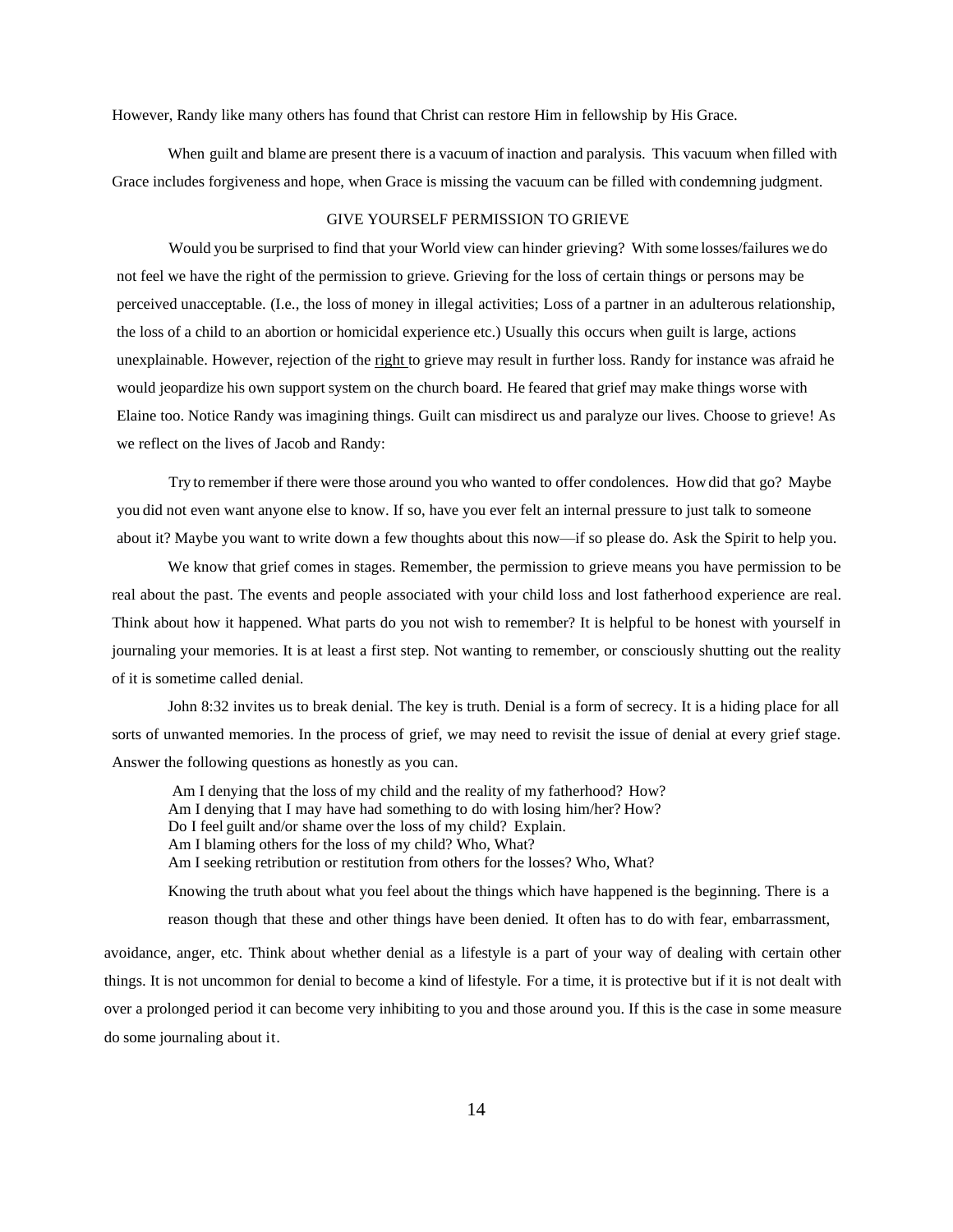However, Randy like many others has found that Christ can restore Him in fellowship by His Grace.

When guilt and blame are present there is a vacuum of inaction and paralysis. This vacuum when filled with Grace includes forgiveness and hope, when Grace is missing the vacuum can be filled with condemning judgment.

## GIVE YOURSELF PERMISSION TO GRIEVE

Would you be surprised to find that your World view can hinder grieving? With some losses/failures we do not feel we have the right of the permission to grieve. Grieving for the loss of certain things or persons may be perceived unacceptable. (I.e., the loss of money in illegal activities; Loss of a partner in an adulterous relationship, the loss of a child to an abortion or homicidal experience etc.) Usually this occurs when guilt is large, actions unexplainable. However, rejection of the <u>right</u> to grieve may result in further loss. Randy for instance was afraid he would jeopardize his own support system on the church board. He feared that grief may make things worse with Elaine too. Notice Randy was imagining things. Guilt can misdirect us and paralyze our lives. Choose to grieve! As we reflect on the lives of Jacob and Randy:

Try to remember if there were those around you who wanted to offer condolences. How did that go? Maybe you did not even want anyone else to know. If so, have you ever felt an internal pressure to just talk to someone about it? Maybe you want to write down a few thoughts about this now—if so please do. Ask the Spirit to help you.

We know that grief comes in stages. Remember, the permission to grieve means you have permission to be real about the past. The events and people associated with your child loss and lost fatherhood experience are real. Think about how it happened. What parts do you not wish to remember? It is helpful to be honest with yourself in journaling your memories. It is at least a first step. Not wanting to remember, or consciously shutting out the reality of it is sometime called denial.

John 8:32 invites us to break denial. The key is truth. Denial is a form of secrecy. It is a hiding place for all sorts of unwanted memories. In the process of grief, we may need to revisit the issue of denial at every grief stage. Answer the following questions as honestly as you can.

Am I denying that the loss of my child and the reality of my fatherhood? How?
Am I denying that I may have had something to do with losing him/her? How?
Do I feel guilt and/or shame over the loss of my child? Explain.
Am I blaming others for the loss of my child? Who, What?
Am I seeking retribution or restitution from others for the losses? Who, What?

Knowing the truth about what you feel about the things which have happened is the beginning. There is a reason though that these and other things have been denied. It often has to do with fear, embarrassment, avoidance, anger, etc. Think about whether denial as a lifestyle is a part of your way of dealing with certain other things. It is not uncommon for denial to become a kind of lifestyle. For a time, it is protective but if it is not dealt with over a prolonged period it can become very inhibiting to you and those around you. If this is the case in some measure do some journaling about it.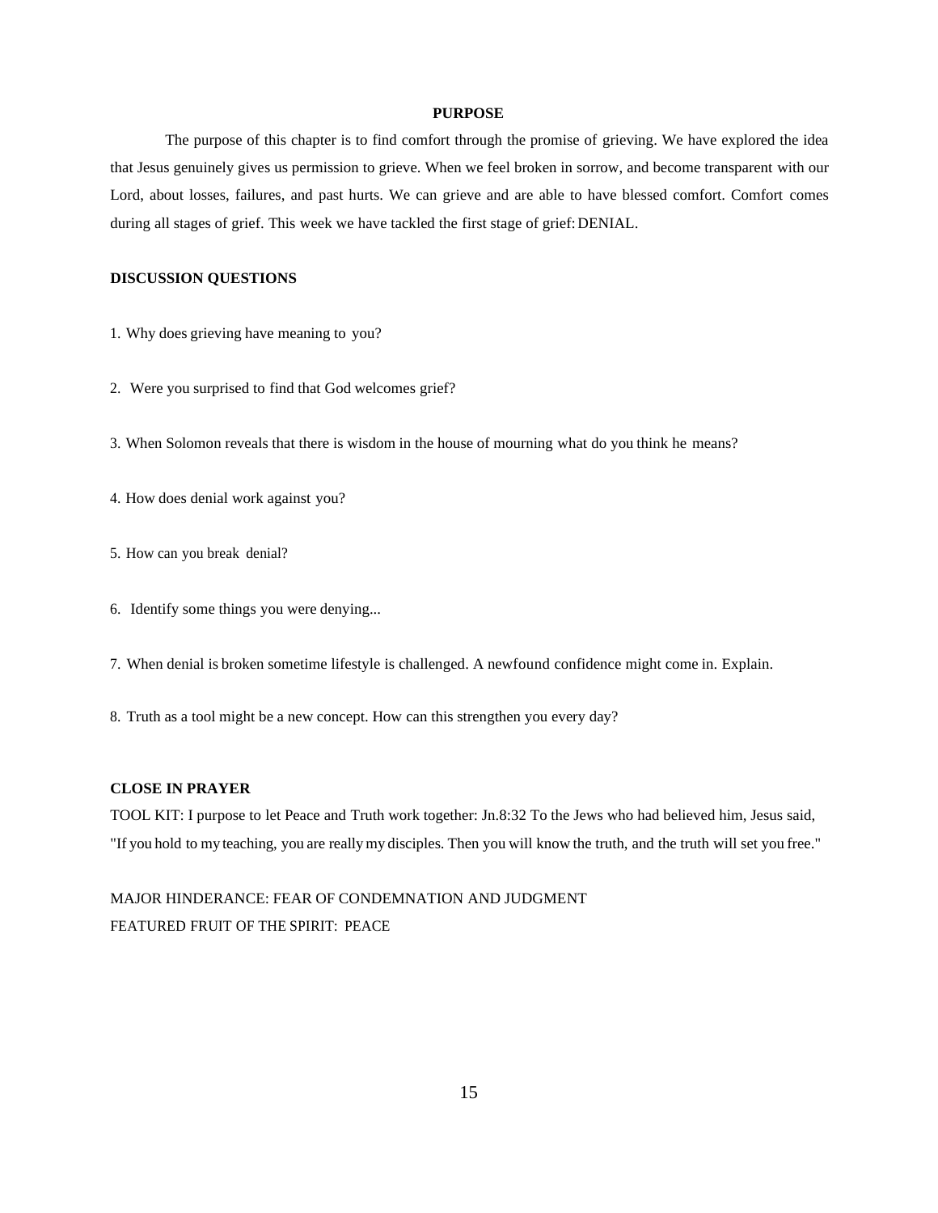## PURPOSE

The purpose of this chapter is to find comfort through the promise of grieving. We have explored the idea that Jesus genuinely gives us permission to grieve. When we feel broken in sorrow, and become transparent with our Lord, about losses, failures, and past hurts. We can grieve and are able to have blessed comfort. Comfort comes during all stages of grief. This week we have tackled the first stage of grief: DENIAL.

## DISCUSSION QUESTIONS

1. Why does grieving have meaning to you?

2. Were you surprised to find that God welcomes grief?

3. When Solomon reveals that there is wisdom in the house of mourning what do you think he means?

4. How does denial work against you?

5. How can you break denial?

6. Identify some things you were denying...

7. When denial is broken sometime lifestyle is challenged. A newfound confidence might come in. Explain.

8. Truth as a tool might be a new concept. How can this strengthen you every day?

## CLOSE IN PRAYER

TOOL KIT: I purpose to let Peace and Truth work together: Jn.8:32 To the Jews who had believed him, Jesus said, "If you hold to my teaching, you are really my disciples. Then you will know the truth, and the truth will set you free."

MAJOR HINDERANCE: FEAR OF CONDEMNATION AND JUDGMENT
FEATURED FRUIT OF THE SPIRIT: PEACE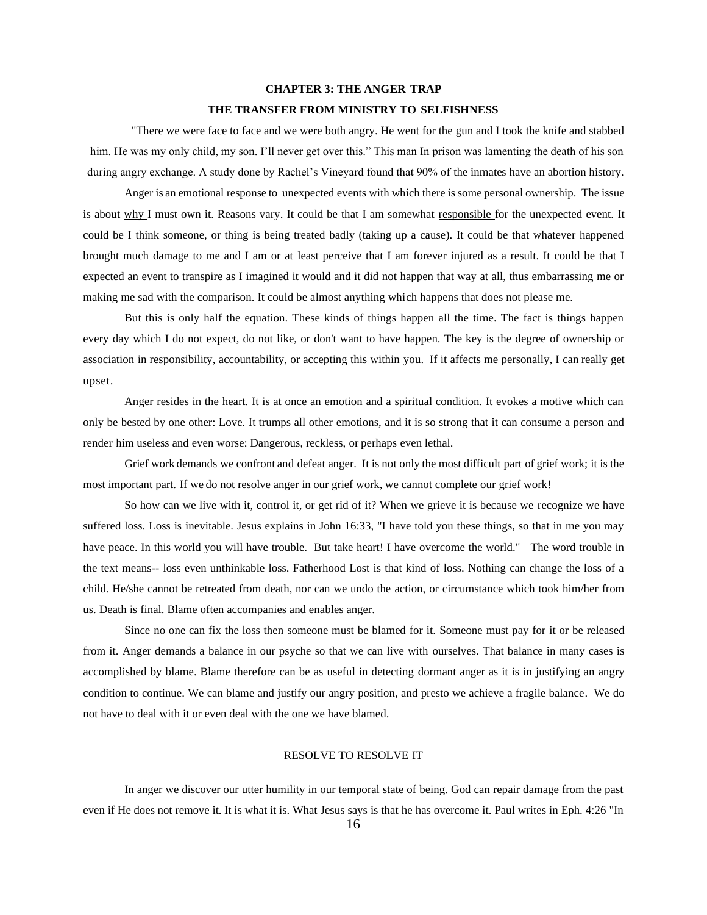## CHAPTER 3: THE ANGER TRAP

## THE TRANSFER FROM MINISTRY TO SELFISHNESS

"There we were face to face and we were both angry. He went for the gun and I took the knife and stabbed him. He was my only child, my son. I'll never get over this." This man In prison was lamenting the death of his son during angry exchange. A study done by Rachel's Vineyard found that 90% of the inmates have an abortion history.

Anger is an emotional response to unexpected events with which there is some personal ownership. The issue is about <u>why</u> I must own it. Reasons vary. It could be that I am somewhat <u>responsible</u> for the unexpected event. It could be I think someone, or thing is being treated badly (taking up a cause). It could be that whatever happened brought much damage to me and I am or at least perceive that I am forever injured as a result. It could be that I expected an event to transpire as I imagined it would and it did not happen that way at all, thus embarrassing me or making me sad with the comparison. It could be almost anything which happens that does not please me.

But this is only half the equation. These kinds of things happen all the time. The fact is things happen every day which I do not expect, do not like, or don't want to have happen. The key is the degree of ownership or association in responsibility, accountability, or accepting this within you. If it affects me personally, I can really get upset.

Anger resides in the heart. It is at once an emotion and a spiritual condition. It evokes a motive which can only be bested by one other: Love. It trumps all other emotions, and it is so strong that it can consume a person and render him useless and even worse: Dangerous, reckless, or perhaps even lethal.

Grief work demands we confront and defeat anger. It is not only the most difficult part of grief work; it is the most important part. If we do not resolve anger in our grief work, we cannot complete our grief work!

So how can we live with it, control it, or get rid of it? When we grieve it is because we recognize we have suffered loss. Loss is inevitable. Jesus explains in John 16:33, "I have told you these things, so that in me you may have peace. In this world you will have trouble. But take heart! I have overcome the world." The word trouble in the text means-- loss even unthinkable loss. Fatherhood Lost is that kind of loss. Nothing can change the loss of a child. He/she cannot be retreated from death, nor can we undo the action, or circumstance which took him/her from us. Death is final. Blame often accompanies and enables anger.

Since no one can fix the loss then someone must be blamed for it. Someone must pay for it or be released from it. Anger demands a balance in our psyche so that we can live with ourselves. That balance in many cases is accomplished by blame. Blame therefore can be as useful in detecting dormant anger as it is in justifying an angry condition to continue. We can blame and justify our angry position, and presto we achieve a fragile balance. We do not have to deal with it or even deal with the one we have blamed.

### RESOLVE TO RESOLVE IT

In anger we discover our utter humility in our temporal state of being. God can repair damage from the past even if He does not remove it. It is what it is. What Jesus says is that he has overcome it. Paul writes in Eph. 4:26 "In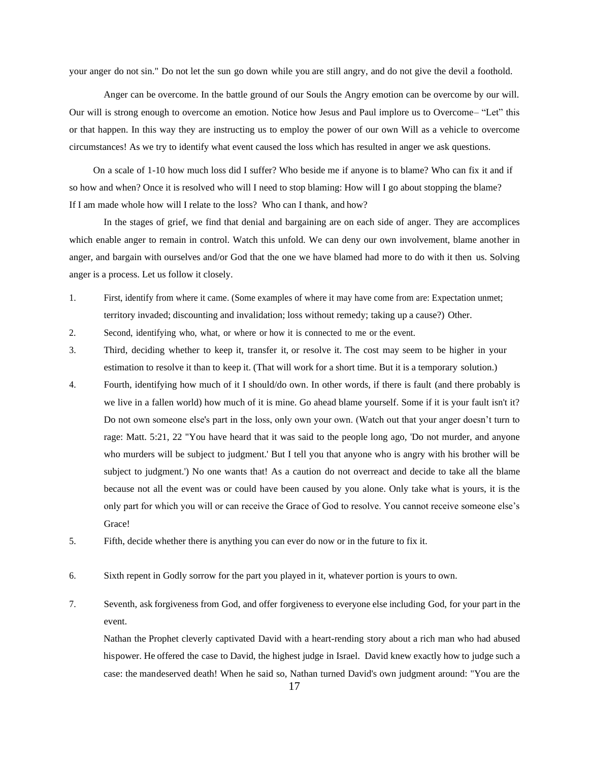your anger do not sin." Do not let the sun go down while you are still angry, and do not give the devil a foothold.

Anger can be overcome. In the battle ground of our Souls the Angry emotion can be overcome by our will. Our will is strong enough to overcome an emotion. Notice how Jesus and Paul implore us to Overcome– "Let" this or that happen. In this way they are instructing us to employ the power of our own Will as a vehicle to overcome circumstances! As we try to identify what event caused the loss which has resulted in anger we ask questions.

On a scale of 1-10 how much loss did I suffer? Who beside me if anyone is to blame? Who can fix it and if so how and when? Once it is resolved who will I need to stop blaming: How will I go about stopping the blame? If I am made whole how will I relate to the loss? Who can I thank, and how?

In the stages of grief, we find that denial and bargaining are on each side of anger. They are accomplices which enable anger to remain in control. Watch this unfold. We can deny our own involvement, blame another in anger, and bargain with ourselves and/or God that the one we have blamed had more to do with it then us. Solving anger is a process. Let us follow it closely.

1. First, identify from where it came. (Some examples of where it may have come from are: Expectation unmet; territory invaded; discounting and invalidation; loss without remedy; taking up a cause?) Other.
2. Second, identifying who, what, or where or how it is connected to me or the event.
3. Third, deciding whether to keep it, transfer it, or resolve it. The cost may seem to be higher in your estimation to resolve it than to keep it. (That will work for a short time. But it is a temporary solution.)
4. Fourth, identifying how much of it I should/do own. In other words, if there is fault (and there probably is we live in a fallen world) how much of it is mine. Go ahead blame yourself. Some if it is your fault isn't it? Do not own someone else's part in the loss, only own your own. (Watch out that your anger doesn't turn to rage: Matt. 5:21, 22 "You have heard that it was said to the people long ago, 'Do not murder, and anyone who murders will be subject to judgment.' But I tell you that anyone who is angry with his brother will be subject to judgment.') No one wants that! As a caution do not overreact and decide to take all the blame because not all the event was or could have been caused by you alone. Only take what is yours, it is the only part for which you will or can receive the Grace of God to resolve. You cannot receive someone else's Grace!
5. Fifth, decide whether there is anything you can ever do now or in the future to fix it.
6. Sixth repent in Godly sorrow for the part you played in it, whatever portion is yours to own.
7. Seventh, ask forgiveness from God, and offer forgiveness to everyone else including God, for your part in the event.

   Nathan the Prophet cleverly captivated David with a heart-rending story about a rich man who had abused hispower. He offered the case to David, the highest judge in Israel. David knew exactly how to judge such a case: the mandeserved death! When he said so, Nathan turned David's own judgment around: "You are the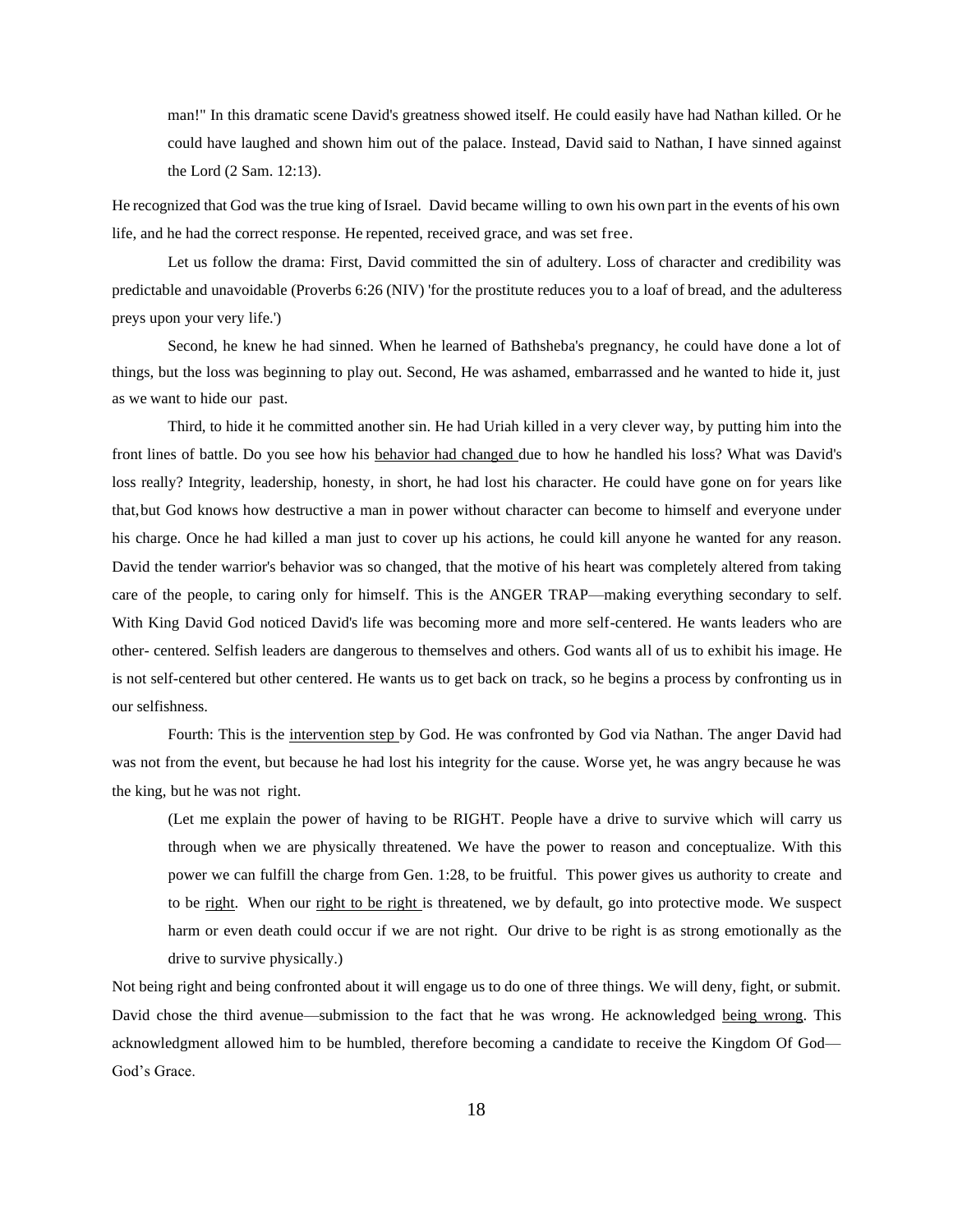> man!" In this dramatic scene David's greatness showed itself. He could easily have had Nathan killed. Or he could have laughed and shown him out of the palace. Instead, David said to Nathan, I have sinned against the Lord (2 Sam. 12:13).

He recognized that God was the true king of Israel. David became willing to own his own part in the events of his own life, and he had the correct response. He repented, received grace, and was set free.

Let us follow the drama: First, David committed the sin of adultery. Loss of character and credibility was predictable and unavoidable (Proverbs 6:26 (NIV) 'for the prostitute reduces you to a loaf of bread, and the adulteress preys upon your very life.')

Second, he knew he had sinned. When he learned of Bathsheba's pregnancy, he could have done a lot of things, but the loss was beginning to play out. Second, He was ashamed, embarrassed and he wanted to hide it, just as we want to hide our past.

Third, to hide it he committed another sin. He had Uriah killed in a very clever way, by putting him into the front lines of battle. Do you see how his <u>behavior had changed</u> due to how he handled his loss? What was David's loss really? Integrity, leadership, honesty, in short, he had lost his character. He could have gone on for years like that, but God knows how destructive a man in power without character can become to himself and everyone under his charge. Once he had killed a man just to cover up his actions, he could kill anyone he wanted for any reason. David the tender warrior's behavior was so changed, that the motive of his heart was completely altered from taking care of the people, to caring only for himself. This is the ANGER TRAP—making everything secondary to self. With King David God noticed David's life was becoming more and more self-centered. He wants leaders who are other- centered. Selfish leaders are dangerous to themselves and others. God wants all of us to exhibit his image. He is not self-centered but other centered. He wants us to get back on track, so he begins a process by confronting us in our selfishness.

Fourth: This is the <u>intervention step</u> by God. He was confronted by God via Nathan. The anger David had was not from the event, but because he had lost his integrity for the cause. Worse yet, he was angry because he was the king, but he was not right.

> (Let me explain the power of having to be RIGHT. People have a drive to survive which will carry us through when we are physically threatened. We have the power to reason and conceptualize. With this power we can fulfill the charge from Gen. 1:28, to be fruitful. This power gives us authority to create and to be <u>right</u>. When our <u>right to be right</u> is threatened, we by default, go into protective mode. We suspect harm or even death could occur if we are not right. Our drive to be right is as strong emotionally as the drive to survive physically.)

Not being right and being confronted about it will engage us to do one of three things. We will deny, fight, or submit. David chose the third avenue—submission to the fact that he was wrong. He acknowledged <u>being wrong</u>. This acknowledgment allowed him to be humbled, therefore becoming a candidate to receive the Kingdom Of God—God's Grace.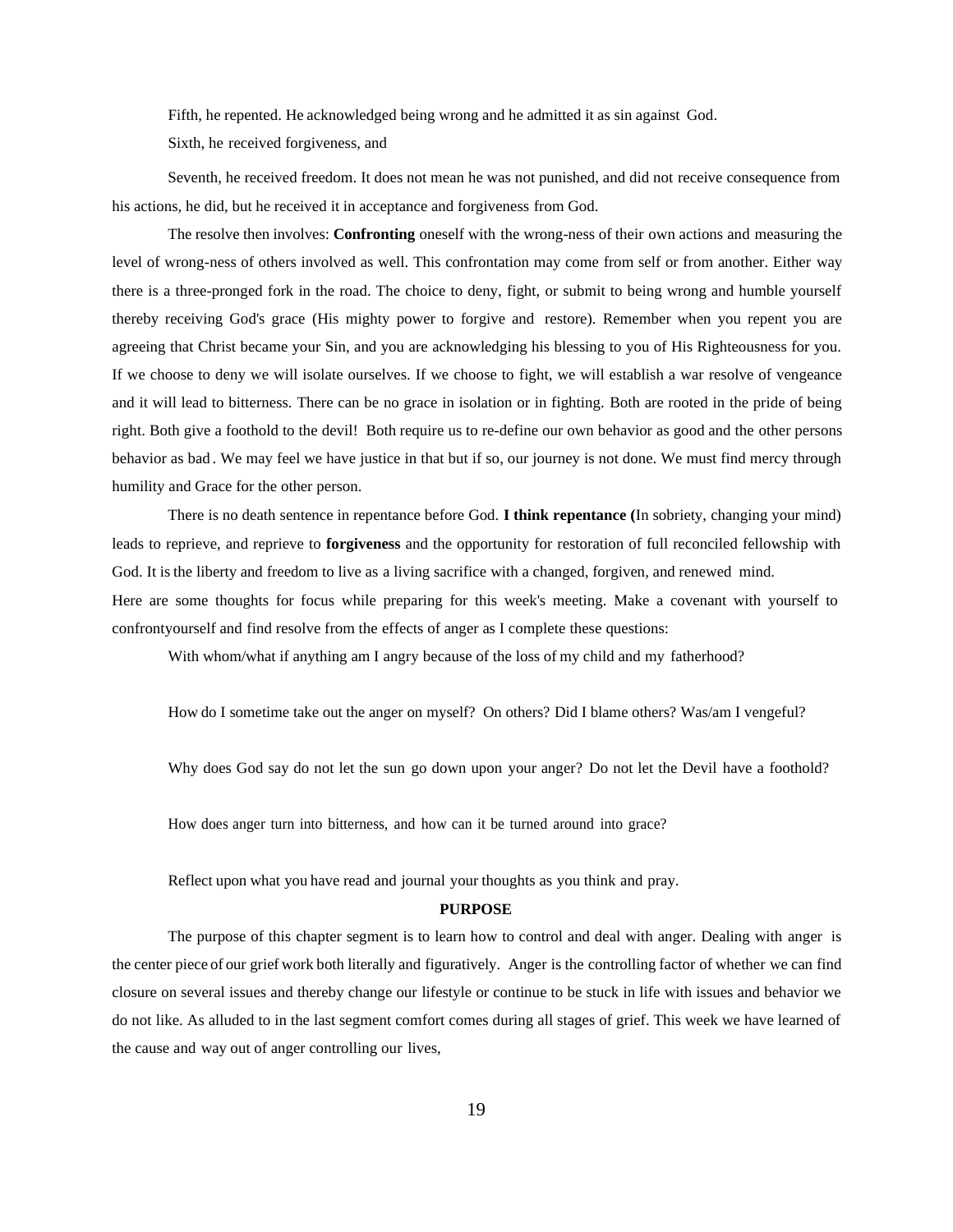Fifth, he repented. He acknowledged being wrong and he admitted it as sin against God.

Sixth, he received forgiveness, and

Seventh, he received freedom. It does not mean he was not punished, and did not receive consequence from his actions, he did, but he received it in acceptance and forgiveness from God.

The resolve then involves: **Confronting** oneself with the wrong-ness of their own actions and measuring the level of wrong-ness of others involved as well. This confrontation may come from self or from another. Either way there is a three-pronged fork in the road. The choice to deny, fight, or submit to being wrong and humble yourself thereby receiving God's grace (His mighty power to forgive and restore). Remember when you repent you are agreeing that Christ became your Sin, and you are acknowledging his blessing to you of His Righteousness for you. If we choose to deny we will isolate ourselves. If we choose to fight, we will establish a war resolve of vengeance and it will lead to bitterness. There can be no grace in isolation or in fighting. Both are rooted in the pride of being right. Both give a foothold to the devil! Both require us to re-define our own behavior as good and the other persons behavior as bad. We may feel we have justice in that but if so, our journey is not done. We must find mercy through humility and Grace for the other person.

There is no death sentence in repentance before God. **I think repentance (**In sobriety, changing your mind) leads to reprieve, and reprieve to **forgiveness** and the opportunity for restoration of full reconciled fellowship with God. It is the liberty and freedom to live as a living sacrifice with a changed, forgiven, and renewed mind.

Here are some thoughts for focus while preparing for this week's meeting. Make a covenant with yourself to confrontyourself and find resolve from the effects of anger as I complete these questions:

With whom/what if anything am I angry because of the loss of my child and my fatherhood?

How do I sometime take out the anger on myself? On others? Did I blame others? Was/am I vengeful?

Why does God say do not let the sun go down upon your anger? Do not let the Devil have a foothold?

How does anger turn into bitterness, and how can it be turned around into grace?

Reflect upon what you have read and journal your thoughts as you think and pray.

**PURPOSE**

The purpose of this chapter segment is to learn how to control and deal with anger. Dealing with anger is the center piece of our grief work both literally and figuratively. Anger is the controlling factor of whether we can find closure on several issues and thereby change our lifestyle or continue to be stuck in life with issues and behavior we do not like. As alluded to in the last segment comfort comes during all stages of grief. This week we have learned of the cause and way out of anger controlling our lives,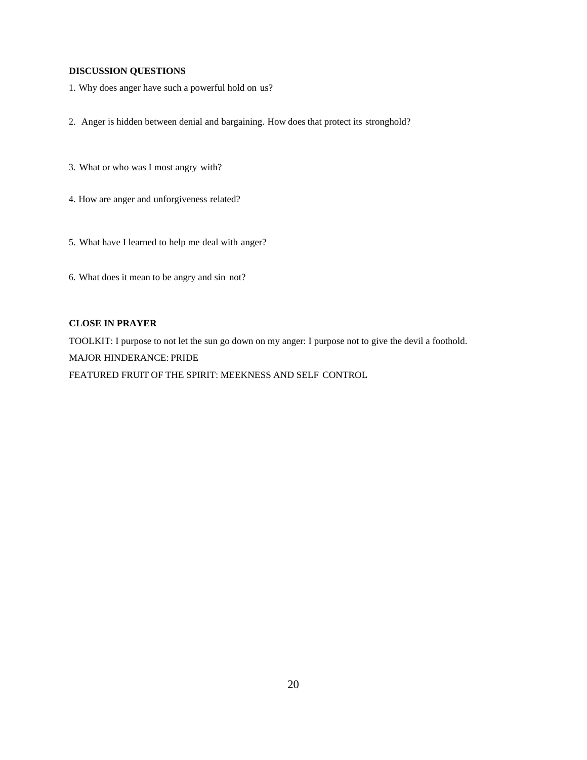**DISCUSSION QUESTIONS**

1. Why does anger have such a powerful hold on us?

2. Anger is hidden between denial and bargaining. How does that protect its stronghold?

3. What or who was I most angry with?

4. How are anger and unforgiveness related?

5. What have I learned to help me deal with anger?

6. What does it mean to be angry and sin not?

**CLOSE IN PRAYER**

TOOLKIT: I purpose to not let the sun go down on my anger: I purpose not to give the devil a foothold.

MAJOR HINDERANCE: PRIDE

FEATURED FRUIT OF THE SPIRIT: MEEKNESS AND SELF CONTROL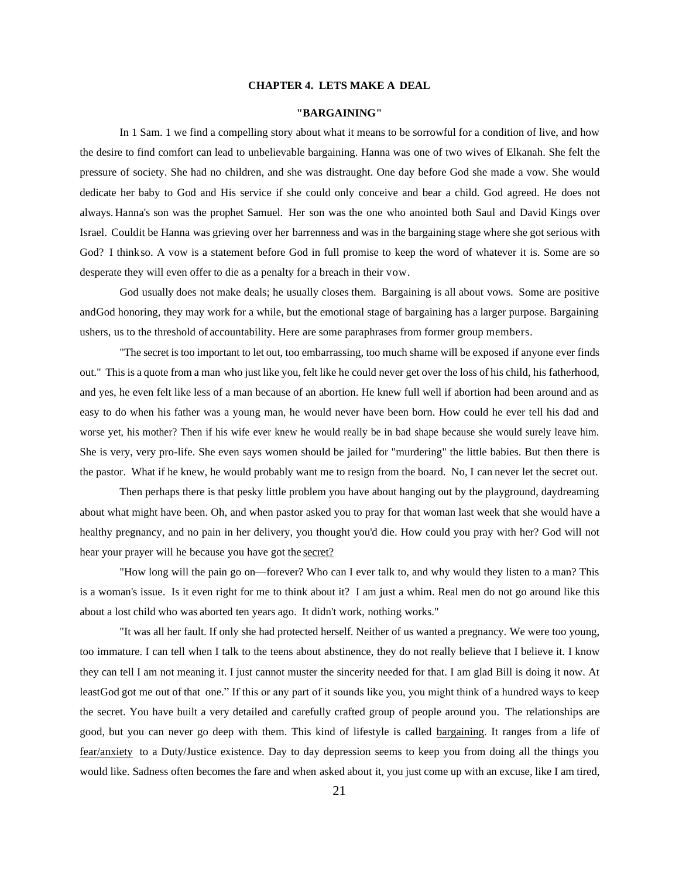## CHAPTER 4. LETS MAKE A DEAL

### "BARGAINING"

In 1 Sam. 1 we find a compelling story about what it means to be sorrowful for a condition of live, and how the desire to find comfort can lead to unbelievable bargaining. Hanna was one of two wives of Elkanah. She felt the pressure of society. She had no children, and she was distraught. One day before God she made a vow. She would dedicate her baby to God and His service if she could only conceive and bear a child. God agreed. He does not always. Hanna's son was the prophet Samuel. Her son was the one who anointed both Saul and David Kings over Israel. Couldit be Hanna was grieving over her barrenness and was in the bargaining stage where she got serious with God? I thinkso. A vow is a statement before God in full promise to keep the word of whatever it is. Some are so desperate they will even offer to die as a penalty for a breach in their vow.

God usually does not make deals; he usually closes them. Bargaining is all about vows. Some are positive andGod honoring, they may work for a while, but the emotional stage of bargaining has a larger purpose. Bargaining ushers, us to the threshold of accountability. Here are some paraphrases from former group members.

"The secret is too important to let out, too embarrassing, too much shame will be exposed if anyone ever finds out." This is a quote from a man who just like you, felt like he could never get over the loss of his child, his fatherhood, and yes, he even felt like less of a man because of an abortion. He knew full well if abortion had been around and as easy to do when his father was a young man, he would never have been born. How could he ever tell his dad and worse yet, his mother? Then if his wife ever knew he would really be in bad shape because she would surely leave him. She is very, very pro-life. She even says women should be jailed for "murdering" the little babies. But then there is the pastor. What if he knew, he would probably want me to resign from the board. No, I can never let the secret out.

Then perhaps there is that pesky little problem you have about hanging out by the playground, daydreaming about what might have been. Oh, and when pastor asked you to pray for that woman last week that she would have a healthy pregnancy, and no pain in her delivery, you thought you'd die. How could you pray with her? God will not hear your prayer will he because you have got the <u>secret?</u>

"How long will the pain go on—forever? Who can I ever talk to, and why would they listen to a man? This is a woman's issue. Is it even right for me to think about it? I am just a whim. Real men do not go around like this about a lost child who was aborted ten years ago. It didn't work, nothing works."

"It was all her fault. If only she had protected herself. Neither of us wanted a pregnancy. We were too young, too immature. I can tell when I talk to the teens about abstinence, they do not really believe that I believe it. I know they can tell I am not meaning it. I just cannot muster the sincerity needed for that. I am glad Bill is doing it now. At leastGod got me out of that one." If this or any part of it sounds like you, you might think of a hundred ways to keep the secret. You have built a very detailed and carefully crafted group of people around you. The relationships are good, but you can never go deep with them. This kind of lifestyle is called <u>bargaining</u>. It ranges from a life of <u>fear/anxiety</u> to a Duty/Justice existence. Day to day depression seems to keep you from doing all the things you would like. Sadness often becomes the fare and when asked about it, you just come up with an excuse, like I am tired,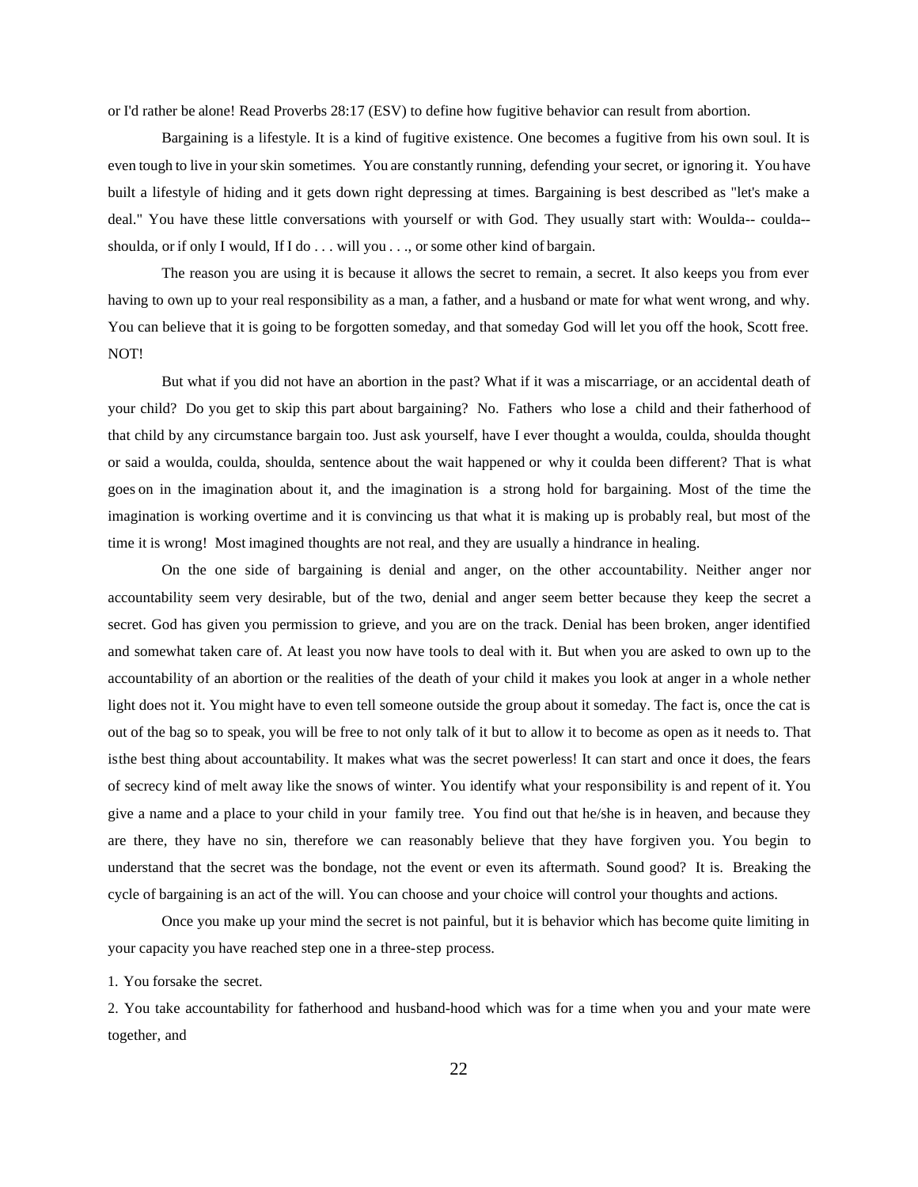or I'd rather be alone! Read Proverbs 28:17 (ESV) to define how fugitive behavior can result from abortion.

Bargaining is a lifestyle. It is a kind of fugitive existence. One becomes a fugitive from his own soul. It is even tough to live in your skin sometimes. You are constantly running, defending your secret, or ignoring it. You have built a lifestyle of hiding and it gets down right depressing at times. Bargaining is best described as "let's make a deal." You have these little conversations with yourself or with God. They usually start with: Woulda-- coulda-- shoulda, or if only I would, If I do . . . will you . . ., or some other kind of bargain.

The reason you are using it is because it allows the secret to remain, a secret. It also keeps you from ever having to own up to your real responsibility as a man, a father, and a husband or mate for what went wrong, and why. You can believe that it is going to be forgotten someday, and that someday God will let you off the hook, Scott free. NOT!

But what if you did not have an abortion in the past? What if it was a miscarriage, or an accidental death of your child? Do you get to skip this part about bargaining? No. Fathers who lose a child and their fatherhood of that child by any circumstance bargain too. Just ask yourself, have I ever thought a woulda, coulda, shoulda thought or said a woulda, coulda, shoulda, sentence about the wait happened or why it coulda been different? That is what goes on in the imagination about it, and the imagination is a strong hold for bargaining. Most of the time the imagination is working overtime and it is convincing us that what it is making up is probably real, but most of the time it is wrong! Most imagined thoughts are not real, and they are usually a hindrance in healing.

On the one side of bargaining is denial and anger, on the other accountability. Neither anger nor accountability seem very desirable, but of the two, denial and anger seem better because they keep the secret a secret. God has given you permission to grieve, and you are on the track. Denial has been broken, anger identified and somewhat taken care of. At least you now have tools to deal with it. But when you are asked to own up to the accountability of an abortion or the realities of the death of your child it makes you look at anger in a whole nether light does not it. You might have to even tell someone outside the group about it someday. The fact is, once the cat is out of the bag so to speak, you will be free to not only talk of it but to allow it to become as open as it needs to. That isthe best thing about accountability. It makes what was the secret powerless! It can start and once it does, the fears of secrecy kind of melt away like the snows of winter. You identify what your responsibility is and repent of it. You give a name and a place to your child in your family tree. You find out that he/she is in heaven, and because they are there, they have no sin, therefore we can reasonably believe that they have forgiven you. You begin to understand that the secret was the bondage, not the event or even its aftermath. Sound good? It is. Breaking the cycle of bargaining is an act of the will. You can choose and your choice will control your thoughts and actions.

Once you make up your mind the secret is not painful, but it is behavior which has become quite limiting in your capacity you have reached step one in a three-step process.

1. You forsake the secret.
2. You take accountability for fatherhood and husband-hood which was for a time when you and your mate were together, and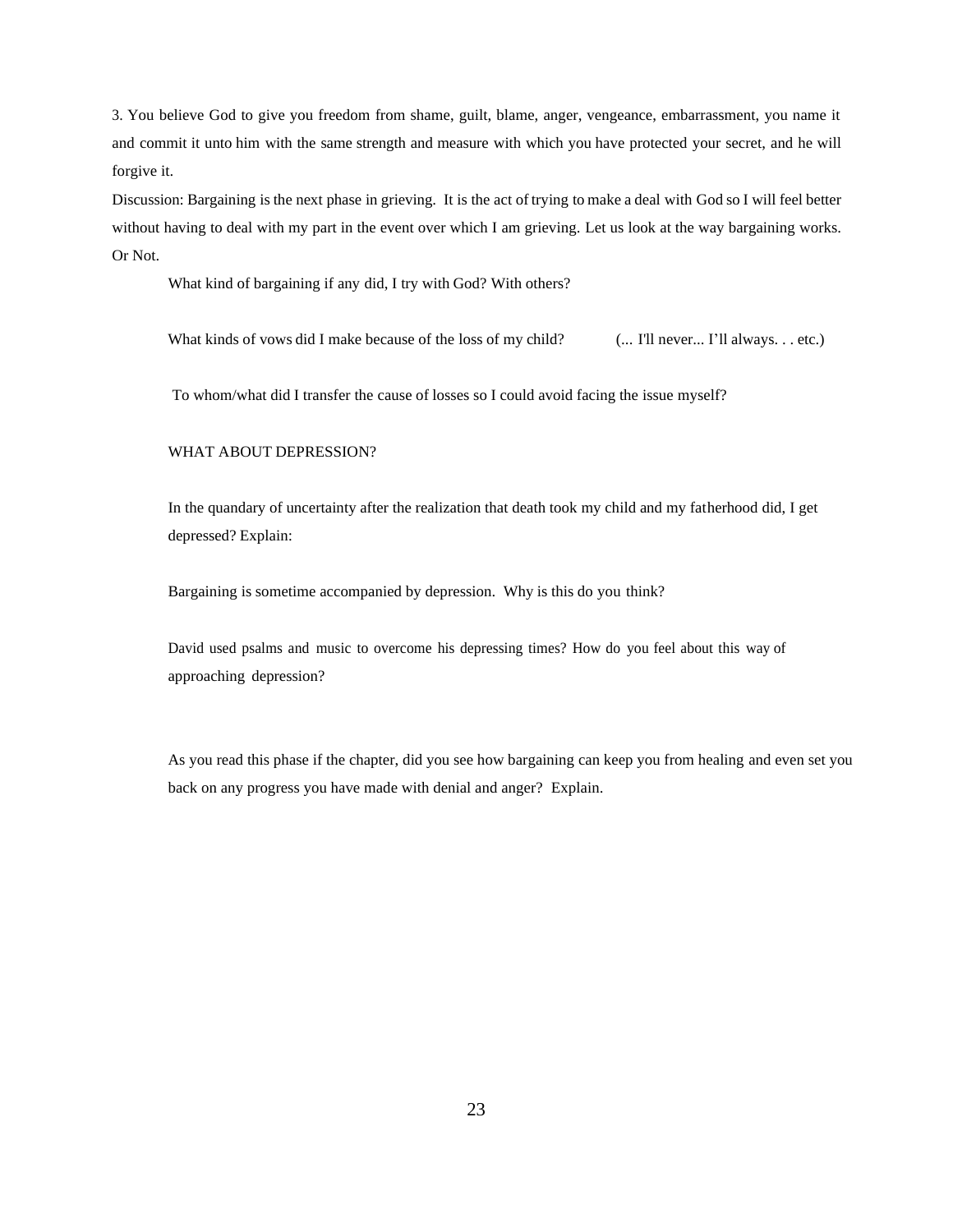3. You believe God to give you freedom from shame, guilt, blame, anger, vengeance, embarrassment, you name it and commit it unto him with the same strength and measure with which you have protected your secret, and he will forgive it.

Discussion: Bargaining is the next phase in grieving. It is the act of trying to make a deal with God so I will feel better without having to deal with my part in the event over which I am grieving. Let us look at the way bargaining works. Or Not.

What kind of bargaining if any did, I try with God? With others?

What kinds of vows did I make because of the loss of my child? (... I'll never... I'll always. . . etc.)

To whom/what did I transfer the cause of losses so I could avoid facing the issue myself?

WHAT ABOUT DEPRESSION?

In the quandary of uncertainty after the realization that death took my child and my fatherhood did, I get depressed? Explain:

Bargaining is sometime accompanied by depression. Why is this do you think?

David used psalms and music to overcome his depressing times? How do you feel about this way of approaching depression?

As you read this phase if the chapter, did you see how bargaining can keep you from healing and even set you back on any progress you have made with denial and anger? Explain.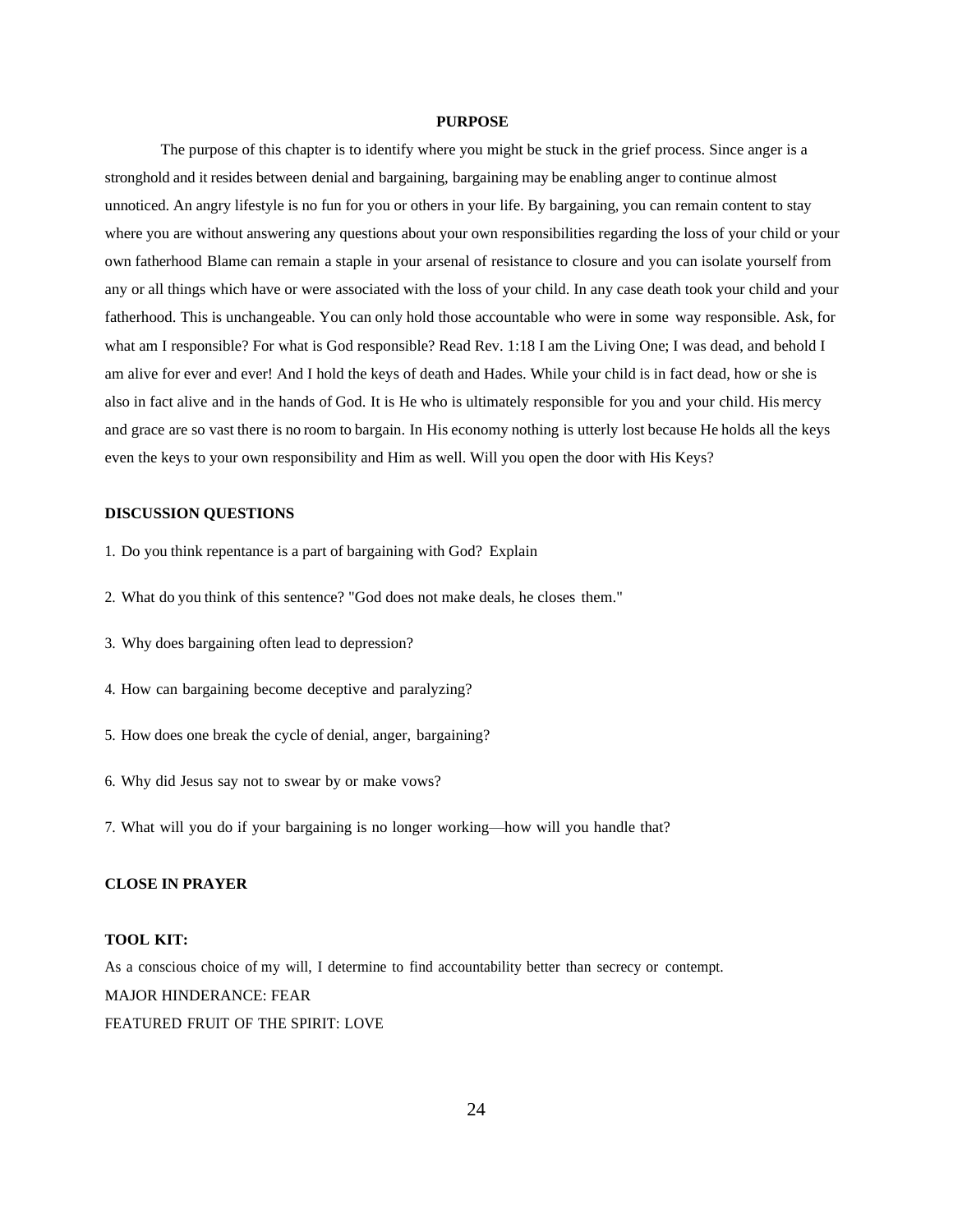## PURPOSE

The purpose of this chapter is to identify where you might be stuck in the grief process. Since anger is a stronghold and it resides between denial and bargaining, bargaining may be enabling anger to continue almost unnoticed. An angry lifestyle is no fun for you or others in your life. By bargaining, you can remain content to stay where you are without answering any questions about your own responsibilities regarding the loss of your child or your own fatherhood Blame can remain a staple in your arsenal of resistance to closure and you can isolate yourself from any or all things which have or were associated with the loss of your child. In any case death took your child and your fatherhood. This is unchangeable. You can only hold those accountable who were in some way responsible. Ask, for what am I responsible? For what is God responsible? Read Rev. 1:18 I am the Living One; I was dead, and behold I am alive for ever and ever! And I hold the keys of death and Hades. While your child is in fact dead, how or she is also in fact alive and in the hands of God. It is He who is ultimately responsible for you and your child. His mercy and grace are so vast there is no room to bargain. In His economy nothing is utterly lost because He holds all the keys even the keys to your own responsibility and Him as well. Will you open the door with His Keys?

### DISCUSSION QUESTIONS

1. Do you think repentance is a part of bargaining with God? Explain
2. What do you think of this sentence? "God does not make deals, he closes them."
3. Why does bargaining often lead to depression?
4. How can bargaining become deceptive and paralyzing?
5. How does one break the cycle of denial, anger, bargaining?
6. Why did Jesus say not to swear by or make vows?
7. What will you do if your bargaining is no longer working—how will you handle that?

### CLOSE IN PRAYER

### TOOL KIT:

As a conscious choice of my will, I determine to find accountability better than secrecy or contempt.

MAJOR HINDERANCE: FEAR

FEATURED FRUIT OF THE SPIRIT: LOVE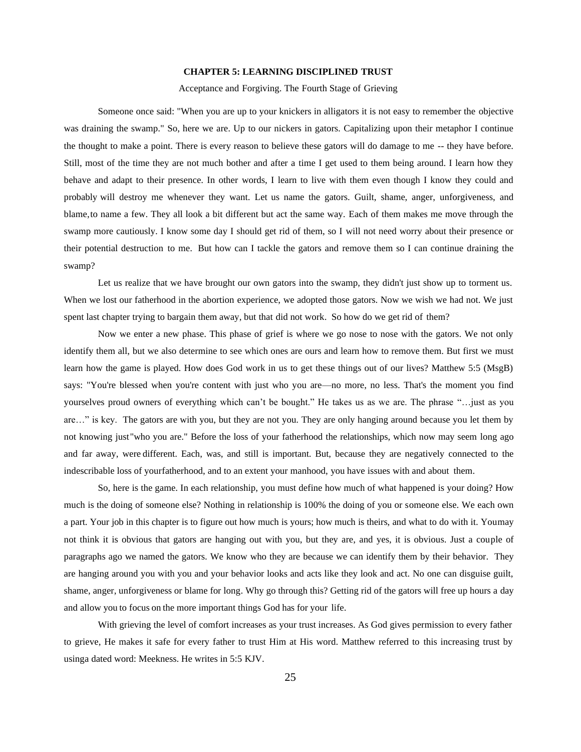# CHAPTER 5: LEARNING DISCIPLINED TRUST

Acceptance and Forgiving. The Fourth Stage of Grieving

Someone once said: "When you are up to your knickers in alligators it is not easy to remember the objective was draining the swamp." So, here we are. Up to our nickers in gators. Capitalizing upon their metaphor I continue the thought to make a point. There is every reason to believe these gators will do damage to me -- they have before. Still, most of the time they are not much bother and after a time I get used to them being around. I learn how they behave and adapt to their presence. In other words, I learn to live with them even though I know they could and probably will destroy me whenever they want. Let us name the gators. Guilt, shame, anger, unforgiveness, and blame,to name a few. They all look a bit different but act the same way. Each of them makes me move through the swamp more cautiously. I know some day I should get rid of them, so I will not need worry about their presence or their potential destruction to me. But how can I tackle the gators and remove them so I can continue draining the swamp?

Let us realize that we have brought our own gators into the swamp, they didn't just show up to torment us. When we lost our fatherhood in the abortion experience, we adopted those gators. Now we wish we had not. We just spent last chapter trying to bargain them away, but that did not work. So how do we get rid of them?

Now we enter a new phase. This phase of grief is where we go nose to nose with the gators. We not only identify them all, but we also determine to see which ones are ours and learn how to remove them. But first we must learn how the game is played. How does God work in us to get these things out of our lives? Matthew 5:5 (MsgB) says: "You're blessed when you're content with just who you are—no more, no less. That's the moment you find yourselves proud owners of everything which can't be bought." He takes us as we are. The phrase "…just as you are…" is key. The gators are with you, but they are not you. They are only hanging around because you let them by not knowing just"who you are." Before the loss of your fatherhood the relationships, which now may seem long ago and far away, were different. Each, was, and still is important. But, because they are negatively connected to the indescribable loss of yourfatherhood, and to an extent your manhood, you have issues with and about them.

So, here is the game. In each relationship, you must define how much of what happened is your doing? How much is the doing of someone else? Nothing in relationship is 100% the doing of you or someone else. We each own a part. Your job in this chapter is to figure out how much is yours; how much is theirs, and what to do with it. Youmay not think it is obvious that gators are hanging out with you, but they are, and yes, it is obvious. Just a couple of paragraphs ago we named the gators. We know who they are because we can identify them by their behavior. They are hanging around you with you and your behavior looks and acts like they look and act. No one can disguise guilt, shame, anger, unforgiveness or blame for long. Why go through this? Getting rid of the gators will free up hours a day and allow you to focus on the more important things God has for your life.

With grieving the level of comfort increases as your trust increases. As God gives permission to every father to grieve, He makes it safe for every father to trust Him at His word. Matthew referred to this increasing trust by usinga dated word: Meekness. He writes in 5:5 KJV.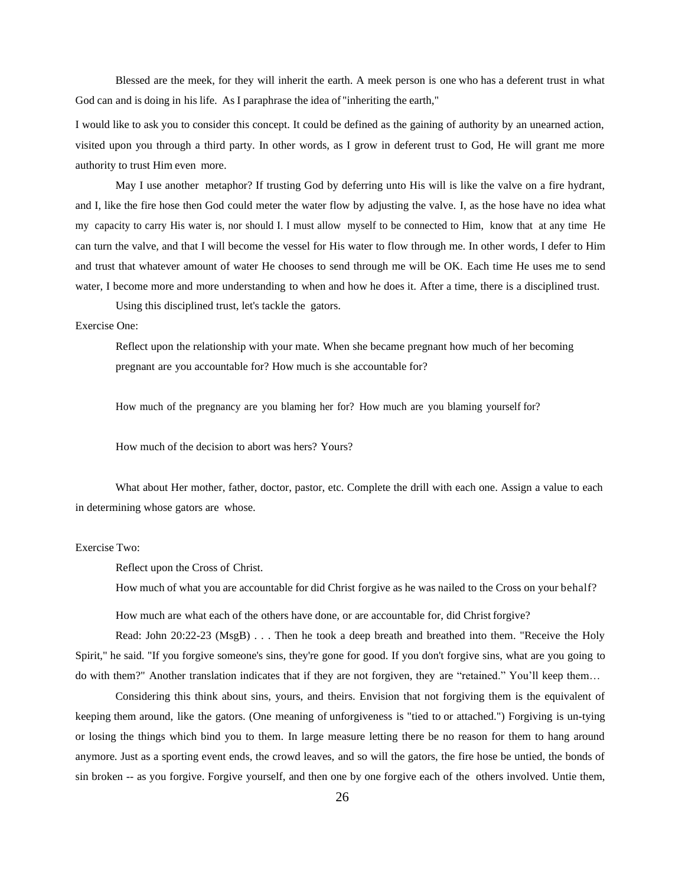Blessed are the meek, for they will inherit the earth. A meek person is one who has a deferent trust in what God can and is doing in his life. As I paraphrase the idea of "inheriting the earth,"

I would like to ask you to consider this concept. It could be defined as the gaining of authority by an unearned action, visited upon you through a third party. In other words, as I grow in deferent trust to God, He will grant me more authority to trust Him even more.

May I use another metaphor? If trusting God by deferring unto His will is like the valve on a fire hydrant, and I, like the fire hose then God could meter the water flow by adjusting the valve. I, as the hose have no idea what my capacity to carry His water is, nor should I. I must allow myself to be connected to Him, know that at any time He can turn the valve, and that I will become the vessel for His water to flow through me. In other words, I defer to Him and trust that whatever amount of water He chooses to send through me will be OK. Each time He uses me to send water, I become more and more understanding to when and how he does it. After a time, there is a disciplined trust.

Using this disciplined trust, let's tackle the gators.

Exercise One:

> Reflect upon the relationship with your mate. When she became pregnant how much of her becoming pregnant are you accountable for? How much is she accountable for?
>
> How much of the pregnancy are you blaming her for? How much are you blaming yourself for?
>
> How much of the decision to abort was hers? Yours?
>
> What about Her mother, father, doctor, pastor, etc. Complete the drill with each one. Assign a value to each in determining whose gators are whose.

Exercise Two:

> Reflect upon the Cross of Christ.
>
> How much of what you are accountable for did Christ forgive as he was nailed to the Cross on your behalf?
>
> How much are what each of the others have done, or are accountable for, did Christ forgive?

Read: John 20:22-23 (MsgB) . . . Then he took a deep breath and breathed into them. "Receive the Holy Spirit," he said. "If you forgive someone's sins, they're gone for good. If you don't forgive sins, what are you going to do with them?" Another translation indicates that if they are not forgiven, they are "retained." You'll keep them…

Considering this think about sins, yours, and theirs. Envision that not forgiving them is the equivalent of keeping them around, like the gators. (One meaning of unforgiveness is "tied to or attached.") Forgiving is un-tying or losing the things which bind you to them. In large measure letting there be no reason for them to hang around anymore. Just as a sporting event ends, the crowd leaves, and so will the gators, the fire hose be untied, the bonds of sin broken -- as you forgive. Forgive yourself, and then one by one forgive each of the others involved. Untie them,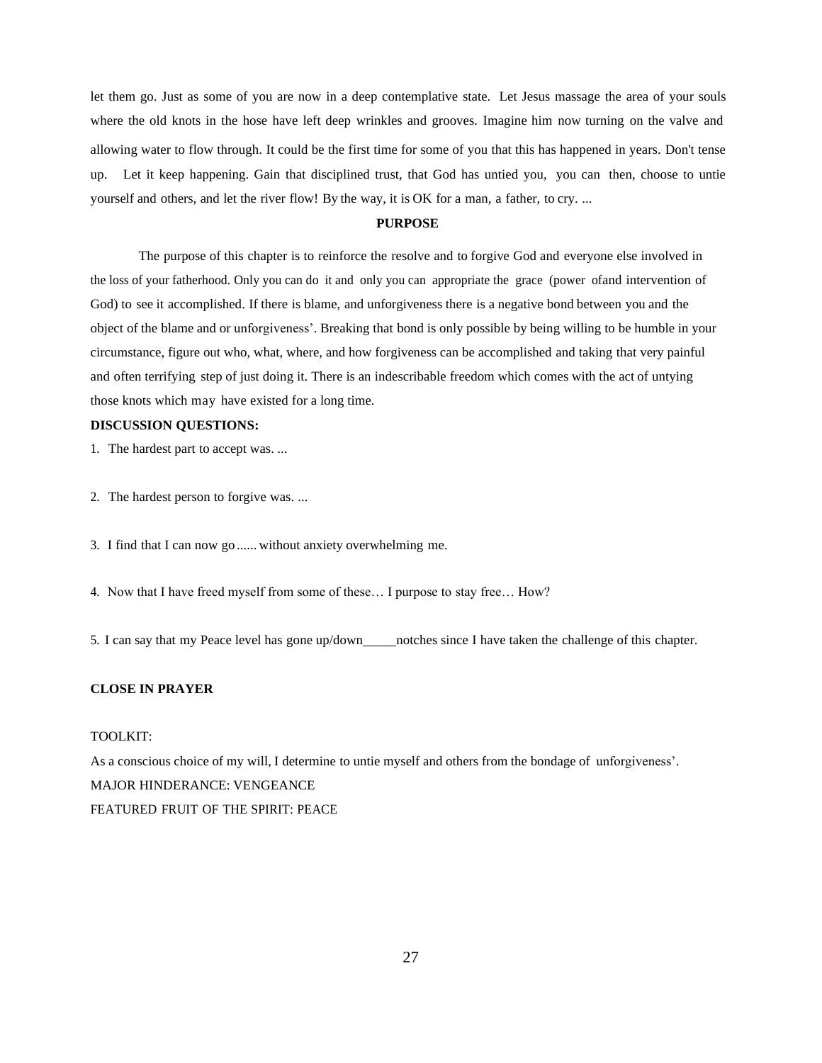let them go. Just as some of you are now in a deep contemplative state. Let Jesus massage the area of your souls where the old knots in the hose have left deep wrinkles and grooves. Imagine him now turning on the valve and allowing water to flow through. It could be the first time for some of you that this has happened in years. Don't tense up. Let it keep happening. Gain that disciplined trust, that God has untied you, you can then, choose to untie yourself and others, and let the river flow! By the way, it is OK for a man, a father, to cry. ...

**PURPOSE**

The purpose of this chapter is to reinforce the resolve and to forgive God and everyone else involved in the loss of your fatherhood. Only you can do it and only you can appropriate the grace (power ofand intervention of God) to see it accomplished. If there is blame, and unforgiveness there is a negative bond between you and the object of the blame and or unforgiveness'. Breaking that bond is only possible by being willing to be humble in your circumstance, figure out who, what, where, and how forgiveness can be accomplished and taking that very painful and often terrifying step of just doing it. There is an indescribable freedom which comes with the act of untying those knots which may have existed for a long time.

**DISCUSSION QUESTIONS:**

1. The hardest part to accept was. ...

2. The hardest person to forgive was. ...

3. I find that I can now go ...... without anxiety overwhelming me.

4. Now that I have freed myself from some of these… I purpose to stay free… How?

5. I can say that my Peace level has gone up/down_____notches since I have taken the challenge of this chapter.

**CLOSE IN PRAYER**

TOOLKIT:

As a conscious choice of my will, I determine to untie myself and others from the bondage of unforgiveness'.

MAJOR HINDERANCE: VENGEANCE

FEATURED FRUIT OF THE SPIRIT: PEACE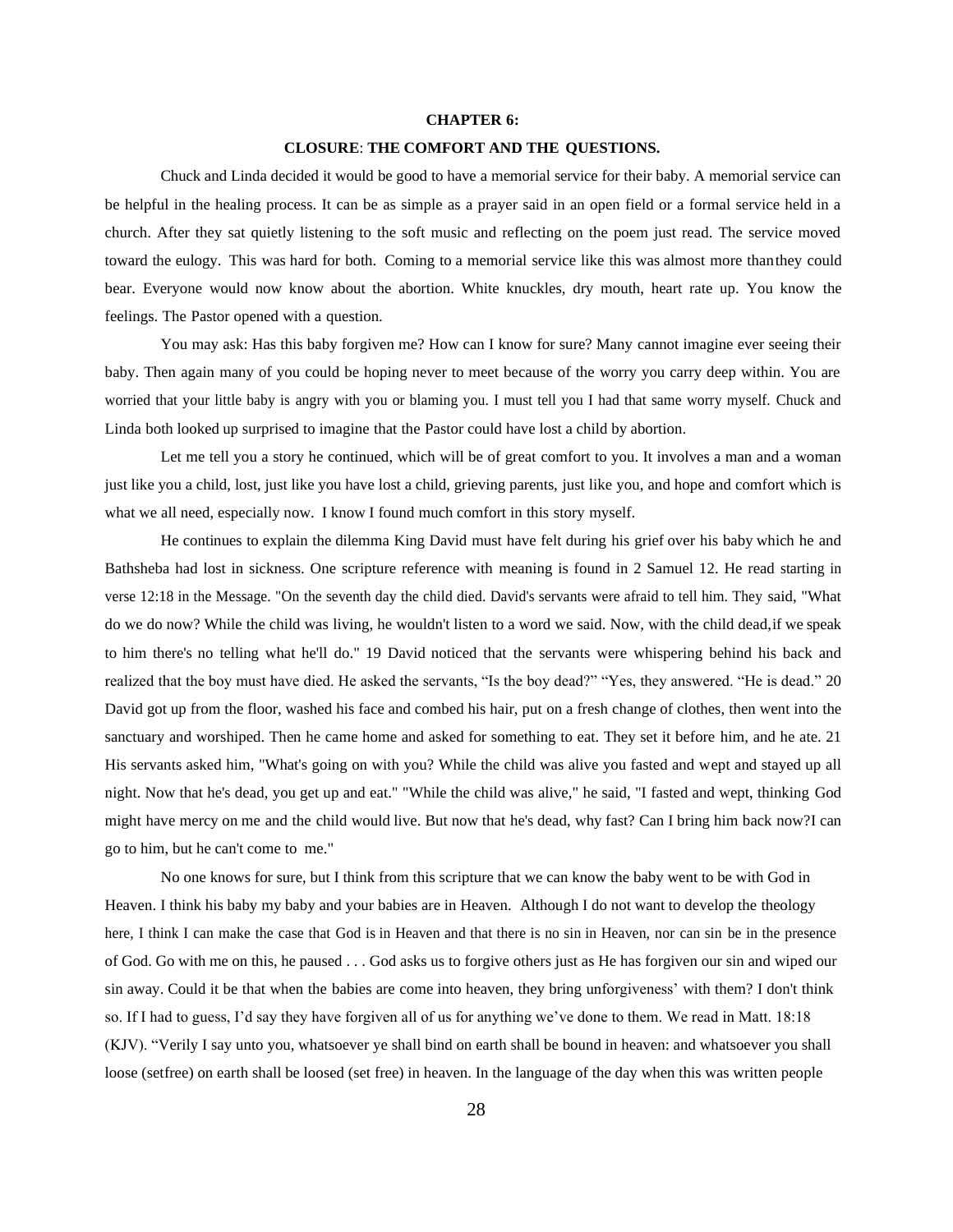**CHAPTER 6:**

**CLOSURE: THE COMFORT AND THE QUESTIONS.**

Chuck and Linda decided it would be good to have a memorial service for their baby. A memorial service can be helpful in the healing process. It can be as simple as a prayer said in an open field or a formal service held in a church. After they sat quietly listening to the soft music and reflecting on the poem just read. The service moved toward the eulogy. This was hard for both. Coming to a memorial service like this was almost more than they could bear. Everyone would now know about the abortion. White knuckles, dry mouth, heart rate up. You know the feelings. The Pastor opened with a question.

You may ask: Has this baby forgiven me? How can I know for sure? Many cannot imagine ever seeing their baby. Then again many of you could be hoping never to meet because of the worry you carry deep within. You are worried that your little baby is angry with you or blaming you. I must tell you I had that same worry myself. Chuck and Linda both looked up surprised to imagine that the Pastor could have lost a child by abortion.

Let me tell you a story he continued, which will be of great comfort to you. It involves a man and a woman just like you a child, lost, just like you have lost a child, grieving parents, just like you, and hope and comfort which is what we all need, especially now. I know I found much comfort in this story myself.

He continues to explain the dilemma King David must have felt during his grief over his baby which he and Bathsheba had lost in sickness. One scripture reference with meaning is found in 2 Samuel 12. He read starting in verse 12:18 in the Message. "On the seventh day the child died. David's servants were afraid to tell him. They said, "What do we do now? While the child was living, he wouldn't listen to a word we said. Now, with the child dead, if we speak to him there's no telling what he'll do." 19 David noticed that the servants were whispering behind his back and realized that the boy must have died. He asked the servants, "Is the boy dead?" "Yes, they answered. "He is dead." 20 David got up from the floor, washed his face and combed his hair, put on a fresh change of clothes, then went into the sanctuary and worshiped. Then he came home and asked for something to eat. They set it before him, and he ate. 21 His servants asked him, "What's going on with you? While the child was alive you fasted and wept and stayed up all night. Now that he's dead, you get up and eat." "While the child was alive," he said, "I fasted and wept, thinking God might have mercy on me and the child would live. But now that he's dead, why fast? Can I bring him back now?I can go to him, but he can't come to me."

No one knows for sure, but I think from this scripture that we can know the baby went to be with God in Heaven. I think his baby my baby and your babies are in Heaven. Although I do not want to develop the theology here, I think I can make the case that God is in Heaven and that there is no sin in Heaven, nor can sin be in the presence of God. Go with me on this, he paused . . . God asks us to forgive others just as He has forgiven our sin and wiped our sin away. Could it be that when the babies are come into heaven, they bring unforgiveness' with them? I don't think so. If I had to guess, I'd say they have forgiven all of us for anything we've done to them. We read in Matt. 18:18 (KJV). "Verily I say unto you, whatsoever ye shall bind on earth shall be bound in heaven: and whatsoever you shall loose (setfree) on earth shall be loosed (set free) in heaven. In the language of the day when this was written people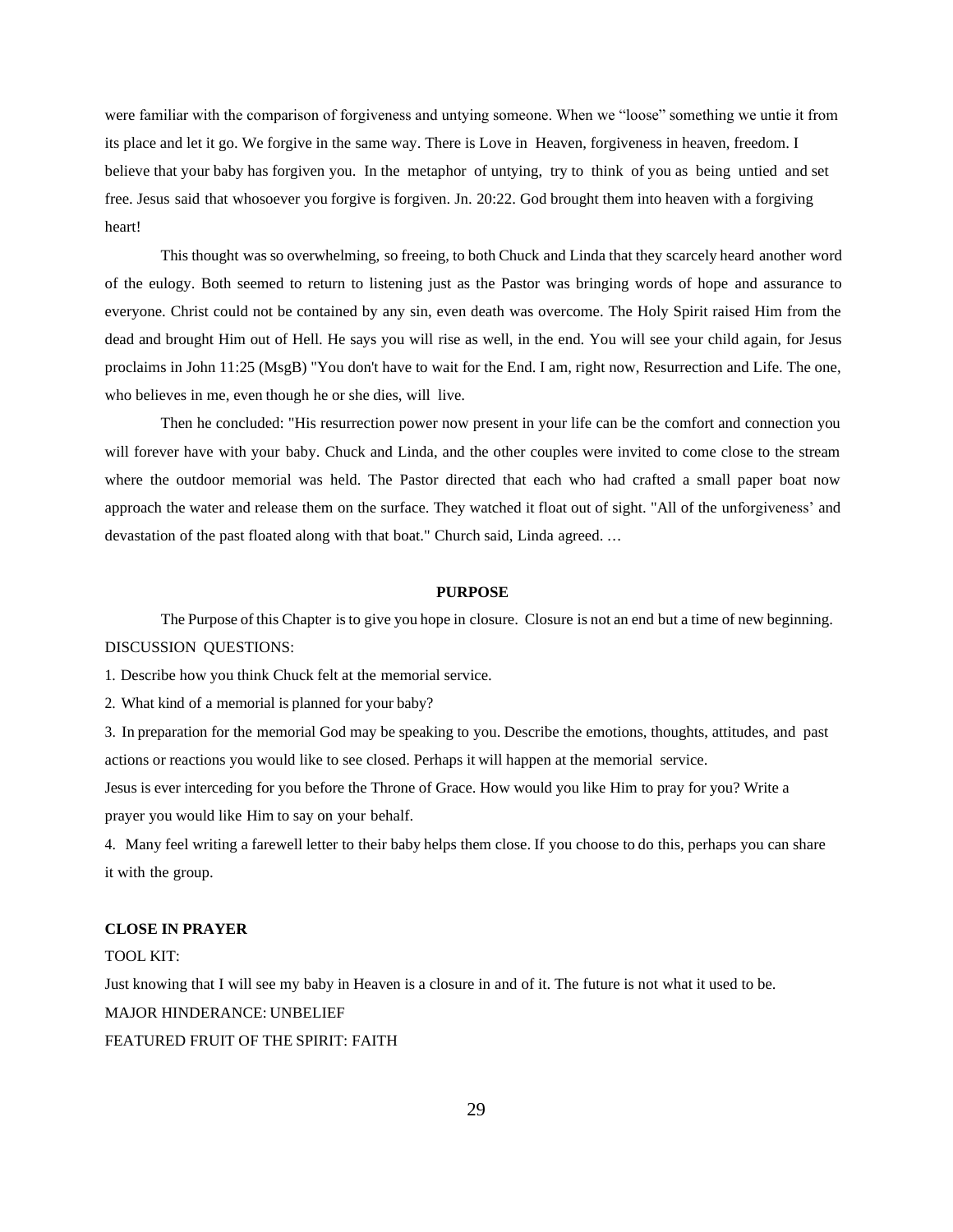were familiar with the comparison of forgiveness and untying someone. When we "loose" something we untie it from its place and let it go. We forgive in the same way. There is Love in Heaven, forgiveness in heaven, freedom. I believe that your baby has forgiven you. In the metaphor of untying, try to think of you as being untied and set free. Jesus said that whosoever you forgive is forgiven. Jn. 20:22. God brought them into heaven with a forgiving heart!

This thought was so overwhelming, so freeing, to both Chuck and Linda that they scarcely heard another word of the eulogy. Both seemed to return to listening just as the Pastor was bringing words of hope and assurance to everyone. Christ could not be contained by any sin, even death was overcome. The Holy Spirit raised Him from the dead and brought Him out of Hell. He says you will rise as well, in the end. You will see your child again, for Jesus proclaims in John 11:25 (MsgB) "You don't have to wait for the End. I am, right now, Resurrection and Life. The one, who believes in me, even though he or she dies, will live.

Then he concluded: "His resurrection power now present in your life can be the comfort and connection you will forever have with your baby. Chuck and Linda, and the other couples were invited to come close to the stream where the outdoor memorial was held. The Pastor directed that each who had crafted a small paper boat now approach the water and release them on the surface. They watched it float out of sight. "All of the unforgiveness' and devastation of the past floated along with that boat." Church said, Linda agreed. …

**PURPOSE**

The Purpose of this Chapter is to give you hope in closure. Closure is not an end but a time of new beginning.

DISCUSSION QUESTIONS:

1. Describe how you think Chuck felt at the memorial service.
2. What kind of a memorial is planned for your baby?
3. In preparation for the memorial God may be speaking to you. Describe the emotions, thoughts, attitudes, and past actions or reactions you would like to see closed. Perhaps it will happen at the memorial service.

Jesus is ever interceding for you before the Throne of Grace. How would you like Him to pray for you? Write a prayer you would like Him to say on your behalf.

4. Many feel writing a farewell letter to their baby helps them close. If you choose to do this, perhaps you can share it with the group.

**CLOSE IN PRAYER**

TOOL KIT:

Just knowing that I will see my baby in Heaven is a closure in and of it. The future is not what it used to be.

MAJOR HINDERANCE: UNBELIEF

FEATURED FRUIT OF THE SPIRIT: FAITH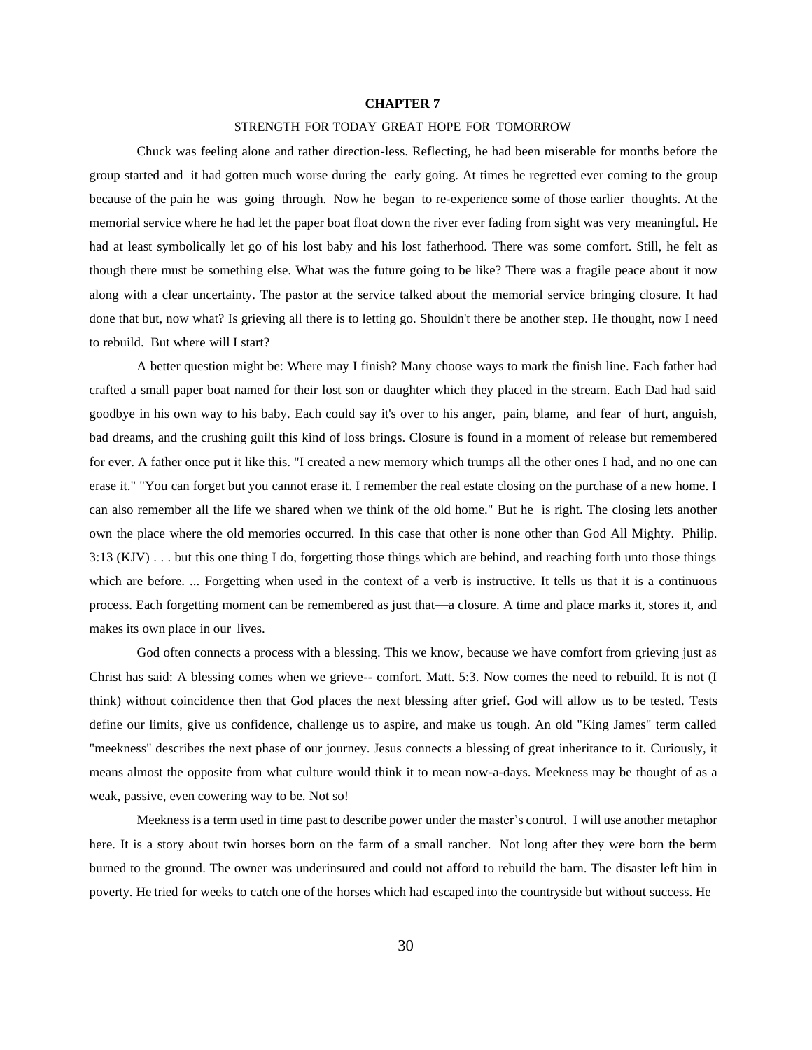# CHAPTER 7

STRENGTH FOR TODAY GREAT HOPE FOR TOMORROW

Chuck was feeling alone and rather direction-less. Reflecting, he had been miserable for months before the group started and it had gotten much worse during the early going. At times he regretted ever coming to the group because of the pain he was going through. Now he began to re-experience some of those earlier thoughts. At the memorial service where he had let the paper boat float down the river ever fading from sight was very meaningful. He had at least symbolically let go of his lost baby and his lost fatherhood. There was some comfort. Still, he felt as though there must be something else. What was the future going to be like? There was a fragile peace about it now along with a clear uncertainty. The pastor at the service talked about the memorial service bringing closure. It had done that but, now what? Is grieving all there is to letting go. Shouldn't there be another step. He thought, now I need to rebuild. But where will I start?

A better question might be: Where may I finish? Many choose ways to mark the finish line. Each father had crafted a small paper boat named for their lost son or daughter which they placed in the stream. Each Dad had said goodbye in his own way to his baby. Each could say it's over to his anger, pain, blame, and fear of hurt, anguish, bad dreams, and the crushing guilt this kind of loss brings. Closure is found in a moment of release but remembered for ever. A father once put it like this. "I created a new memory which trumps all the other ones I had, and no one can erase it." "You can forget but you cannot erase it. I remember the real estate closing on the purchase of a new home. I can also remember all the life we shared when we think of the old home." But he is right. The closing lets another own the place where the old memories occurred. In this case that other is none other than God All Mighty. Philip. 3:13 (KJV) . . . but this one thing I do, forgetting those things which are behind, and reaching forth unto those things which are before. ... Forgetting when used in the context of a verb is instructive. It tells us that it is a continuous process. Each forgetting moment can be remembered as just that—a closure. A time and place marks it, stores it, and makes its own place in our lives.

God often connects a process with a blessing. This we know, because we have comfort from grieving just as Christ has said: A blessing comes when we grieve-- comfort. Matt. 5:3. Now comes the need to rebuild. It is not (I think) without coincidence then that God places the next blessing after grief. God will allow us to be tested. Tests define our limits, give us confidence, challenge us to aspire, and make us tough. An old "King James" term called "meekness" describes the next phase of our journey. Jesus connects a blessing of great inheritance to it. Curiously, it means almost the opposite from what culture would think it to mean now-a-days. Meekness may be thought of as a weak, passive, even cowering way to be. Not so!

Meekness is a term used in time past to describe power under the master's control. I will use another metaphor here. It is a story about twin horses born on the farm of a small rancher. Not long after they were born the berm burned to the ground. The owner was underinsured and could not afford to rebuild the barn. The disaster left him in poverty. He tried for weeks to catch one of the horses which had escaped into the countryside but without success. He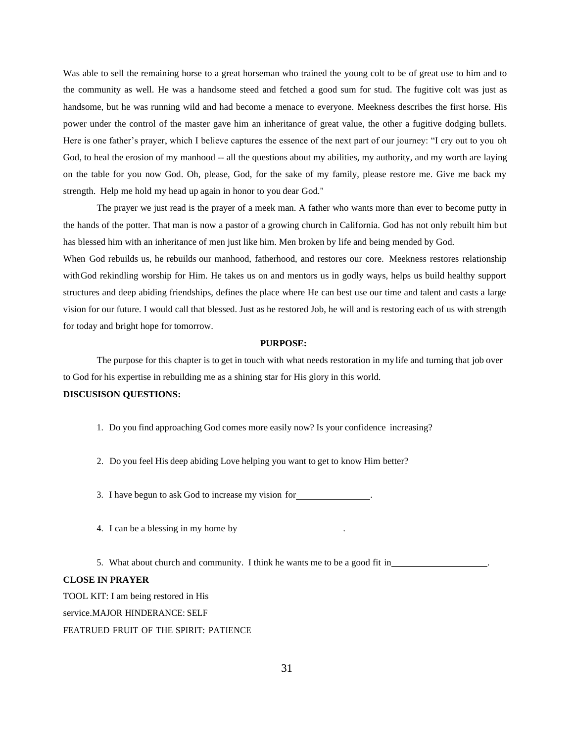Was able to sell the remaining horse to a great horseman who trained the young colt to be of great use to him and to the community as well. He was a handsome steed and fetched a good sum for stud. The fugitive colt was just as handsome, but he was running wild and had become a menace to everyone. Meekness describes the first horse. His power under the control of the master gave him an inheritance of great value, the other a fugitive dodging bullets. Here is one father's prayer, which I believe captures the essence of the next part of our journey: "I cry out to you oh God, to heal the erosion of my manhood -- all the questions about my abilities, my authority, and my worth are laying on the table for you now God. Oh, please, God, for the sake of my family, please restore me. Give me back my strength. Help me hold my head up again in honor to you dear God."

The prayer we just read is the prayer of a meek man. A father who wants more than ever to become putty in the hands of the potter. That man is now a pastor of a growing church in California. God has not only rebuilt him but has blessed him with an inheritance of men just like him. Men broken by life and being mended by God.

When God rebuilds us, he rebuilds our manhood, fatherhood, and restores our core. Meekness restores relationship withGod rekindling worship for Him. He takes us on and mentors us in godly ways, helps us build healthy support structures and deep abiding friendships, defines the place where He can best use our time and talent and casts a large vision for our future. I would call that blessed. Just as he restored Job, he will and is restoring each of us with strength for today and bright hope for tomorrow.

**PURPOSE:**

The purpose for this chapter is to get in touch with what needs restoration in my life and turning that job over to God for his expertise in rebuilding me as a shining star for His glory in this world.

**DISCUSISON QUESTIONS:**

1. Do you find approaching God comes more easily now? Is your confidence increasing?

2. Do you feel His deep abiding Love helping you want to get to know Him better?

3. I have begun to ask God to increase my vision for\_\_\_\_\_\_\_\_\_\_\_\_\_\_\_\_.

4. I can be a blessing in my home by\_\_\_\_\_\_\_\_\_\_\_\_\_\_\_\_\_\_\_\_\_\_.

5. What about church and community. I think he wants me to be a good fit in\_\_\_\_\_\_\_\_\_\_\_\_\_\_\_\_\_\_\_\_.

**CLOSE IN PRAYER**

TOOL KIT: I am being restored in His service.MAJOR HINDERANCE: SELF

FEATRUED FRUIT OF THE SPIRIT: PATIENCE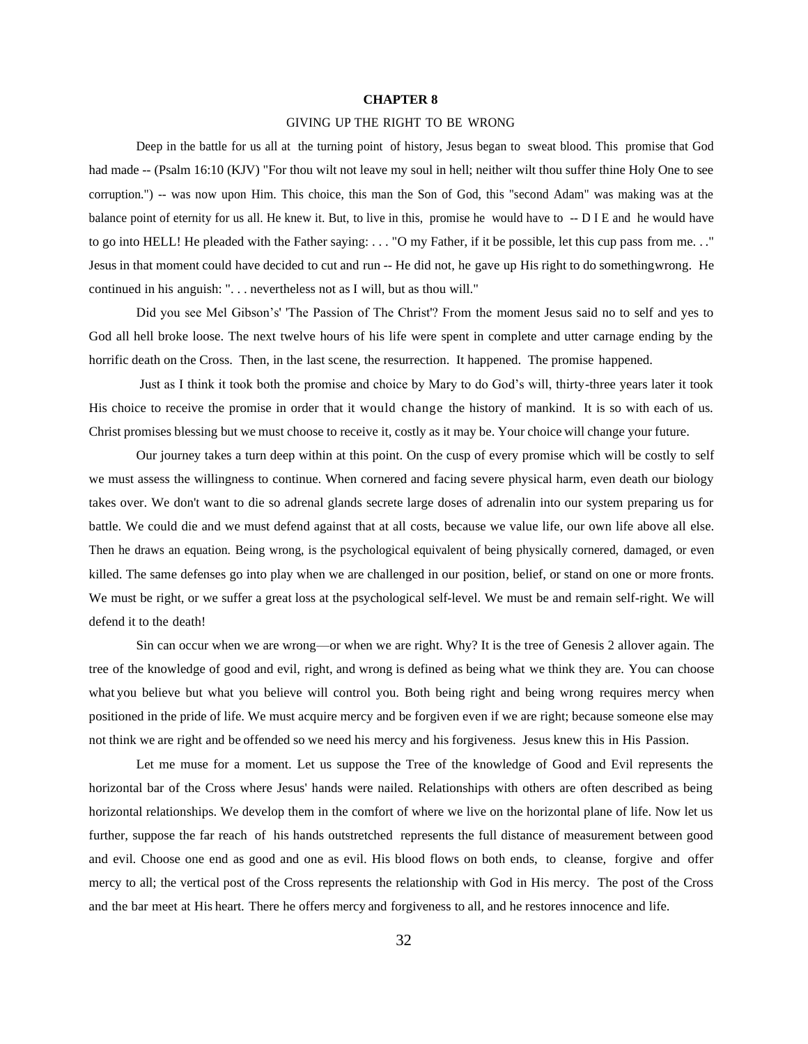# CHAPTER 8

## GIVING UP THE RIGHT TO BE WRONG

Deep in the battle for us all at the turning point of history, Jesus began to sweat blood. This promise that God had made -- (Psalm 16:10 (KJV) "For thou wilt not leave my soul in hell; neither wilt thou suffer thine Holy One to see corruption.") -- was now upon Him. This choice, this man the Son of God, this "second Adam" was making was at the balance point of eternity for us all. He knew it. But, to live in this, promise he would have to -- D I E and he would have to go into HELL! He pleaded with the Father saying: . . . "O my Father, if it be possible, let this cup pass from me. . ." Jesus in that moment could have decided to cut and run -- He did not, he gave up His right to do somethingwrong. He continued in his anguish: ". . . nevertheless not as I will, but as thou will."

Did you see Mel Gibson's' 'The Passion of The Christ'? From the moment Jesus said no to self and yes to God all hell broke loose. The next twelve hours of his life were spent in complete and utter carnage ending by the horrific death on the Cross. Then, in the last scene, the resurrection. It happened. The promise happened.

Just as I think it took both the promise and choice by Mary to do God's will, thirty-three years later it took His choice to receive the promise in order that it would change the history of mankind. It is so with each of us. Christ promises blessing but we must choose to receive it, costly as it may be. Your choice will change your future.

Our journey takes a turn deep within at this point. On the cusp of every promise which will be costly to self we must assess the willingness to continue. When cornered and facing severe physical harm, even death our biology takes over. We don't want to die so adrenal glands secrete large doses of adrenalin into our system preparing us for battle. We could die and we must defend against that at all costs, because we value life, our own life above all else. Then he draws an equation. Being wrong, is the psychological equivalent of being physically cornered, damaged, or even killed. The same defenses go into play when we are challenged in our position, belief, or stand on one or more fronts. We must be right, or we suffer a great loss at the psychological self-level. We must be and remain self-right. We will defend it to the death!

Sin can occur when we are wrong—or when we are right. Why? It is the tree of Genesis 2 allover again. The tree of the knowledge of good and evil, right, and wrong is defined as being what we think they are. You can choose what you believe but what you believe will control you. Both being right and being wrong requires mercy when positioned in the pride of life. We must acquire mercy and be forgiven even if we are right; because someone else may not think we are right and be offended so we need his mercy and his forgiveness. Jesus knew this in His Passion.

Let me muse for a moment. Let us suppose the Tree of the knowledge of Good and Evil represents the horizontal bar of the Cross where Jesus' hands were nailed. Relationships with others are often described as being horizontal relationships. We develop them in the comfort of where we live on the horizontal plane of life. Now let us further, suppose the far reach of his hands outstretched represents the full distance of measurement between good and evil. Choose one end as good and one as evil. His blood flows on both ends, to cleanse, forgive and offer mercy to all; the vertical post of the Cross represents the relationship with God in His mercy. The post of the Cross and the bar meet at His heart. There he offers mercy and forgiveness to all, and he restores innocence and life.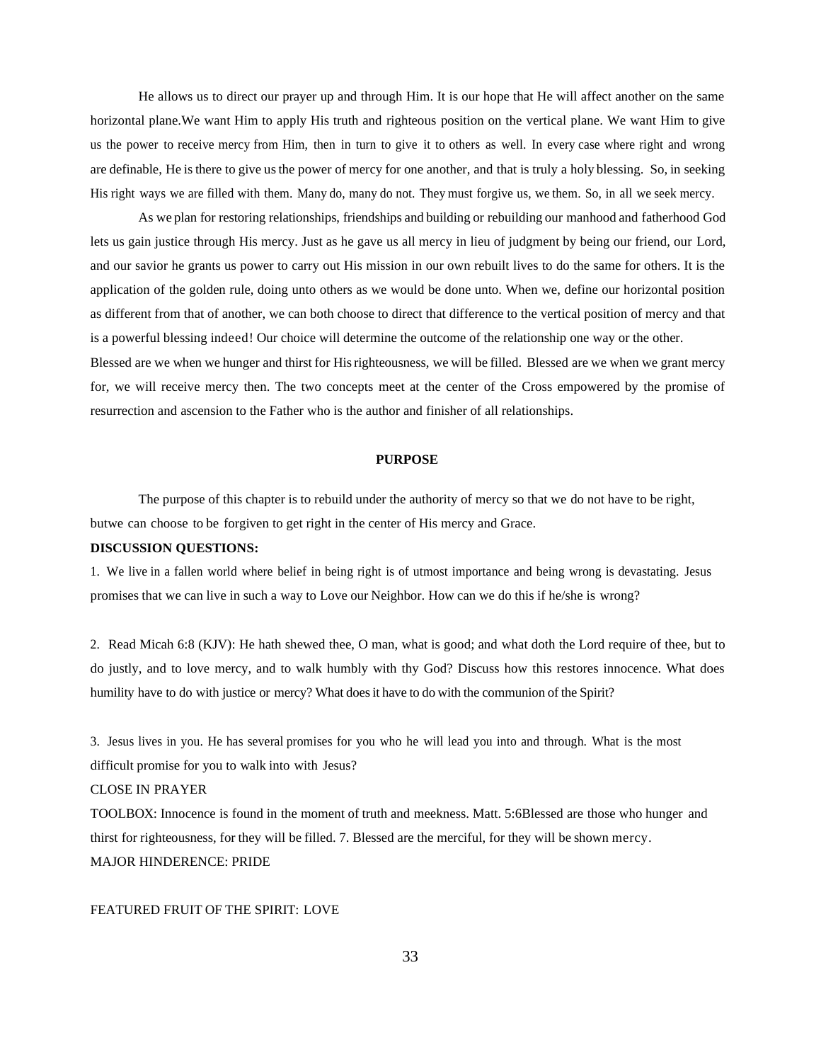He allows us to direct our prayer up and through Him. It is our hope that He will affect another on the same horizontal plane.We want Him to apply His truth and righteous position on the vertical plane. We want Him to give us the power to receive mercy from Him, then in turn to give it to others as well. In every case where right and wrong are definable, He is there to give us the power of mercy for one another, and that is truly a holy blessing. So, in seeking His right ways we are filled with them. Many do, many do not. They must forgive us, we them. So, in all we seek mercy.

As we plan for restoring relationships, friendships and building or rebuilding our manhood and fatherhood God lets us gain justice through His mercy. Just as he gave us all mercy in lieu of judgment by being our friend, our Lord, and our savior he grants us power to carry out His mission in our own rebuilt lives to do the same for others. It is the application of the golden rule, doing unto others as we would be done unto. When we, define our horizontal position as different from that of another, we can both choose to direct that difference to the vertical position of mercy and that is a powerful blessing indeed! Our choice will determine the outcome of the relationship one way or the other.
Blessed are we when we hunger and thirst for His righteousness, we will be filled. Blessed are we when we grant mercy for, we will receive mercy then. The two concepts meet at the center of the Cross empowered by the promise of resurrection and ascension to the Father who is the author and finisher of all relationships.

**PURPOSE**

The purpose of this chapter is to rebuild under the authority of mercy so that we do not have to be right, butwe can choose to be forgiven to get right in the center of His mercy and Grace.

**DISCUSSION QUESTIONS:**

1. We live in a fallen world where belief in being right is of utmost importance and being wrong is devastating. Jesus promises that we can live in such a way to Love our Neighbor. How can we do this if he/she is wrong?

2. Read Micah 6:8 (KJV): He hath shewed thee, O man, what is good; and what doth the Lord require of thee, but to do justly, and to love mercy, and to walk humbly with thy God? Discuss how this restores innocence. What does humility have to do with justice or mercy? What does it have to do with the communion of the Spirit?

3. Jesus lives in you. He has several promises for you who he will lead you into and through. What is the most difficult promise for you to walk into with Jesus?

CLOSE IN PRAYER

TOOLBOX: Innocence is found in the moment of truth and meekness. Matt. 5:6Blessed are those who hunger and thirst for righteousness, for they will be filled. 7. Blessed are the merciful, for they will be shown mercy.

MAJOR HINDERENCE: PRIDE

FEATURED FRUIT OF THE SPIRIT: LOVE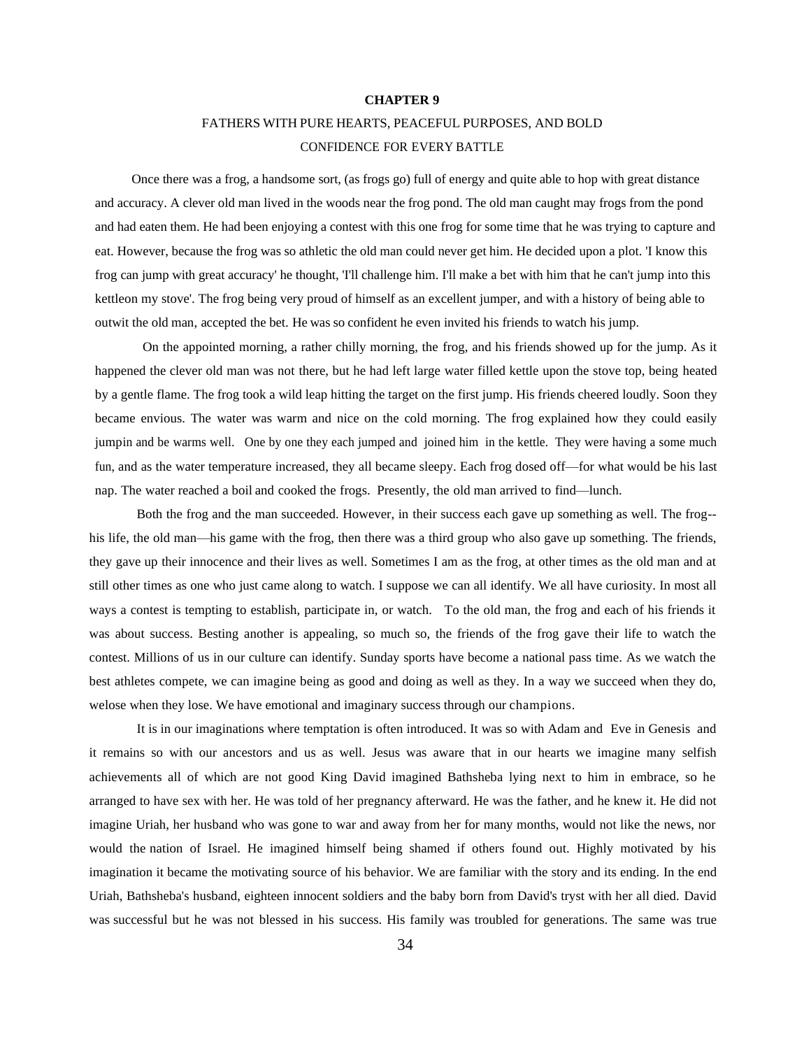# CHAPTER 9

## FATHERS WITH PURE HEARTS, PEACEFUL PURPOSES, AND BOLD CONFIDENCE FOR EVERY BATTLE

Once there was a frog, a handsome sort, (as frogs go) full of energy and quite able to hop with great distance and accuracy. A clever old man lived in the woods near the frog pond. The old man caught may frogs from the pond and had eaten them. He had been enjoying a contest with this one frog for some time that he was trying to capture and eat. However, because the frog was so athletic the old man could never get him. He decided upon a plot. 'I know this frog can jump with great accuracy' he thought, 'I'll challenge him. I'll make a bet with him that he can't jump into this kettleon my stove'. The frog being very proud of himself as an excellent jumper, and with a history of being able to outwit the old man, accepted the bet. He was so confident he even invited his friends to watch his jump.

On the appointed morning, a rather chilly morning, the frog, and his friends showed up for the jump. As it happened the clever old man was not there, but he had left large water filled kettle upon the stove top, being heated by a gentle flame. The frog took a wild leap hitting the target on the first jump. His friends cheered loudly. Soon they became envious. The water was warm and nice on the cold morning. The frog explained how they could easily jumpin and be warms well. One by one they each jumped and joined him in the kettle. They were having a some much fun, and as the water temperature increased, they all became sleepy. Each frog dosed off—for what would be his last nap. The water reached a boil and cooked the frogs. Presently, the old man arrived to find—lunch.

Both the frog and the man succeeded. However, in their success each gave up something as well. The frog--his life, the old man—his game with the frog, then there was a third group who also gave up something. The friends, they gave up their innocence and their lives as well. Sometimes I am as the frog, at other times as the old man and at still other times as one who just came along to watch. I suppose we can all identify. We all have curiosity. In most all ways a contest is tempting to establish, participate in, or watch. To the old man, the frog and each of his friends it was about success. Besting another is appealing, so much so, the friends of the frog gave their life to watch the contest. Millions of us in our culture can identify. Sunday sports have become a national pass time. As we watch the best athletes compete, we can imagine being as good and doing as well as they. In a way we succeed when they do, welose when they lose. We have emotional and imaginary success through our champions.

It is in our imaginations where temptation is often introduced. It was so with Adam and Eve in Genesis and it remains so with our ancestors and us as well. Jesus was aware that in our hearts we imagine many selfish achievements all of which are not good King David imagined Bathsheba lying next to him in embrace, so he arranged to have sex with her. He was told of her pregnancy afterward. He was the father, and he knew it. He did not imagine Uriah, her husband who was gone to war and away from her for many months, would not like the news, nor would the nation of Israel. He imagined himself being shamed if others found out. Highly motivated by his imagination it became the motivating source of his behavior. We are familiar with the story and its ending. In the end Uriah, Bathsheba's husband, eighteen innocent soldiers and the baby born from David's tryst with her all died. David was successful but he was not blessed in his success. His family was troubled for generations. The same was true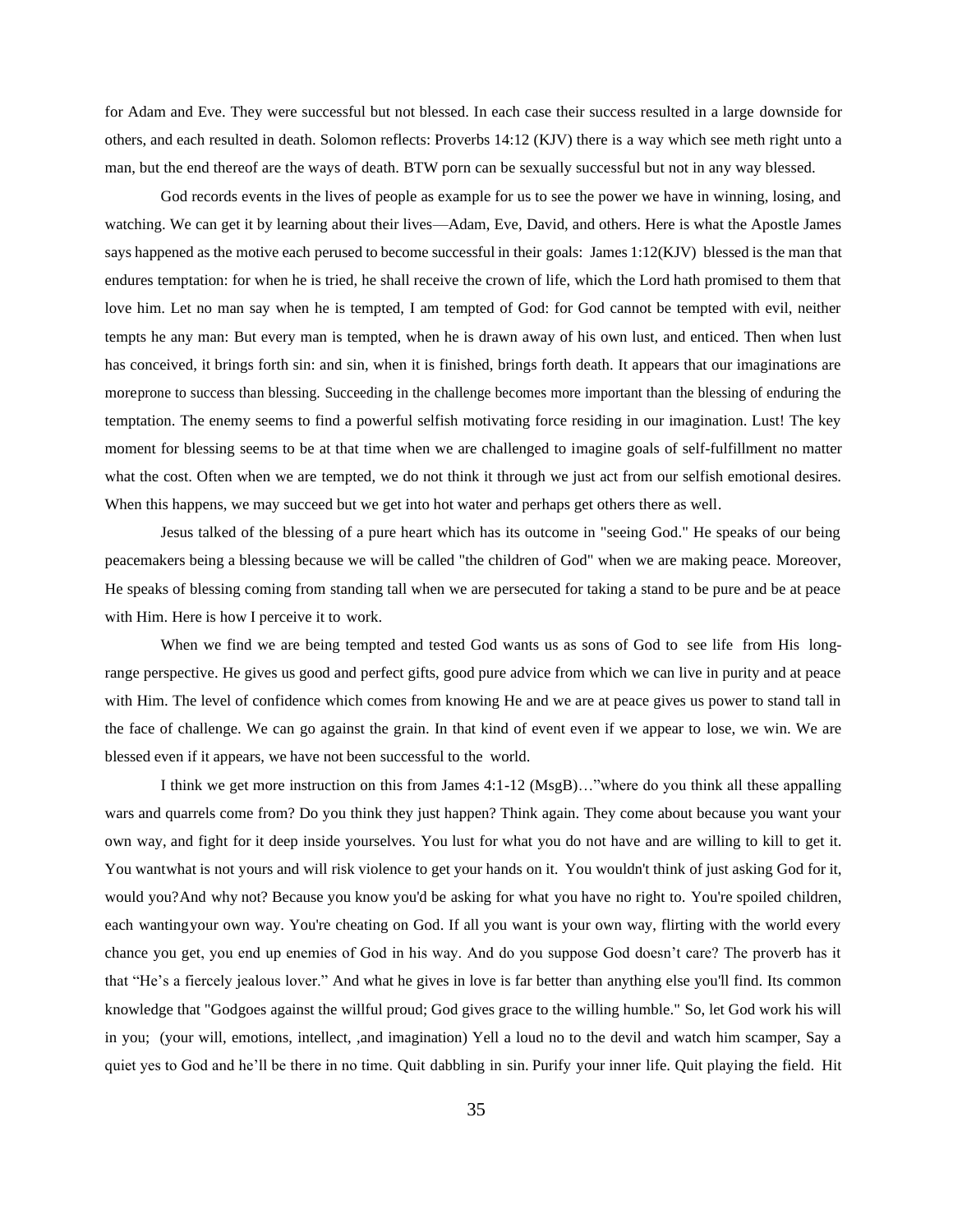for Adam and Eve. They were successful but not blessed. In each case their success resulted in a large downside for others, and each resulted in death. Solomon reflects: Proverbs 14:12 (KJV) there is a way which see meth right unto a man, but the end thereof are the ways of death. BTW porn can be sexually successful but not in any way blessed.

God records events in the lives of people as example for us to see the power we have in winning, losing, and watching. We can get it by learning about their lives—Adam, Eve, David, and others. Here is what the Apostle James says happened as the motive each perused to become successful in their goals: James 1:12(KJV) blessed is the man that endures temptation: for when he is tried, he shall receive the crown of life, which the Lord hath promised to them that love him. Let no man say when he is tempted, I am tempted of God: for God cannot be tempted with evil, neither tempts he any man: But every man is tempted, when he is drawn away of his own lust, and enticed. Then when lust has conceived, it brings forth sin: and sin, when it is finished, brings forth death. It appears that our imaginations are moreprone to success than blessing. Succeeding in the challenge becomes more important than the blessing of enduring the temptation. The enemy seems to find a powerful selfish motivating force residing in our imagination. Lust! The key moment for blessing seems to be at that time when we are challenged to imagine goals of self-fulfillment no matter what the cost. Often when we are tempted, we do not think it through we just act from our selfish emotional desires. When this happens, we may succeed but we get into hot water and perhaps get others there as well.

Jesus talked of the blessing of a pure heart which has its outcome in "seeing God." He speaks of our being peacemakers being a blessing because we will be called "the children of God" when we are making peace. Moreover, He speaks of blessing coming from standing tall when we are persecuted for taking a stand to be pure and be at peace with Him. Here is how I perceive it to work.

When we find we are being tempted and tested God wants us as sons of God to see life from His long-range perspective. He gives us good and perfect gifts, good pure advice from which we can live in purity and at peace with Him. The level of confidence which comes from knowing He and we are at peace gives us power to stand tall in the face of challenge. We can go against the grain. In that kind of event even if we appear to lose, we win. We are blessed even if it appears, we have not been successful to the world.

I think we get more instruction on this from James 4:1-12 (MsgB)…"where do you think all these appalling wars and quarrels come from? Do you think they just happen? Think again. They come about because you want your own way, and fight for it deep inside yourselves. You lust for what you do not have and are willing to kill to get it. You wantwhat is not yours and will risk violence to get your hands on it. You wouldn't think of just asking God for it, would you?And why not? Because you know you'd be asking for what you have no right to. You're spoiled children, each wantingyour own way. You're cheating on God. If all you want is your own way, flirting with the world every chance you get, you end up enemies of God in his way. And do you suppose God doesn't care? The proverb has it that "He's a fiercely jealous lover." And what he gives in love is far better than anything else you'll find. Its common knowledge that "Godgoes against the willful proud; God gives grace to the willing humble." So, let God work his will in you; (your will, emotions, intellect, ,and imagination) Yell a loud no to the devil and watch him scamper, Say a quiet yes to God and he'll be there in no time. Quit dabbling in sin. Purify your inner life. Quit playing the field. Hit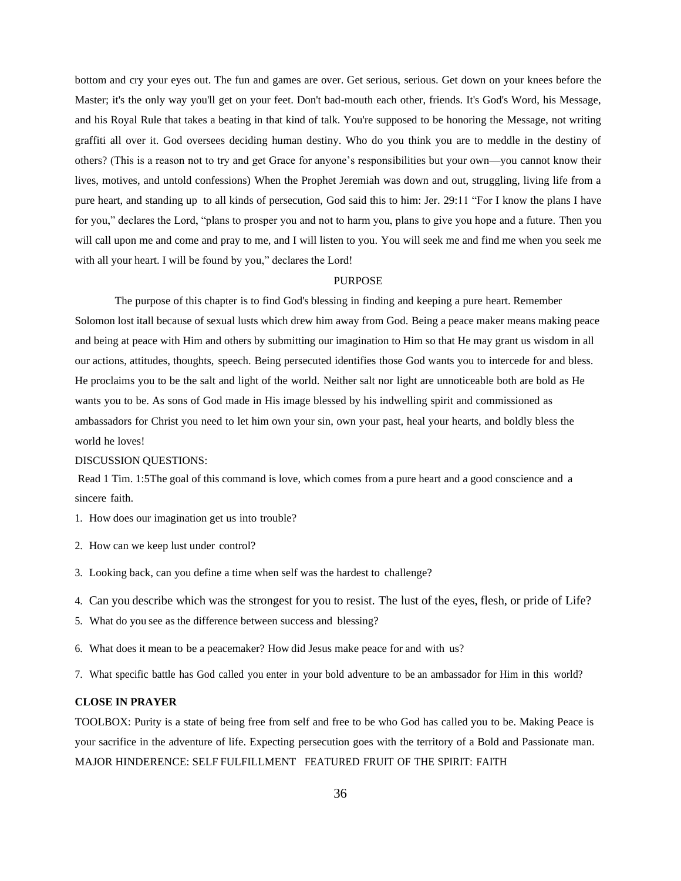bottom and cry your eyes out. The fun and games are over. Get serious, serious. Get down on your knees before the Master; it's the only way you'll get on your feet. Don't bad-mouth each other, friends. It's God's Word, his Message, and his Royal Rule that takes a beating in that kind of talk. You're supposed to be honoring the Message, not writing graffiti all over it. God oversees deciding human destiny. Who do you think you are to meddle in the destiny of others? (This is a reason not to try and get Grace for anyone's responsibilities but your own—you cannot know their lives, motives, and untold confessions) When the Prophet Jeremiah was down and out, struggling, living life from a pure heart, and standing up to all kinds of persecution, God said this to him: Jer. 29:11 "For I know the plans I have for you," declares the Lord, "plans to prosper you and not to harm you, plans to give you hope and a future. Then you will call upon me and come and pray to me, and I will listen to you. You will seek me and find me when you seek me with all your heart. I will be found by you," declares the Lord!

## PURPOSE

The purpose of this chapter is to find God's blessing in finding and keeping a pure heart. Remember Solomon lost itall because of sexual lusts which drew him away from God. Being a peace maker means making peace and being at peace with Him and others by submitting our imagination to Him so that He may grant us wisdom in all our actions, attitudes, thoughts, speech. Being persecuted identifies those God wants you to intercede for and bless. He proclaims you to be the salt and light of the world. Neither salt nor light are unnoticeable both are bold as He wants you to be. As sons of God made in His image blessed by his indwelling spirit and commissioned as ambassadors for Christ you need to let him own your sin, own your past, heal your hearts, and boldly bless the world he loves!

DISCUSSION QUESTIONS:

Read 1 Tim. 1:5The goal of this command is love, which comes from a pure heart and a good conscience and a sincere faith.

1. How does our imagination get us into trouble?
2. How can we keep lust under control?
3. Looking back, can you define a time when self was the hardest to challenge?
4. Can you describe which was the strongest for you to resist. The lust of the eyes, flesh, or pride of Life?
5. What do you see as the difference between success and blessing?
6. What does it mean to be a peacemaker? How did Jesus make peace for and with us?
7. What specific battle has God called you enter in your bold adventure to be an ambassador for Him in this world?

**CLOSE IN PRAYER**

TOOLBOX: Purity is a state of being free from self and free to be who God has called you to be. Making Peace is your sacrifice in the adventure of life. Expecting persecution goes with the territory of a Bold and Passionate man.

MAJOR HINDERENCE: SELF FULFILLMENT FEATURED FRUIT OF THE SPIRIT: FAITH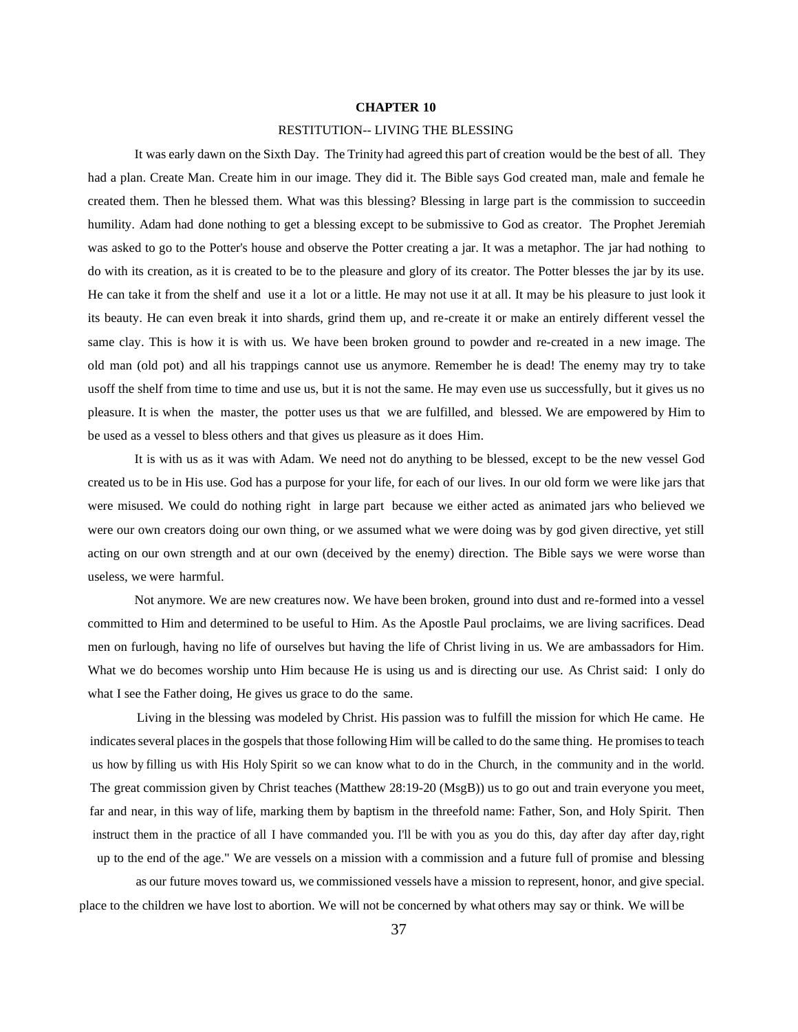# CHAPTER 10

## RESTITUTION-- LIVING THE BLESSING

It was early dawn on the Sixth Day. The Trinity had agreed this part of creation would be the best of all. They had a plan. Create Man. Create him in our image. They did it. The Bible says God created man, male and female he created them. Then he blessed them. What was this blessing? Blessing in large part is the commission to succeedin humility. Adam had done nothing to get a blessing except to be submissive to God as creator. The Prophet Jeremiah was asked to go to the Potter's house and observe the Potter creating a jar. It was a metaphor. The jar had nothing to do with its creation, as it is created to be to the pleasure and glory of its creator. The Potter blesses the jar by its use. He can take it from the shelf and use it a lot or a little. He may not use it at all. It may be his pleasure to just look it its beauty. He can even break it into shards, grind them up, and re-create it or make an entirely different vessel the same clay. This is how it is with us. We have been broken ground to powder and re-created in a new image. The old man (old pot) and all his trappings cannot use us anymore. Remember he is dead! The enemy may try to take usoff the shelf from time to time and use us, but it is not the same. He may even use us successfully, but it gives us no pleasure. It is when the master, the potter uses us that we are fulfilled, and blessed. We are empowered by Him to be used as a vessel to bless others and that gives us pleasure as it does Him.

It is with us as it was with Adam. We need not do anything to be blessed, except to be the new vessel God created us to be in His use. God has a purpose for your life, for each of our lives. In our old form we were like jars that were misused. We could do nothing right in large part because we either acted as animated jars who believed we were our own creators doing our own thing, or we assumed what we were doing was by god given directive, yet still acting on our own strength and at our own (deceived by the enemy) direction. The Bible says we were worse than useless, we were harmful.

Not anymore. We are new creatures now. We have been broken, ground into dust and re-formed into a vessel committed to Him and determined to be useful to Him. As the Apostle Paul proclaims, we are living sacrifices. Dead men on furlough, having no life of ourselves but having the life of Christ living in us. We are ambassadors for Him. What we do becomes worship unto Him because He is using us and is directing our use. As Christ said: I only do what I see the Father doing, He gives us grace to do the same.

Living in the blessing was modeled by Christ. His passion was to fulfill the mission for which He came. He indicates several places in the gospels that those following Him will be called to do the same thing. He promises to teach us how by filling us with His Holy Spirit so we can know what to do in the Church, in the community and in the world. The great commission given by Christ teaches (Matthew 28:19-20 (MsgB)) us to go out and train everyone you meet, far and near, in this way of life, marking them by baptism in the threefold name: Father, Son, and Holy Spirit. Then instruct them in the practice of all I have commanded you. I'll be with you as you do this, day after day after day, right up to the end of the age." We are vessels on a mission with a commission and a future full of promise and blessing

as our future moves toward us, we commissioned vessels have a mission to represent, honor, and give special. place to the children we have lost to abortion. We will not be concerned by what others may say or think. We will be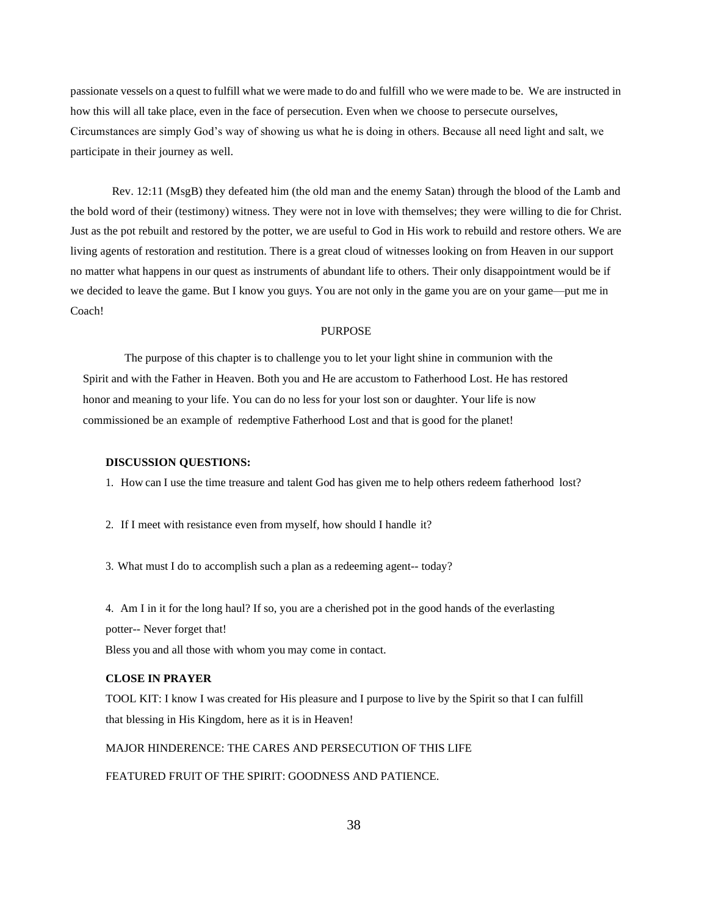passionate vessels on a quest to fulfill what we were made to do and fulfill who we were made to be. We are instructed in how this will all take place, even in the face of persecution. Even when we choose to persecute ourselves, Circumstances are simply God's way of showing us what he is doing in others. Because all need light and salt, we participate in their journey as well.

Rev. 12:11 (MsgB) they defeated him (the old man and the enemy Satan) through the blood of the Lamb and the bold word of their (testimony) witness. They were not in love with themselves; they were willing to die for Christ. Just as the pot rebuilt and restored by the potter, we are useful to God in His work to rebuild and restore others. We are living agents of restoration and restitution. There is a great cloud of witnesses looking on from Heaven in our support no matter what happens in our quest as instruments of abundant life to others. Their only disappointment would be if we decided to leave the game. But I know you guys. You are not only in the game you are on your game—put me in Coach!

## PURPOSE

The purpose of this chapter is to challenge you to let your light shine in communion with the Spirit and with the Father in Heaven. Both you and He are accustom to Fatherhood Lost. He has restored honor and meaning to your life. You can do no less for your lost son or daughter. Your life is now commissioned be an example of redemptive Fatherhood Lost and that is good for the planet!

**DISCUSSION QUESTIONS:**

1. How can I use the time treasure and talent God has given me to help others redeem fatherhood lost?

2. If I meet with resistance even from myself, how should I handle it?

3. What must I do to accomplish such a plan as a redeeming agent-- today?

4. Am I in it for the long haul? If so, you are a cherished pot in the good hands of the everlasting potter-- Never forget that!

Bless you and all those with whom you may come in contact.

**CLOSE IN PRAYER**

TOOL KIT: I know I was created for His pleasure and I purpose to live by the Spirit so that I can fulfill that blessing in His Kingdom, here as it is in Heaven!

MAJOR HINDERENCE: THE CARES AND PERSECUTION OF THIS LIFE

FEATURED FRUIT OF THE SPIRIT: GOODNESS AND PATIENCE.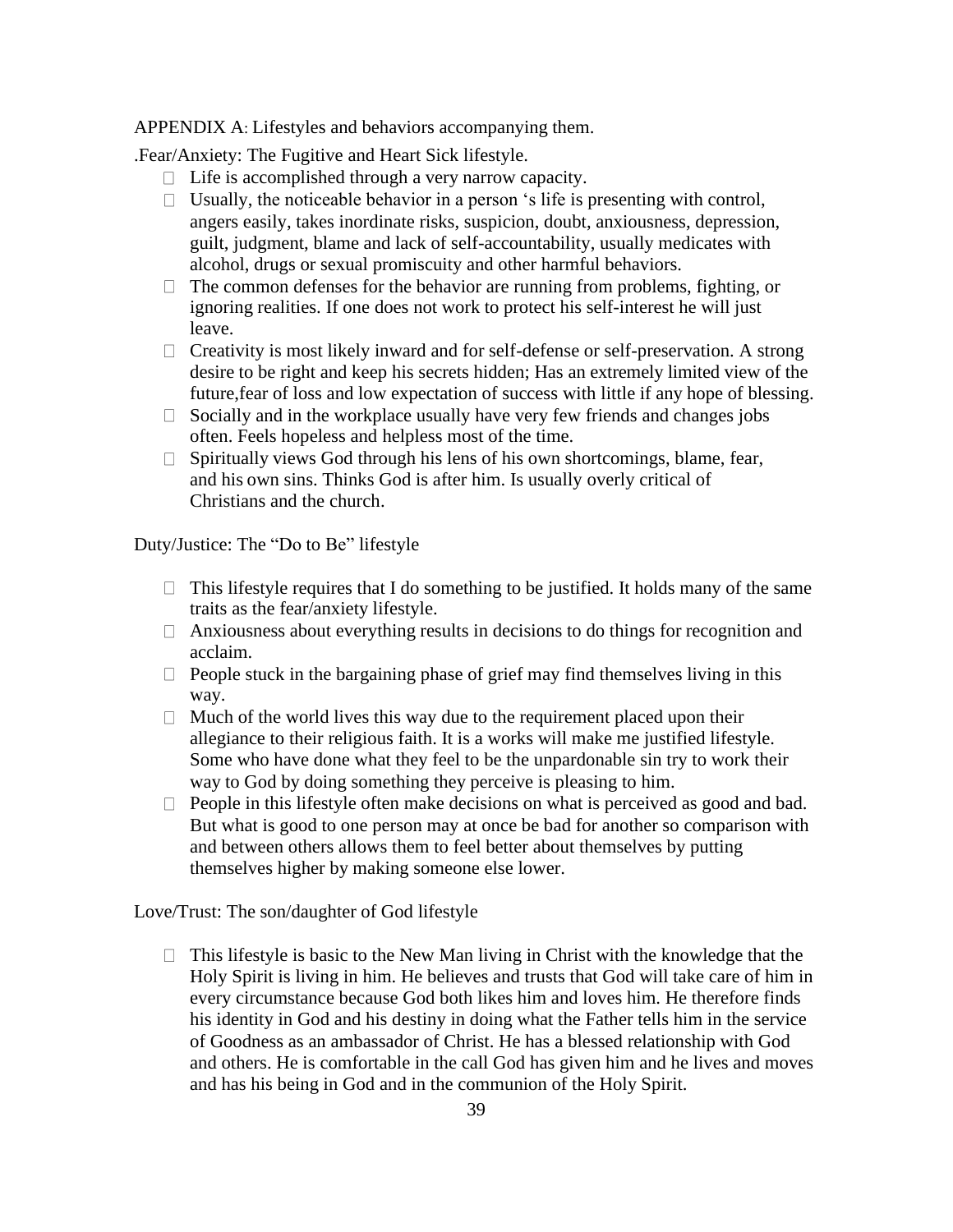APPENDIX A: Lifestyles and behaviors accompanying them.

.Fear/Anxiety: The Fugitive and Heart Sick lifestyle.

- Life is accomplished through a very narrow capacity.
- Usually, the noticeable behavior in a person 's life is presenting with control, angers easily, takes inordinate risks, suspicion, doubt, anxiousness, depression, guilt, judgment, blame and lack of self-accountability, usually medicates with alcohol, drugs or sexual promiscuity and other harmful behaviors.
- The common defenses for the behavior are running from problems, fighting, or ignoring realities. If one does not work to protect his self-interest he will just leave.
- Creativity is most likely inward and for self-defense or self-preservation. A strong desire to be right and keep his secrets hidden; Has an extremely limited view of the future,fear of loss and low expectation of success with little if any hope of blessing.
- Socially and in the workplace usually have very few friends and changes jobs often. Feels hopeless and helpless most of the time.
- Spiritually views God through his lens of his own shortcomings, blame, fear, and his own sins. Thinks God is after him. Is usually overly critical of Christians and the church.

Duty/Justice: The "Do to Be" lifestyle

- This lifestyle requires that I do something to be justified. It holds many of the same traits as the fear/anxiety lifestyle.
- Anxiousness about everything results in decisions to do things for recognition and acclaim.
- People stuck in the bargaining phase of grief may find themselves living in this way.
- Much of the world lives this way due to the requirement placed upon their allegiance to their religious faith. It is a works will make me justified lifestyle. Some who have done what they feel to be the unpardonable sin try to work their way to God by doing something they perceive is pleasing to him.
- People in this lifestyle often make decisions on what is perceived as good and bad. But what is good to one person may at once be bad for another so comparison with and between others allows them to feel better about themselves by putting themselves higher by making someone else lower.

Love/Trust: The son/daughter of God lifestyle

- This lifestyle is basic to the New Man living in Christ with the knowledge that the Holy Spirit is living in him. He believes and trusts that God will take care of him in every circumstance because God both likes him and loves him. He therefore finds his identity in God and his destiny in doing what the Father tells him in the service of Goodness as an ambassador of Christ. He has a blessed relationship with God and others. He is comfortable in the call God has given him and he lives and moves and has his being in God and in the communion of the Holy Spirit.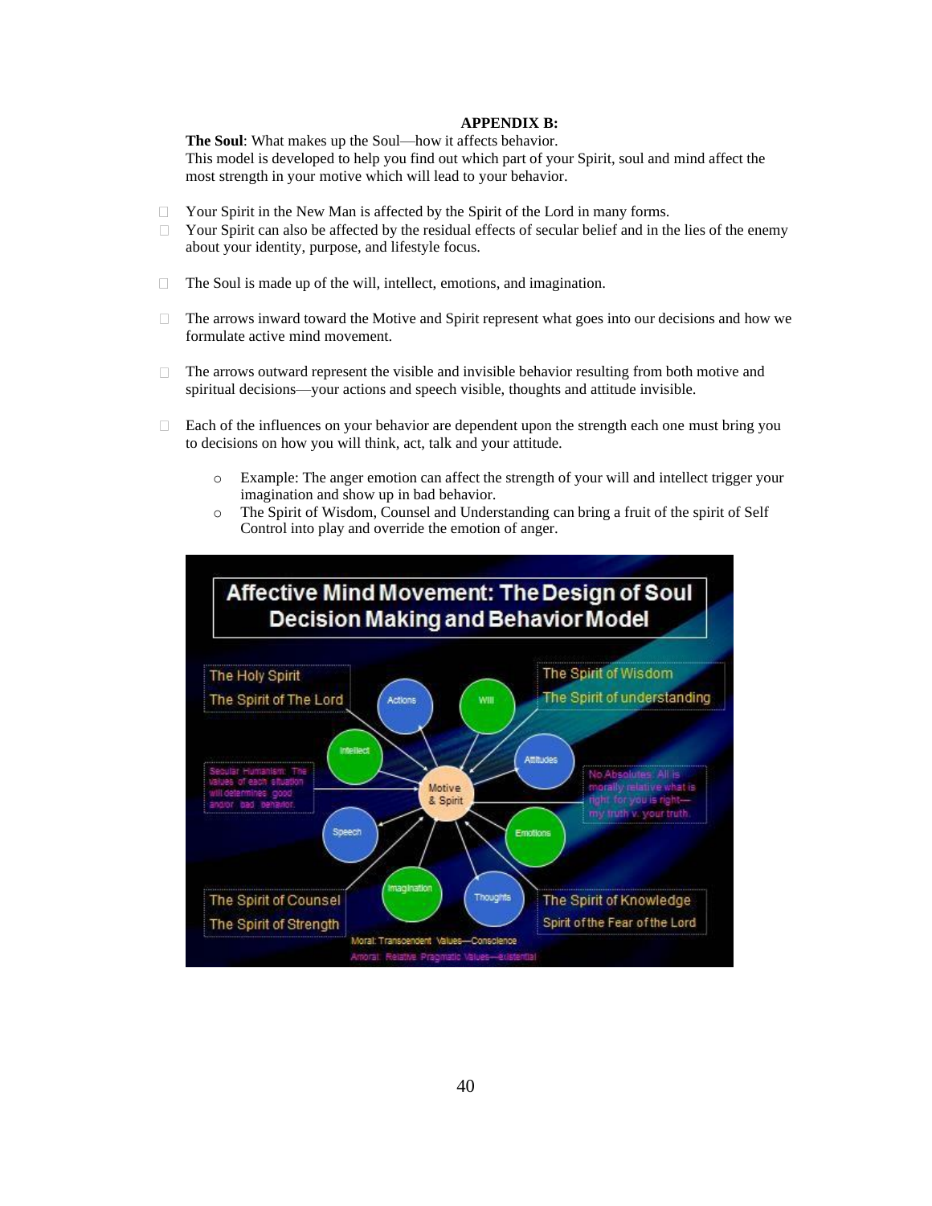**APPENDIX B:**

**The Soul**: What makes up the Soul—how it affects behavior.
This model is developed to help you find out which part of your Spirit, soul and mind affect the most strength in your motive which will lead to your behavior.

- Your Spirit in the New Man is affected by the Spirit of the Lord in many forms.
- Your Spirit can also be affected by the residual effects of secular belief and in the lies of the enemy about your identity, purpose, and lifestyle focus.
- The Soul is made up of the will, intellect, emotions, and imagination.
- The arrows inward toward the Motive and Spirit represent what goes into our decisions and how we formulate active mind movement.
- The arrows outward represent the visible and invisible behavior resulting from both motive and spiritual decisions—your actions and speech visible, thoughts and attitude invisible.
- Each of the influences on your behavior are dependent upon the strength each one must bring you to decisions on how you will think, act, talk and your attitude.
    - Example: The anger emotion can affect the strength of your will and intellect trigger your imagination and show up in bad behavior.
    - The Spirit of Wisdom, Counsel and Understanding can bring a fruit of the spirit of Self Control into play and override the emotion of anger.

**Affective Mind Movement: The Design of Soul Decision Making and Behavior Model**

The Holy Spirit
The Spirit of The Lord

The Spirit of Wisdom
The Spirit of understanding

Secular Humanism: The values of each situation will determines good and/or bad behavior.

No Absolutes: All is morally relative what is right for you is right—my truth v. your truth.

The Spirit of Counsel
The Spirit of Strength

The Spirit of Knowledge
Spirit of the Fear of the Lord

Motive & Spirit

Actions, Will, Intellect, Attitudes, Speech, Emotions, Imagination, Thoughts

Moral: Transcendent Values—Conscience
Amoral: Relative Pragmatic Values—existential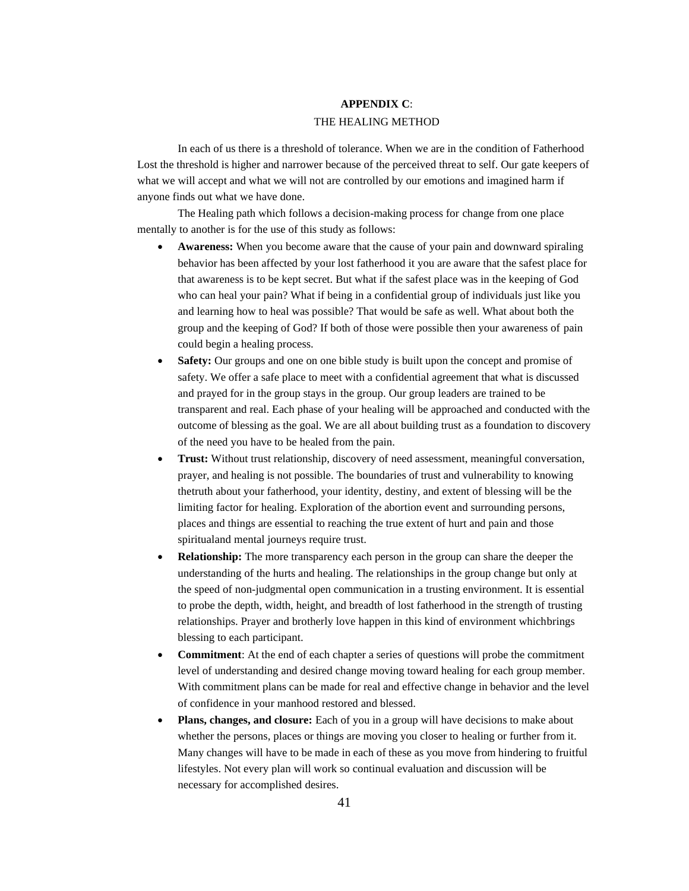## APPENDIX C:

## THE HEALING METHOD

In each of us there is a threshold of tolerance. When we are in the condition of Fatherhood Lost the threshold is higher and narrower because of the perceived threat to self. Our gate keepers of what we will accept and what we will not are controlled by our emotions and imagined harm if anyone finds out what we have done.

The Healing path which follows a decision-making process for change from one place mentally to another is for the use of this study as follows:

- **Awareness:** When you become aware that the cause of your pain and downward spiraling behavior has been affected by your lost fatherhood it you are aware that the safest place for that awareness is to be kept secret. But what if the safest place was in the keeping of God who can heal your pain? What if being in a confidential group of individuals just like you and learning how to heal was possible? That would be safe as well. What about both the group and the keeping of God? If both of those were possible then your awareness of pain could begin a healing process.
- **Safety:** Our groups and one on one bible study is built upon the concept and promise of safety. We offer a safe place to meet with a confidential agreement that what is discussed and prayed for in the group stays in the group. Our group leaders are trained to be transparent and real. Each phase of your healing will be approached and conducted with the outcome of blessing as the goal. We are all about building trust as a foundation to discovery of the need you have to be healed from the pain.
- **Trust:** Without trust relationship, discovery of need assessment, meaningful conversation, prayer, and healing is not possible. The boundaries of trust and vulnerability to knowing thetruth about your fatherhood, your identity, destiny, and extent of blessing will be the limiting factor for healing. Exploration of the abortion event and surrounding persons, places and things are essential to reaching the true extent of hurt and pain and those spiritualand mental journeys require trust.
- **Relationship:** The more transparency each person in the group can share the deeper the understanding of the hurts and healing. The relationships in the group change but only at the speed of non-judgmental open communication in a trusting environment. It is essential to probe the depth, width, height, and breadth of lost fatherhood in the strength of trusting relationships. Prayer and brotherly love happen in this kind of environment whichbrings blessing to each participant.
- **Commitment**: At the end of each chapter a series of questions will probe the commitment level of understanding and desired change moving toward healing for each group member. With commitment plans can be made for real and effective change in behavior and the level of confidence in your manhood restored and blessed.
- **Plans, changes, and closure:** Each of you in a group will have decisions to make about whether the persons, places or things are moving you closer to healing or further from it. Many changes will have to be made in each of these as you move from hindering to fruitful lifestyles. Not every plan will work so continual evaluation and discussion will be necessary for accomplished desires.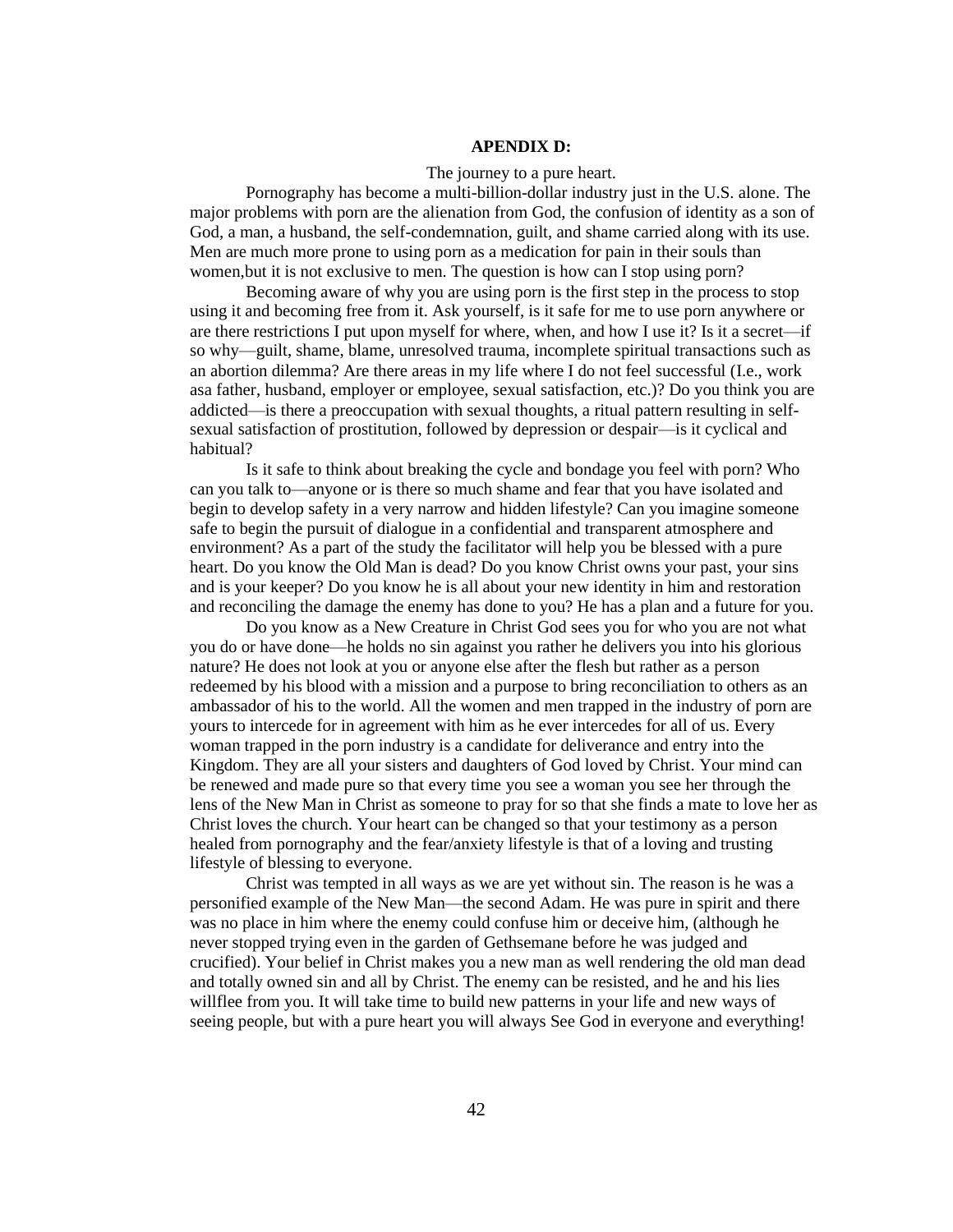**APENDIX D:**

The journey to a pure heart.

Pornography has become a multi-billion-dollar industry just in the U.S. alone. The major problems with porn are the alienation from God, the confusion of identity as a son of God, a man, a husband, the self-condemnation, guilt, and shame carried along with its use. Men are much more prone to using porn as a medication for pain in their souls than women,but it is not exclusive to men. The question is how can I stop using porn?

Becoming aware of why you are using porn is the first step in the process to stop using it and becoming free from it. Ask yourself, is it safe for me to use porn anywhere or are there restrictions I put upon myself for where, when, and how I use it? Is it a secret—if so why—guilt, shame, blame, unresolved trauma, incomplete spiritual transactions such as an abortion dilemma? Are there areas in my life where I do not feel successful (I.e., work asa father, husband, employer or employee, sexual satisfaction, etc.)? Do you think you are addicted—is there a preoccupation with sexual thoughts, a ritual pattern resulting in self-sexual satisfaction of prostitution, followed by depression or despair—is it cyclical and habitual?

Is it safe to think about breaking the cycle and bondage you feel with porn? Who can you talk to—anyone or is there so much shame and fear that you have isolated and begin to develop safety in a very narrow and hidden lifestyle? Can you imagine someone safe to begin the pursuit of dialogue in a confidential and transparent atmosphere and environment? As a part of the study the facilitator will help you be blessed with a pure heart. Do you know the Old Man is dead? Do you know Christ owns your past, your sins and is your keeper? Do you know he is all about your new identity in him and restoration and reconciling the damage the enemy has done to you? He has a plan and a future for you.

Do you know as a New Creature in Christ God sees you for who you are not what you do or have done—he holds no sin against you rather he delivers you into his glorious nature? He does not look at you or anyone else after the flesh but rather as a person redeemed by his blood with a mission and a purpose to bring reconciliation to others as an ambassador of his to the world. All the women and men trapped in the industry of porn are yours to intercede for in agreement with him as he ever intercedes for all of us. Every woman trapped in the porn industry is a candidate for deliverance and entry into the Kingdom. They are all your sisters and daughters of God loved by Christ. Your mind can be renewed and made pure so that every time you see a woman you see her through the lens of the New Man in Christ as someone to pray for so that she finds a mate to love her as Christ loves the church. Your heart can be changed so that your testimony as a person healed from pornography and the fear/anxiety lifestyle is that of a loving and trusting lifestyle of blessing to everyone.

Christ was tempted in all ways as we are yet without sin. The reason is he was a personified example of the New Man—the second Adam. He was pure in spirit and there was no place in him where the enemy could confuse him or deceive him, (although he never stopped trying even in the garden of Gethsemane before he was judged and crucified). Your belief in Christ makes you a new man as well rendering the old man dead and totally owned sin and all by Christ. The enemy can be resisted, and he and his lies willflee from you. It will take time to build new patterns in your life and new ways of seeing people, but with a pure heart you will always See God in everyone and everything!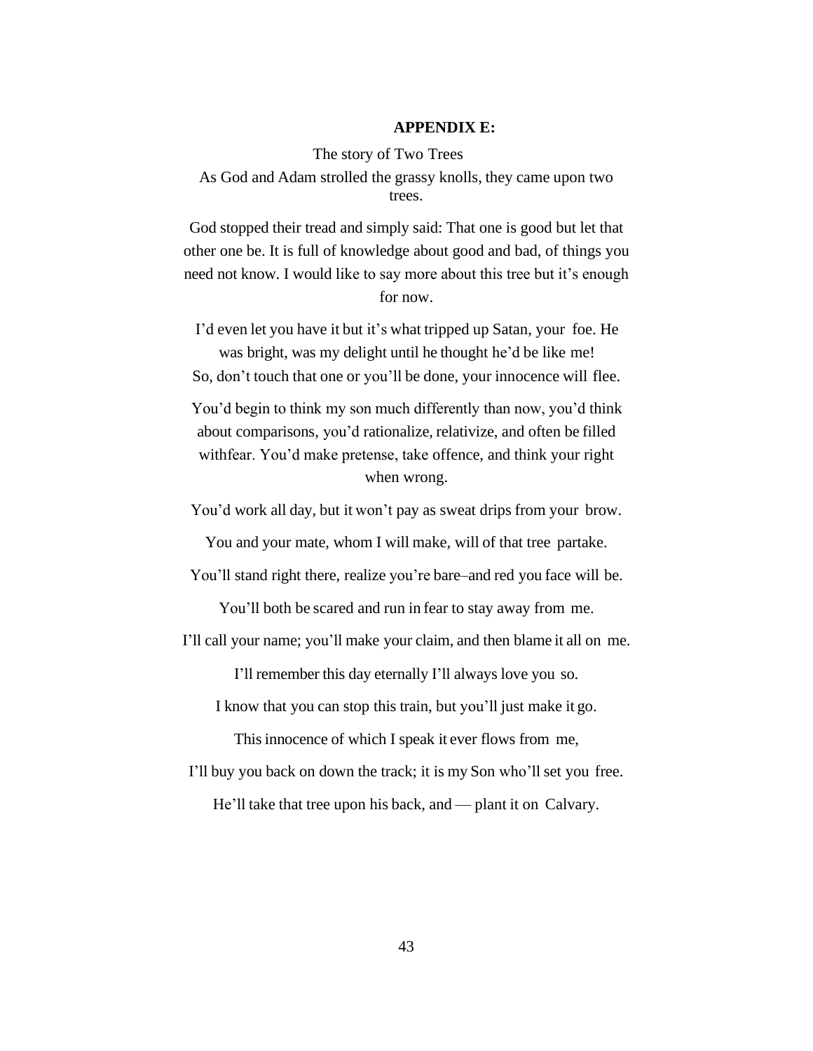**APPENDIX E:**

The story of Two Trees

As God and Adam strolled the grassy knolls, they came upon two trees.

God stopped their tread and simply said: That one is good but let that other one be. It is full of knowledge about good and bad, of things you need not know. I would like to say more about this tree but it's enough for now.

I'd even let you have it but it's what tripped up Satan, your foe. He was bright, was my delight until he thought he'd be like me!
So, don't touch that one or you'll be done, your innocence will flee.

You'd begin to think my son much differently than now, you'd think about comparisons, you'd rationalize, relativize, and often be filled withfear. You'd make pretense, take offence, and think your right when wrong.

You'd work all day, but it won't pay as sweat drips from your brow.

You and your mate, whom I will make, will of that tree partake.

You'll stand right there, realize you're bare–and red you face will be.

You'll both be scared and run in fear to stay away from me.

I'll call your name; you'll make your claim, and then blame it all on me.

I'll remember this day eternally I'll always love you so.

I know that you can stop this train, but you'll just make it go.

This innocence of which I speak it ever flows from me,

I'll buy you back on down the track; it is my Son who'll set you free.

He'll take that tree upon his back, and — plant it on Calvary.